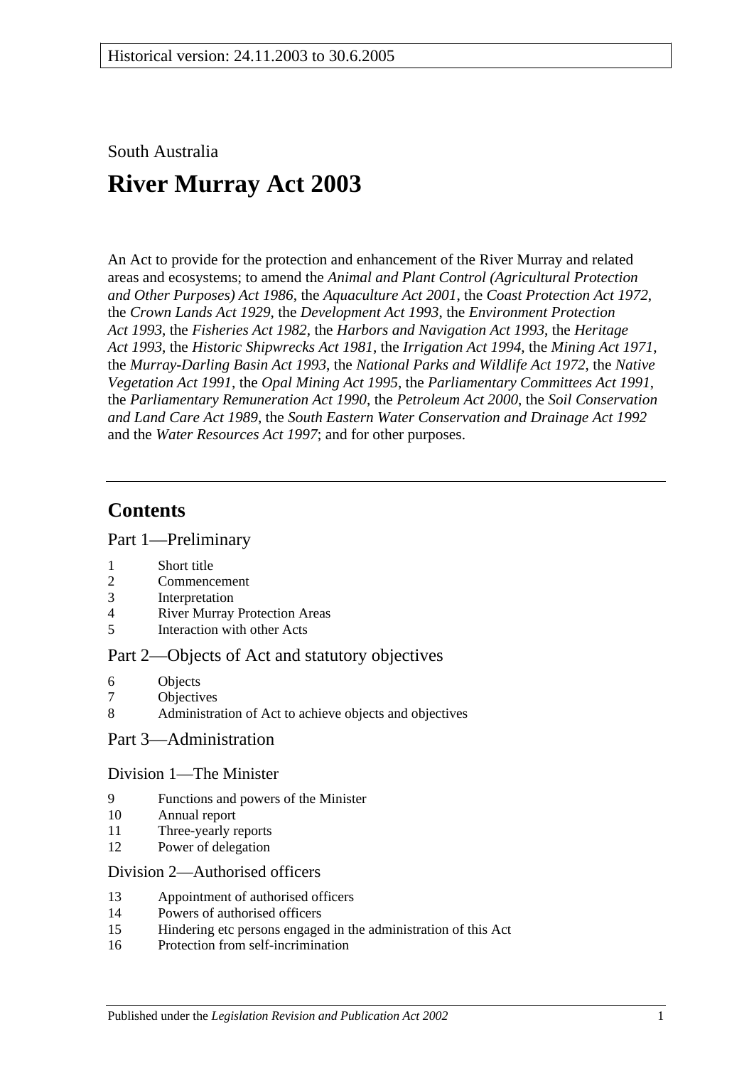Historical version: 24.11.2003 to 30.6.2005

South Australia

# River Murray Act 2003

An Act to provide for the protection and enhancement of the River Murray and related areas and ecosystems; to amend the *Animal and Plant Control (Agricultural Protection and Other Purposes) Act 1986*, the *Aquaculture Act 2001*, the *Coast Protection Act 1972*, the *Crown Lands Act 1929*, the *Development Act 1993*, the *Environment Protection Act 1993*, the *Fisheries Act 1982*, the *Harbors and Navigation Act 1993*, the *Heritage Act 1993*, the *Historic Shipwrecks Act 1981*, the *Irrigation Act 1994*, the *Mining Act 1971*, the *Murray-Darling Basin Act 1993*, the *National Parks and Wildlife Act 1972*, the *Native Vegetation Act 1991*, the *Opal Mining Act 1995*, the *Parliamentary Committees Act 1991*, the *Parliamentary Remuneration Act 1990*, the *Petroleum Act 2000*, the *Soil Conservation and Land Care Act 1989*, the *South Eastern Water Conservation and Drainage Act 1992* and the *Water Resources Act 1997*; and for other purposes.

## Contents

### Part 1—Preliminary

1 Short title
2 Commencement
3 Interpretation
4 River Murray Protection Areas
5 Interaction with other Acts

### Part 2—Objects of Act and statutory objectives

6 Objects
7 Objectives
8 Administration of Act to achieve objects and objectives

### Part 3—Administration

#### Division 1—The Minister

9 Functions and powers of the Minister
10 Annual report
11 Three-yearly reports
12 Power of delegation

#### Division 2—Authorised officers

13 Appointment of authorised officers
14 Powers of authorised officers
15 Hindering etc persons engaged in the administration of this Act
16 Protection from self-incrimination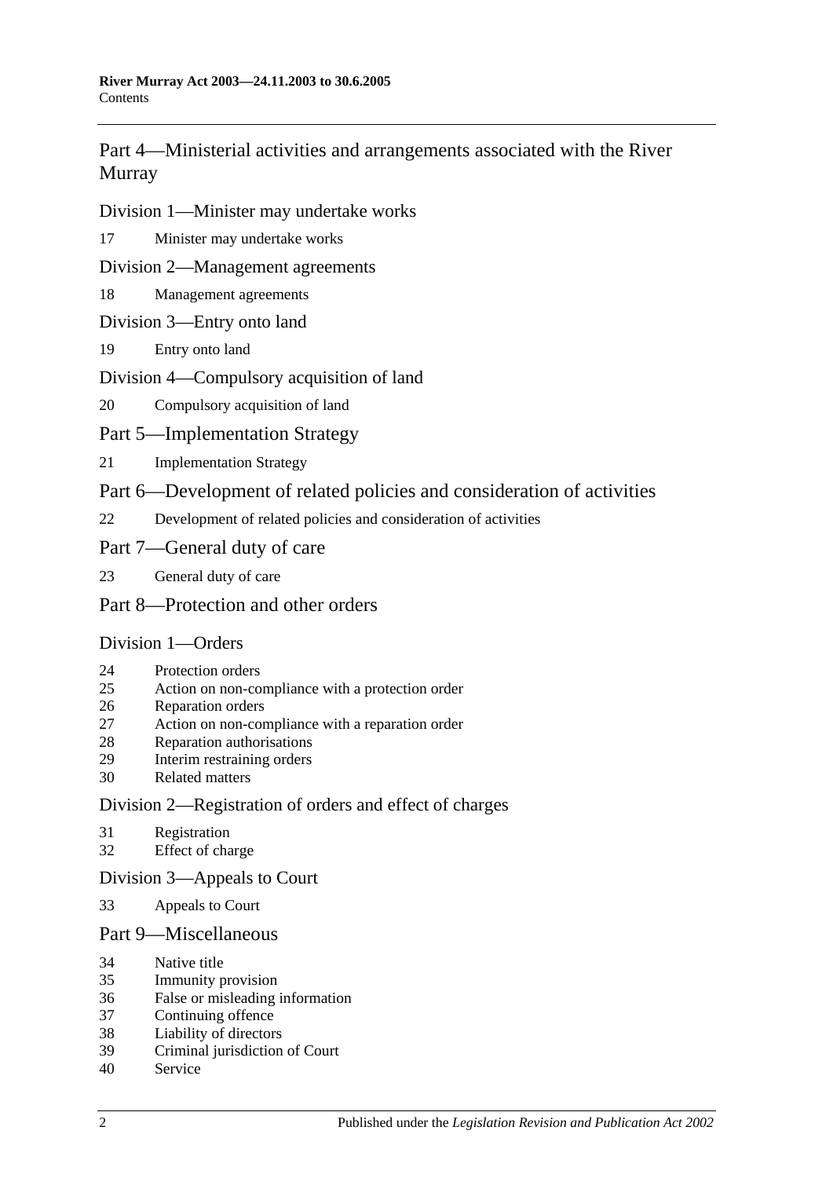## Part 4—Ministerial activities and arrangements associated with the River Murray

### Division 1—Minister may undertake works

17 Minister may undertake works

### Division 2—Management agreements

18 Management agreements

### Division 3—Entry onto land

19 Entry onto land

### Division 4—Compulsory acquisition of land

20 Compulsory acquisition of land

## Part 5—Implementation Strategy

21 Implementation Strategy

## Part 6—Development of related policies and consideration of activities

22 Development of related policies and consideration of activities

## Part 7—General duty of care

23 General duty of care

## Part 8—Protection and other orders

### Division 1—Orders

24 Protection orders
25 Action on non-compliance with a protection order
26 Reparation orders
27 Action on non-compliance with a reparation order
28 Reparation authorisations
29 Interim restraining orders
30 Related matters

### Division 2—Registration of orders and effect of charges

31 Registration
32 Effect of charge

### Division 3—Appeals to Court

33 Appeals to Court

## Part 9—Miscellaneous

34 Native title
35 Immunity provision
36 False or misleading information
37 Continuing offence
38 Liability of directors
39 Criminal jurisdiction of Court
40 Service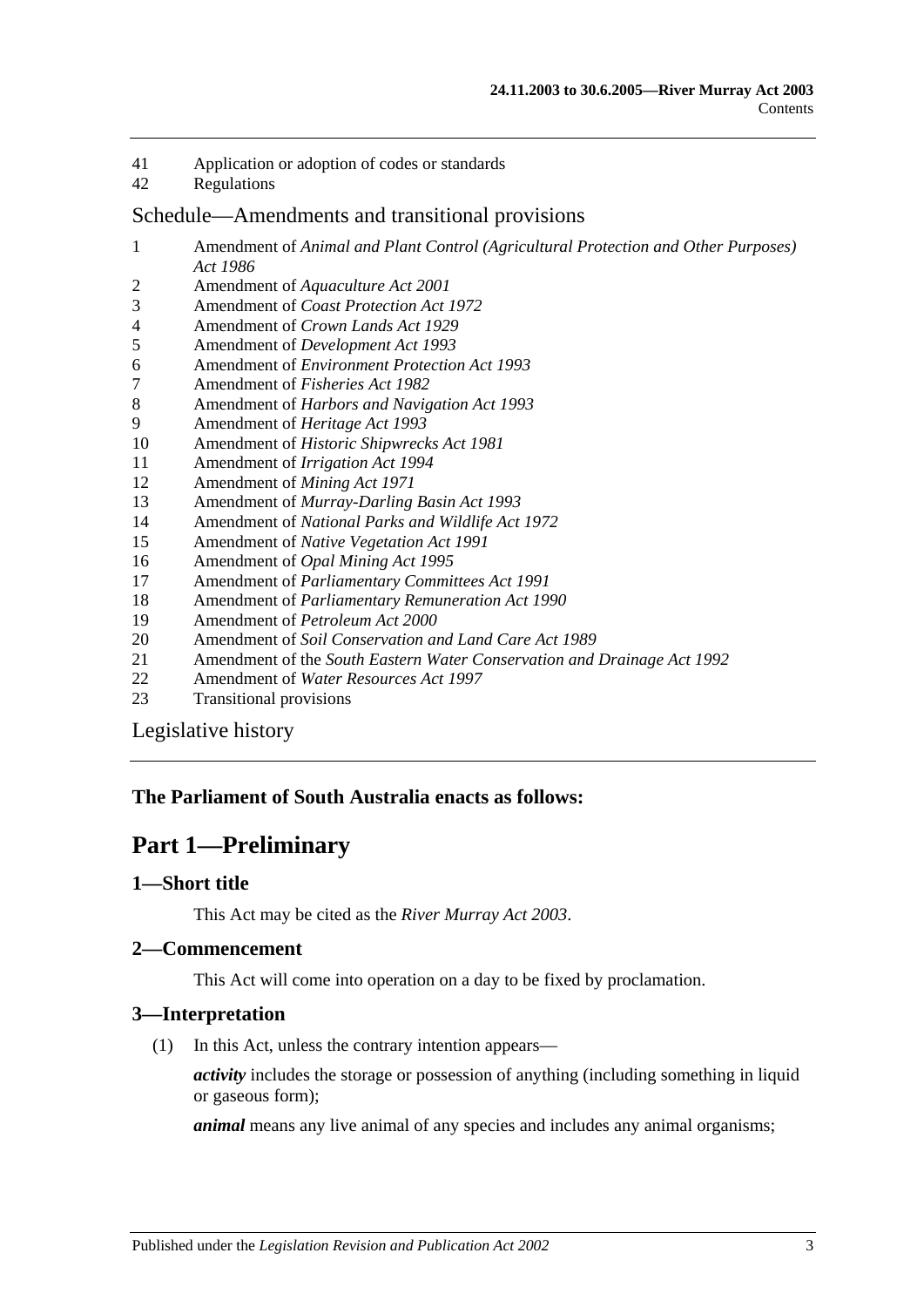41 Application or adoption of codes or standards
42 Regulations

## Schedule—Amendments and transitional provisions

1 Amendment of *Animal and Plant Control (Agricultural Protection and Other Purposes) Act 1986*
2 Amendment of *Aquaculture Act 2001*
3 Amendment of *Coast Protection Act 1972*
4 Amendment of *Crown Lands Act 1929*
5 Amendment of *Development Act 1993*
6 Amendment of *Environment Protection Act 1993*
7 Amendment of *Fisheries Act 1982*
8 Amendment of *Harbors and Navigation Act 1993*
9 Amendment of *Heritage Act 1993*
10 Amendment of *Historic Shipwrecks Act 1981*
11 Amendment of *Irrigation Act 1994*
12 Amendment of *Mining Act 1971*
13 Amendment of *Murray-Darling Basin Act 1993*
14 Amendment of *National Parks and Wildlife Act 1972*
15 Amendment of *Native Vegetation Act 1991*
16 Amendment of *Opal Mining Act 1995*
17 Amendment of *Parliamentary Committees Act 1991*
18 Amendment of *Parliamentary Remuneration Act 1990*
19 Amendment of *Petroleum Act 2000*
20 Amendment of *Soil Conservation and Land Care Act 1989*
21 Amendment of the *South Eastern Water Conservation and Drainage Act 1992*
22 Amendment of *Water Resources Act 1997*
23 Transitional provisions

Legislative history

**The Parliament of South Australia enacts as follows:**

# Part 1—Preliminary

### 1—Short title

This Act may be cited as the *River Murray Act 2003*.

### 2—Commencement

This Act will come into operation on a day to be fixed by proclamation.

### 3—Interpretation

(1) In this Act, unless the contrary intention appears—

***activity*** includes the storage or possession of anything (including something in liquid or gaseous form);

***animal*** means any live animal of any species and includes any animal organisms;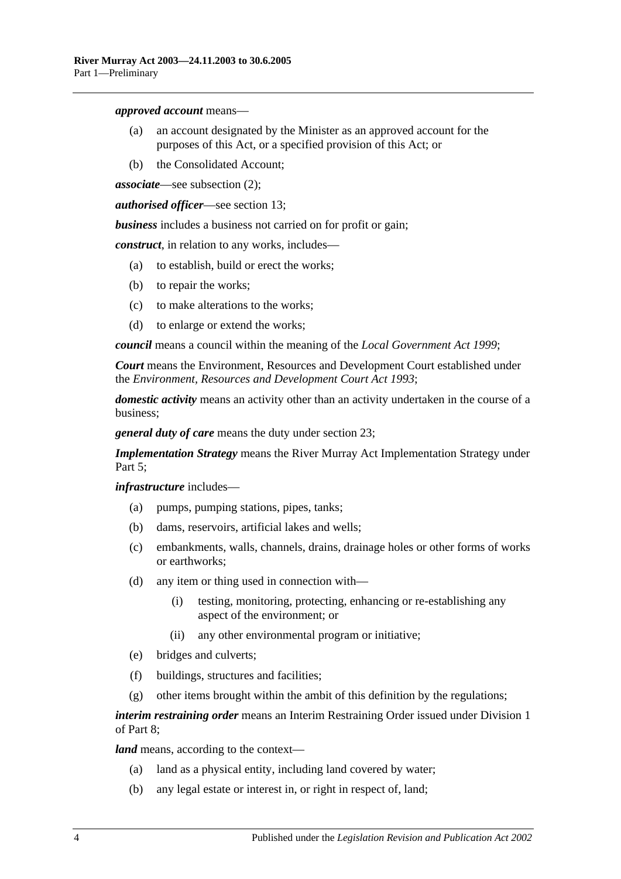***approved account*** means—

(a) an account designated by the Minister as an approved account for the purposes of this Act, or a specified provision of this Act; or

(b) the Consolidated Account;

***associate***—see subsection (2);

***authorised officer***—see section 13;

***business*** includes a business not carried on for profit or gain;

***construct***, in relation to any works, includes—

(a) to establish, build or erect the works;

(b) to repair the works;

(c) to make alterations to the works;

(d) to enlarge or extend the works;

***council*** means a council within the meaning of the *Local Government Act 1999*;

***Court*** means the Environment, Resources and Development Court established under the *Environment, Resources and Development Court Act 1993*;

***domestic activity*** means an activity other than an activity undertaken in the course of a business;

***general duty of care*** means the duty under section 23;

***Implementation Strategy*** means the River Murray Act Implementation Strategy under Part 5;

***infrastructure*** includes—

(a) pumps, pumping stations, pipes, tanks;

(b) dams, reservoirs, artificial lakes and wells;

(c) embankments, walls, channels, drains, drainage holes or other forms of works or earthworks;

(d) any item or thing used in connection with—

 (i) testing, monitoring, protecting, enhancing or re-establishing any aspect of the environment; or

 (ii) any other environmental program or initiative;

(e) bridges and culverts;

(f) buildings, structures and facilities;

(g) other items brought within the ambit of this definition by the regulations;

***interim restraining order*** means an Interim Restraining Order issued under Division 1 of Part 8;

***land*** means, according to the context—

(a) land as a physical entity, including land covered by water;

(b) any legal estate or interest in, or right in respect of, land;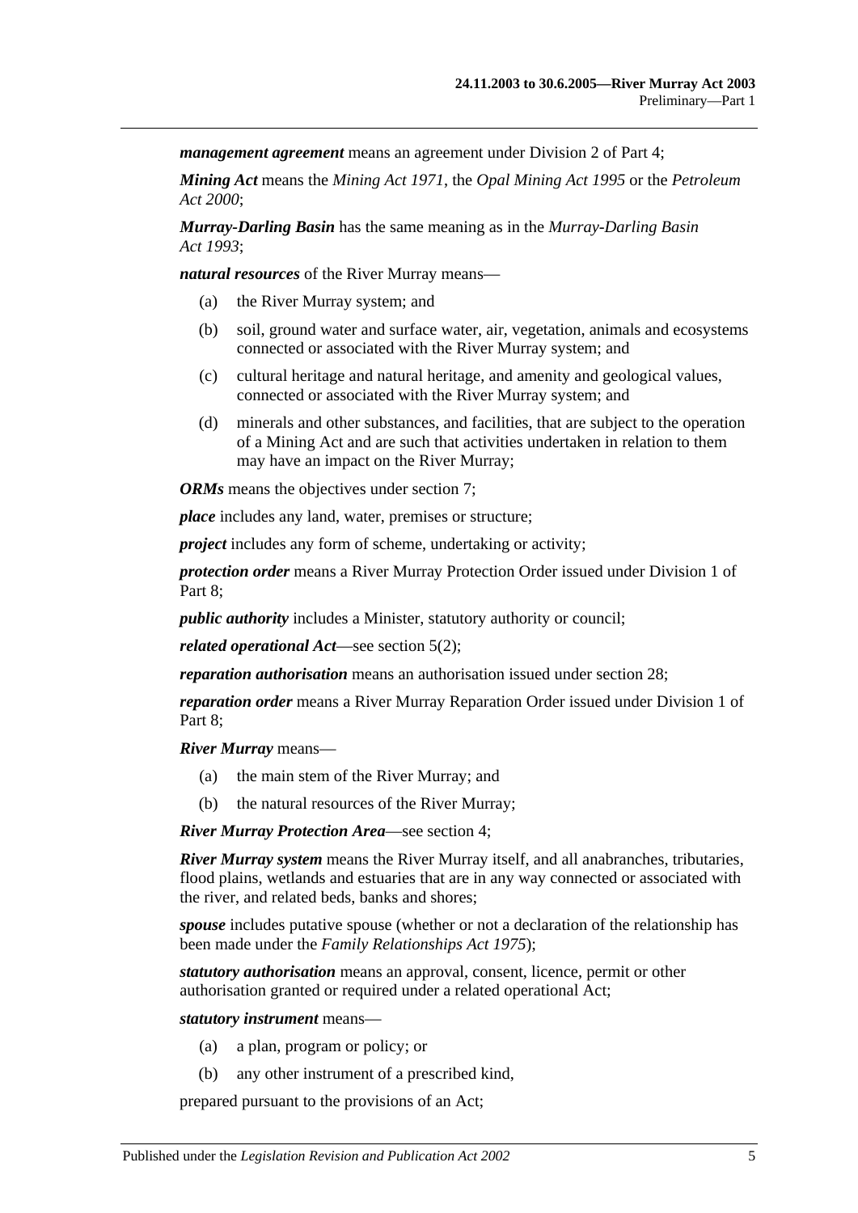***management agreement*** means an agreement under Division 2 of Part 4;

***Mining Act*** means the *Mining Act 1971*, the *Opal Mining Act 1995* or the *Petroleum Act 2000*;

***Murray-Darling Basin*** has the same meaning as in the *Murray-Darling Basin Act 1993*;

***natural resources*** of the River Murray means—

- (a) the River Murray system; and
- (b) soil, ground water and surface water, air, vegetation, animals and ecosystems connected or associated with the River Murray system; and
- (c) cultural heritage and natural heritage, and amenity and geological values, connected or associated with the River Murray system; and
- (d) minerals and other substances, and facilities, that are subject to the operation of a Mining Act and are such that activities undertaken in relation to them may have an impact on the River Murray;

***ORMs*** means the objectives under section 7;

***place*** includes any land, water, premises or structure;

***project*** includes any form of scheme, undertaking or activity;

***protection order*** means a River Murray Protection Order issued under Division 1 of Part 8;

***public authority*** includes a Minister, statutory authority or council;

***related operational Act***—see section 5(2);

***reparation authorisation*** means an authorisation issued under section 28;

***reparation order*** means a River Murray Reparation Order issued under Division 1 of Part 8;

***River Murray*** means—

- (a) the main stem of the River Murray; and
- (b) the natural resources of the River Murray;

***River Murray Protection Area***—see section 4;

***River Murray system*** means the River Murray itself, and all anabranches, tributaries, flood plains, wetlands and estuaries that are in any way connected or associated with the river, and related beds, banks and shores;

***spouse*** includes putative spouse (whether or not a declaration of the relationship has been made under the *Family Relationships Act 1975*);

***statutory authorisation*** means an approval, consent, licence, permit or other authorisation granted or required under a related operational Act;

***statutory instrument*** means—

- (a) a plan, program or policy; or
- (b) any other instrument of a prescribed kind,

prepared pursuant to the provisions of an Act;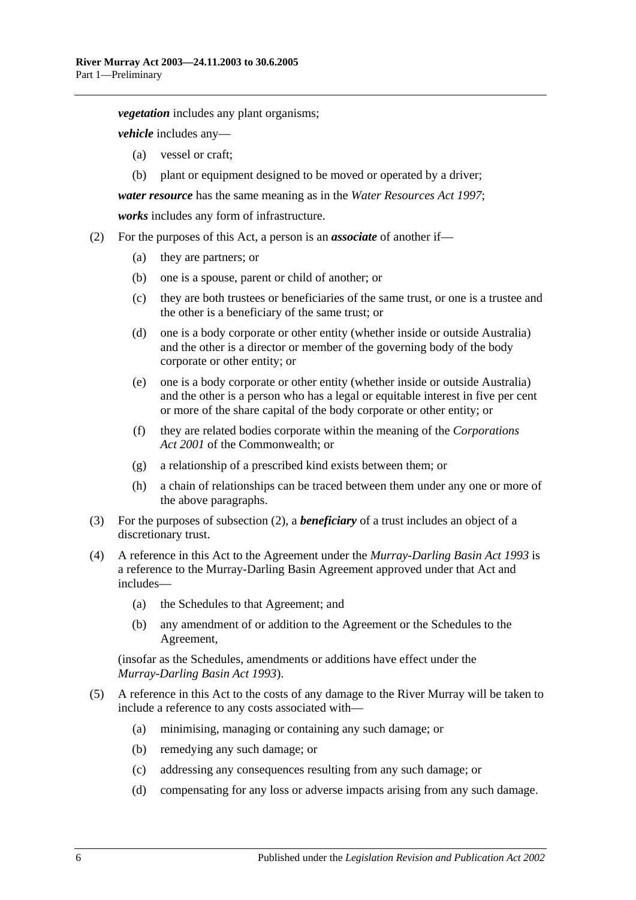***vegetation*** includes any plant organisms;

***vehicle*** includes any—

(a) vessel or craft;

(b) plant or equipment designed to be moved or operated by a driver;

***water resource*** has the same meaning as in the *Water Resources Act 1997*;

***works*** includes any form of infrastructure.

(2) For the purposes of this Act, a person is an ***associate*** of another if—

(a) they are partners; or

(b) one is a spouse, parent or child of another; or

(c) they are both trustees or beneficiaries of the same trust, or one is a trustee and the other is a beneficiary of the same trust; or

(d) one is a body corporate or other entity (whether inside or outside Australia) and the other is a director or member of the governing body of the body corporate or other entity; or

(e) one is a body corporate or other entity (whether inside or outside Australia) and the other is a person who has a legal or equitable interest in five per cent or more of the share capital of the body corporate or other entity; or

(f) they are related bodies corporate within the meaning of the *Corporations Act 2001* of the Commonwealth; or

(g) a relationship of a prescribed kind exists between them; or

(h) a chain of relationships can be traced between them under any one or more of the above paragraphs.

(3) For the purposes of subsection (2), a ***beneficiary*** of a trust includes an object of a discretionary trust.

(4) A reference in this Act to the Agreement under the *Murray-Darling Basin Act 1993* is a reference to the Murray-Darling Basin Agreement approved under that Act and includes—

(a) the Schedules to that Agreement; and

(b) any amendment of or addition to the Agreement or the Schedules to the Agreement,

(insofar as the Schedules, amendments or additions have effect under the *Murray-Darling Basin Act 1993*).

(5) A reference in this Act to the costs of any damage to the River Murray will be taken to include a reference to any costs associated with—

(a) minimising, managing or containing any such damage; or

(b) remedying any such damage; or

(c) addressing any consequences resulting from any such damage; or

(d) compensating for any loss or adverse impacts arising from any such damage.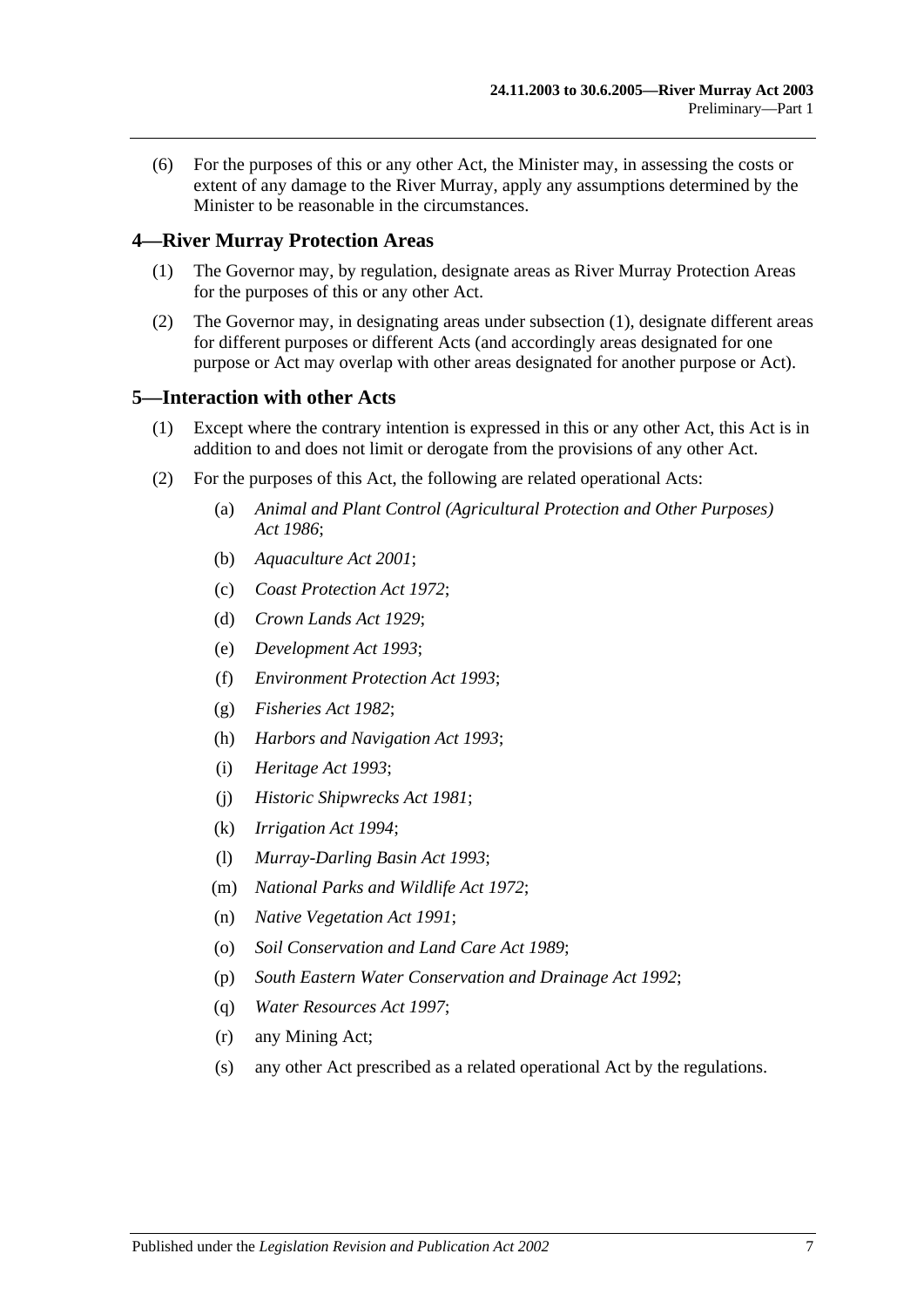(6) For the purposes of this or any other Act, the Minister may, in assessing the costs or extent of any damage to the River Murray, apply any assumptions determined by the Minister to be reasonable in the circumstances.

## 4—River Murray Protection Areas

(1) The Governor may, by regulation, designate areas as River Murray Protection Areas for the purposes of this or any other Act.

(2) The Governor may, in designating areas under subsection (1), designate different areas for different purposes or different Acts (and accordingly areas designated for one purpose or Act may overlap with other areas designated for another purpose or Act).

## 5—Interaction with other Acts

(1) Except where the contrary intention is expressed in this or any other Act, this Act is in addition to and does not limit or derogate from the provisions of any other Act.

(2) For the purposes of this Act, the following are related operational Acts:

- (a) *Animal and Plant Control (Agricultural Protection and Other Purposes) Act 1986*;
- (b) *Aquaculture Act 2001*;
- (c) *Coast Protection Act 1972*;
- (d) *Crown Lands Act 1929*;
- (e) *Development Act 1993*;
- (f) *Environment Protection Act 1993*;
- (g) *Fisheries Act 1982*;
- (h) *Harbors and Navigation Act 1993*;
- (i) *Heritage Act 1993*;
- (j) *Historic Shipwrecks Act 1981*;
- (k) *Irrigation Act 1994*;
- (l) *Murray-Darling Basin Act 1993*;
- (m) *National Parks and Wildlife Act 1972*;
- (n) *Native Vegetation Act 1991*;
- (o) *Soil Conservation and Land Care Act 1989*;
- (p) *South Eastern Water Conservation and Drainage Act 1992*;
- (q) *Water Resources Act 1997*;
- (r) any Mining Act;
- (s) any other Act prescribed as a related operational Act by the regulations.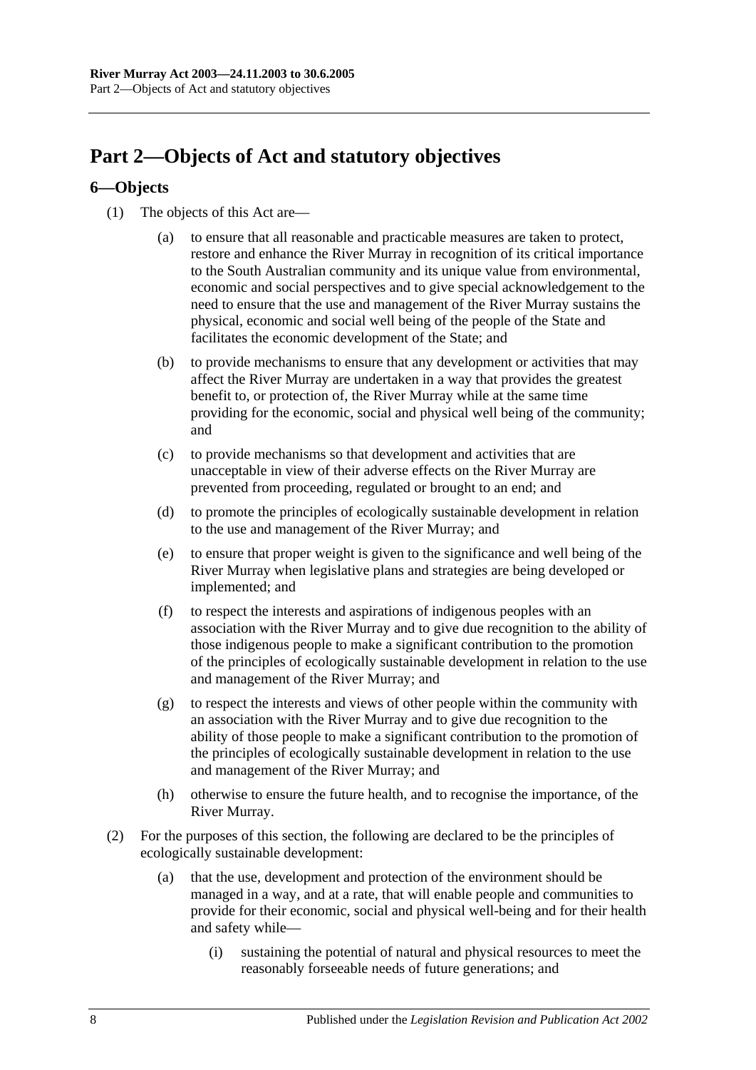# Part 2—Objects of Act and statutory objectives

## 6—Objects

(1) The objects of this Act are—

(a) to ensure that all reasonable and practicable measures are taken to protect, restore and enhance the River Murray in recognition of its critical importance to the South Australian community and its unique value from environmental, economic and social perspectives and to give special acknowledgement to the need to ensure that the use and management of the River Murray sustains the physical, economic and social well being of the people of the State and facilitates the economic development of the State; and

(b) to provide mechanisms to ensure that any development or activities that may affect the River Murray are undertaken in a way that provides the greatest benefit to, or protection of, the River Murray while at the same time providing for the economic, social and physical well being of the community; and

(c) to provide mechanisms so that development and activities that are unacceptable in view of their adverse effects on the River Murray are prevented from proceeding, regulated or brought to an end; and

(d) to promote the principles of ecologically sustainable development in relation to the use and management of the River Murray; and

(e) to ensure that proper weight is given to the significance and well being of the River Murray when legislative plans and strategies are being developed or implemented; and

(f) to respect the interests and aspirations of indigenous peoples with an association with the River Murray and to give due recognition to the ability of those indigenous people to make a significant contribution to the promotion of the principles of ecologically sustainable development in relation to the use and management of the River Murray; and

(g) to respect the interests and views of other people within the community with an association with the River Murray and to give due recognition to the ability of those people to make a significant contribution to the promotion of the principles of ecologically sustainable development in relation to the use and management of the River Murray; and

(h) otherwise to ensure the future health, and to recognise the importance, of the River Murray.

(2) For the purposes of this section, the following are declared to be the principles of ecologically sustainable development:

(a) that the use, development and protection of the environment should be managed in a way, and at a rate, that will enable people and communities to provide for their economic, social and physical well-being and for their health and safety while—

(i) sustaining the potential of natural and physical resources to meet the reasonably forseeable needs of future generations; and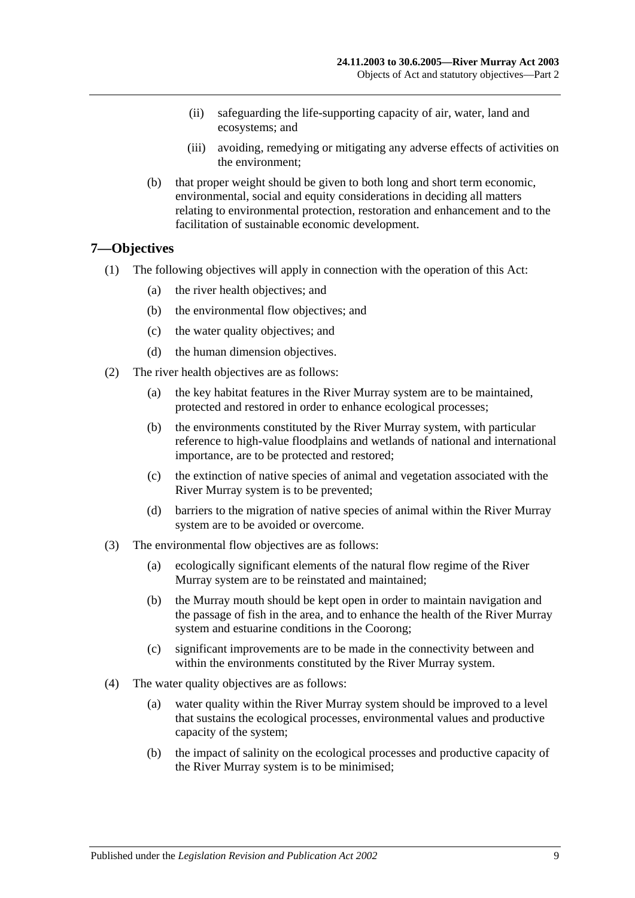- (ii) safeguarding the life-supporting capacity of air, water, land and ecosystems; and
- (iii) avoiding, remedying or mitigating any adverse effects of activities on the environment;

(b) that proper weight should be given to both long and short term economic, environmental, social and equity considerations in deciding all matters relating to environmental protection, restoration and enhancement and to the facilitation of sustainable economic development.

## 7—Objectives

(1) The following objectives will apply in connection with the operation of this Act:

- (a) the river health objectives; and
- (b) the environmental flow objectives; and
- (c) the water quality objectives; and
- (d) the human dimension objectives.

(2) The river health objectives are as follows:

- (a) the key habitat features in the River Murray system are to be maintained, protected and restored in order to enhance ecological processes;
- (b) the environments constituted by the River Murray system, with particular reference to high-value floodplains and wetlands of national and international importance, are to be protected and restored;
- (c) the extinction of native species of animal and vegetation associated with the River Murray system is to be prevented;
- (d) barriers to the migration of native species of animal within the River Murray system are to be avoided or overcome.

(3) The environmental flow objectives are as follows:

- (a) ecologically significant elements of the natural flow regime of the River Murray system are to be reinstated and maintained;
- (b) the Murray mouth should be kept open in order to maintain navigation and the passage of fish in the area, and to enhance the health of the River Murray system and estuarine conditions in the Coorong;
- (c) significant improvements are to be made in the connectivity between and within the environments constituted by the River Murray system.

(4) The water quality objectives are as follows:

- (a) water quality within the River Murray system should be improved to a level that sustains the ecological processes, environmental values and productive capacity of the system;
- (b) the impact of salinity on the ecological processes and productive capacity of the River Murray system is to be minimised;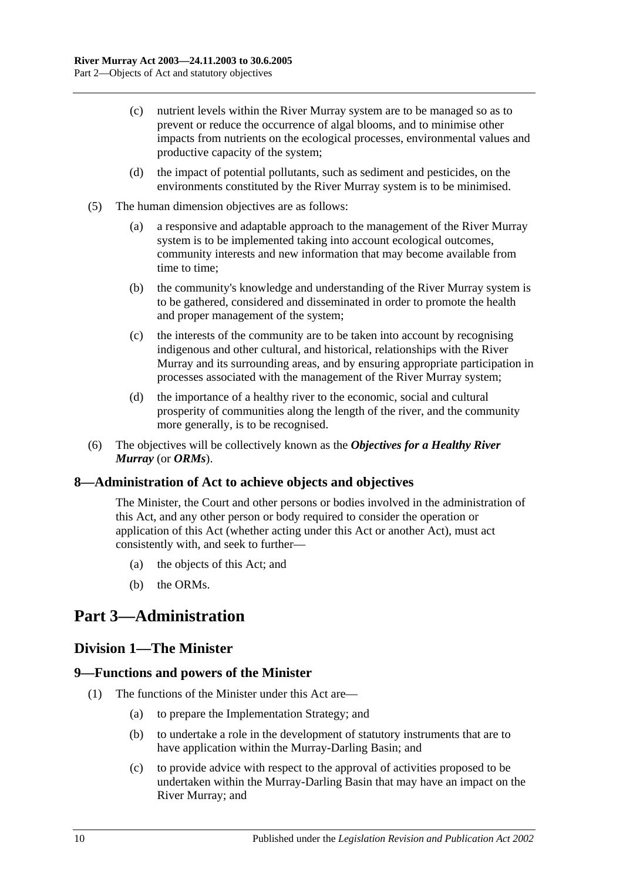(c) nutrient levels within the River Murray system are to be managed so as to prevent or reduce the occurrence of algal blooms, and to minimise other impacts from nutrients on the ecological processes, environmental values and productive capacity of the system;

(d) the impact of potential pollutants, such as sediment and pesticides, on the environments constituted by the River Murray system is to be minimised.

(5) The human dimension objectives are as follows:

(a) a responsive and adaptable approach to the management of the River Murray system is to be implemented taking into account ecological outcomes, community interests and new information that may become available from time to time;

(b) the community's knowledge and understanding of the River Murray system is to be gathered, considered and disseminated in order to promote the health and proper management of the system;

(c) the interests of the community are to be taken into account by recognising indigenous and other cultural, and historical, relationships with the River Murray and its surrounding areas, and by ensuring appropriate participation in processes associated with the management of the River Murray system;

(d) the importance of a healthy river to the economic, social and cultural prosperity of communities along the length of the river, and the community more generally, is to be recognised.

(6) The objectives will be collectively known as the ***Objectives for a Healthy River Murray*** (or ***ORMs***).

## 8—Administration of Act to achieve objects and objectives

The Minister, the Court and other persons or bodies involved in the administration of this Act, and any other person or body required to consider the operation or application of this Act (whether acting under this Act or another Act), must act consistently with, and seek to further—

(a) the objects of this Act; and

(b) the ORMs.

# Part 3—Administration

## Division 1—The Minister

## 9—Functions and powers of the Minister

(1) The functions of the Minister under this Act are—

(a) to prepare the Implementation Strategy; and

(b) to undertake a role in the development of statutory instruments that are to have application within the Murray-Darling Basin; and

(c) to provide advice with respect to the approval of activities proposed to be undertaken within the Murray-Darling Basin that may have an impact on the River Murray; and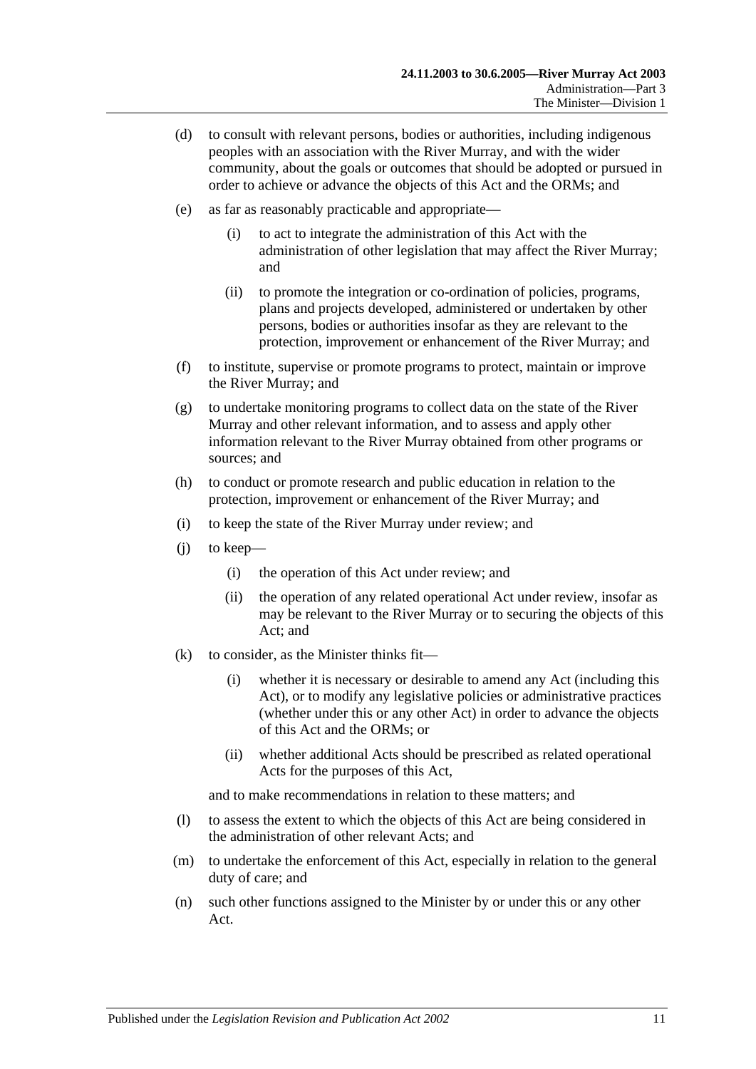(d) to consult with relevant persons, bodies or authorities, including indigenous peoples with an association with the River Murray, and with the wider community, about the goals or outcomes that should be adopted or pursued in order to achieve or advance the objects of this Act and the ORMs; and

(e) as far as reasonably practicable and appropriate—

  (i) to act to integrate the administration of this Act with the administration of other legislation that may affect the River Murray; and

  (ii) to promote the integration or co-ordination of policies, programs, plans and projects developed, administered or undertaken by other persons, bodies or authorities insofar as they are relevant to the protection, improvement or enhancement of the River Murray; and

(f) to institute, supervise or promote programs to protect, maintain or improve the River Murray; and

(g) to undertake monitoring programs to collect data on the state of the River Murray and other relevant information, and to assess and apply other information relevant to the River Murray obtained from other programs or sources; and

(h) to conduct or promote research and public education in relation to the protection, improvement or enhancement of the River Murray; and

(i) to keep the state of the River Murray under review; and

(j) to keep—

  (i) the operation of this Act under review; and

  (ii) the operation of any related operational Act under review, insofar as may be relevant to the River Murray or to securing the objects of this Act; and

(k) to consider, as the Minister thinks fit—

  (i) whether it is necessary or desirable to amend any Act (including this Act), or to modify any legislative policies or administrative practices (whether under this or any other Act) in order to advance the objects of this Act and the ORMs; or

  (ii) whether additional Acts should be prescribed as related operational Acts for the purposes of this Act,

  and to make recommendations in relation to these matters; and

(l) to assess the extent to which the objects of this Act are being considered in the administration of other relevant Acts; and

(m) to undertake the enforcement of this Act, especially in relation to the general duty of care; and

(n) such other functions assigned to the Minister by or under this or any other Act.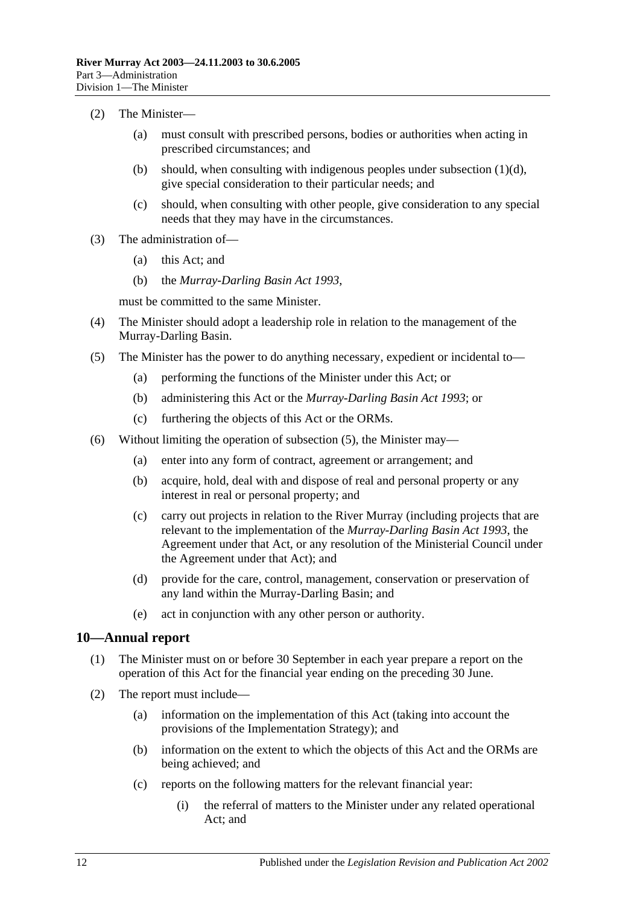(2) The Minister—

(a) must consult with prescribed persons, bodies or authorities when acting in prescribed circumstances; and

(b) should, when consulting with indigenous peoples under subsection (1)(d), give special consideration to their particular needs; and

(c) should, when consulting with other people, give consideration to any special needs that they may have in the circumstances.

(3) The administration of—

(a) this Act; and

(b) the *Murray-Darling Basin Act 1993*,

must be committed to the same Minister.

(4) The Minister should adopt a leadership role in relation to the management of the Murray-Darling Basin.

(5) The Minister has the power to do anything necessary, expedient or incidental to—

(a) performing the functions of the Minister under this Act; or

(b) administering this Act or the *Murray-Darling Basin Act 1993*; or

(c) furthering the objects of this Act or the ORMs.

(6) Without limiting the operation of subsection (5), the Minister may—

(a) enter into any form of contract, agreement or arrangement; and

(b) acquire, hold, deal with and dispose of real and personal property or any interest in real or personal property; and

(c) carry out projects in relation to the River Murray (including projects that are relevant to the implementation of the *Murray-Darling Basin Act 1993*, the Agreement under that Act, or any resolution of the Ministerial Council under the Agreement under that Act); and

(d) provide for the care, control, management, conservation or preservation of any land within the Murray-Darling Basin; and

(e) act in conjunction with any other person or authority.

## 10—Annual report

(1) The Minister must on or before 30 September in each year prepare a report on the operation of this Act for the financial year ending on the preceding 30 June.

(2) The report must include—

(a) information on the implementation of this Act (taking into account the provisions of the Implementation Strategy); and

(b) information on the extent to which the objects of this Act and the ORMs are being achieved; and

(c) reports on the following matters for the relevant financial year:

(i) the referral of matters to the Minister under any related operational Act; and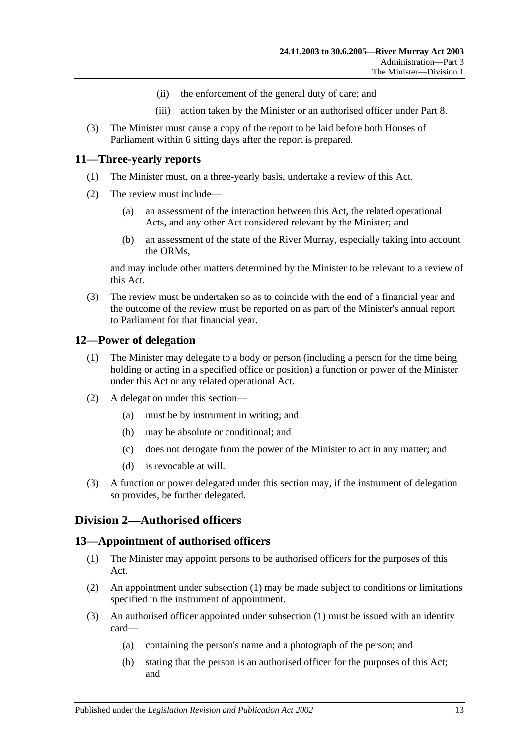(ii) the enforcement of the general duty of care; and

(iii) action taken by the Minister or an authorised officer under Part 8.

(3) The Minister must cause a copy of the report to be laid before both Houses of Parliament within 6 sitting days after the report is prepared.

## 11—Three-yearly reports

(1) The Minister must, on a three-yearly basis, undertake a review of this Act.

(2) The review must include—

(a) an assessment of the interaction between this Act, the related operational Acts, and any other Act considered relevant by the Minister; and

(b) an assessment of the state of the River Murray, especially taking into account the ORMs,

and may include other matters determined by the Minister to be relevant to a review of this Act.

(3) The review must be undertaken so as to coincide with the end of a financial year and the outcome of the review must be reported on as part of the Minister's annual report to Parliament for that financial year.

## 12—Power of delegation

(1) The Minister may delegate to a body or person (including a person for the time being holding or acting in a specified office or position) a function or power of the Minister under this Act or any related operational Act.

(2) A delegation under this section—

(a) must be by instrument in writing; and

(b) may be absolute or conditional; and

(c) does not derogate from the power of the Minister to act in any matter; and

(d) is revocable at will.

(3) A function or power delegated under this section may, if the instrument of delegation so provides, be further delegated.

# Division 2—Authorised officers

## 13—Appointment of authorised officers

(1) The Minister may appoint persons to be authorised officers for the purposes of this Act.

(2) An appointment under subsection (1) may be made subject to conditions or limitations specified in the instrument of appointment.

(3) An authorised officer appointed under subsection (1) must be issued with an identity card—

(a) containing the person's name and a photograph of the person; and

(b) stating that the person is an authorised officer for the purposes of this Act; and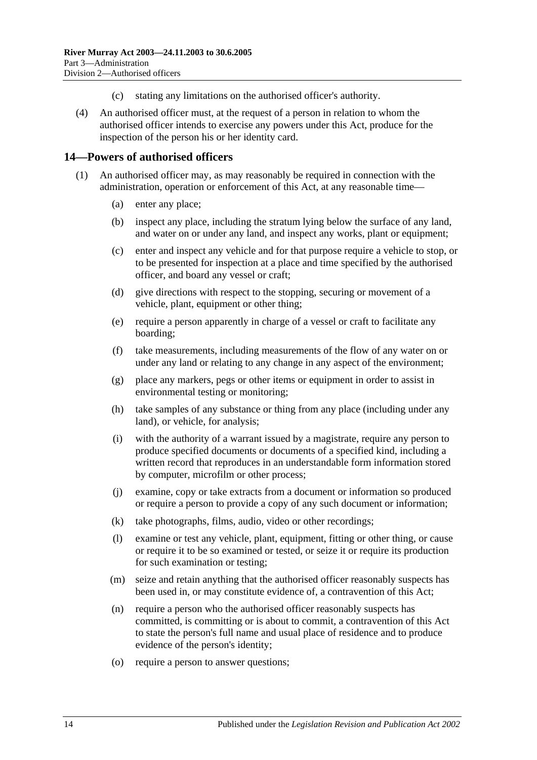(c) stating any limitations on the authorised officer's authority.

(4) An authorised officer must, at the request of a person in relation to whom the authorised officer intends to exercise any powers under this Act, produce for the inspection of the person his or her identity card.

## 14—Powers of authorised officers

(1) An authorised officer may, as may reasonably be required in connection with the administration, operation or enforcement of this Act, at any reasonable time—

(a) enter any place;

(b) inspect any place, including the stratum lying below the surface of any land, and water on or under any land, and inspect any works, plant or equipment;

(c) enter and inspect any vehicle and for that purpose require a vehicle to stop, or to be presented for inspection at a place and time specified by the authorised officer, and board any vessel or craft;

(d) give directions with respect to the stopping, securing or movement of a vehicle, plant, equipment or other thing;

(e) require a person apparently in charge of a vessel or craft to facilitate any boarding;

(f) take measurements, including measurements of the flow of any water on or under any land or relating to any change in any aspect of the environment;

(g) place any markers, pegs or other items or equipment in order to assist in environmental testing or monitoring;

(h) take samples of any substance or thing from any place (including under any land), or vehicle, for analysis;

(i) with the authority of a warrant issued by a magistrate, require any person to produce specified documents or documents of a specified kind, including a written record that reproduces in an understandable form information stored by computer, microfilm or other process;

(j) examine, copy or take extracts from a document or information so produced or require a person to provide a copy of any such document or information;

(k) take photographs, films, audio, video or other recordings;

(l) examine or test any vehicle, plant, equipment, fitting or other thing, or cause or require it to be so examined or tested, or seize it or require its production for such examination or testing;

(m) seize and retain anything that the authorised officer reasonably suspects has been used in, or may constitute evidence of, a contravention of this Act;

(n) require a person who the authorised officer reasonably suspects has committed, is committing or is about to commit, a contravention of this Act to state the person's full name and usual place of residence and to produce evidence of the person's identity;

(o) require a person to answer questions;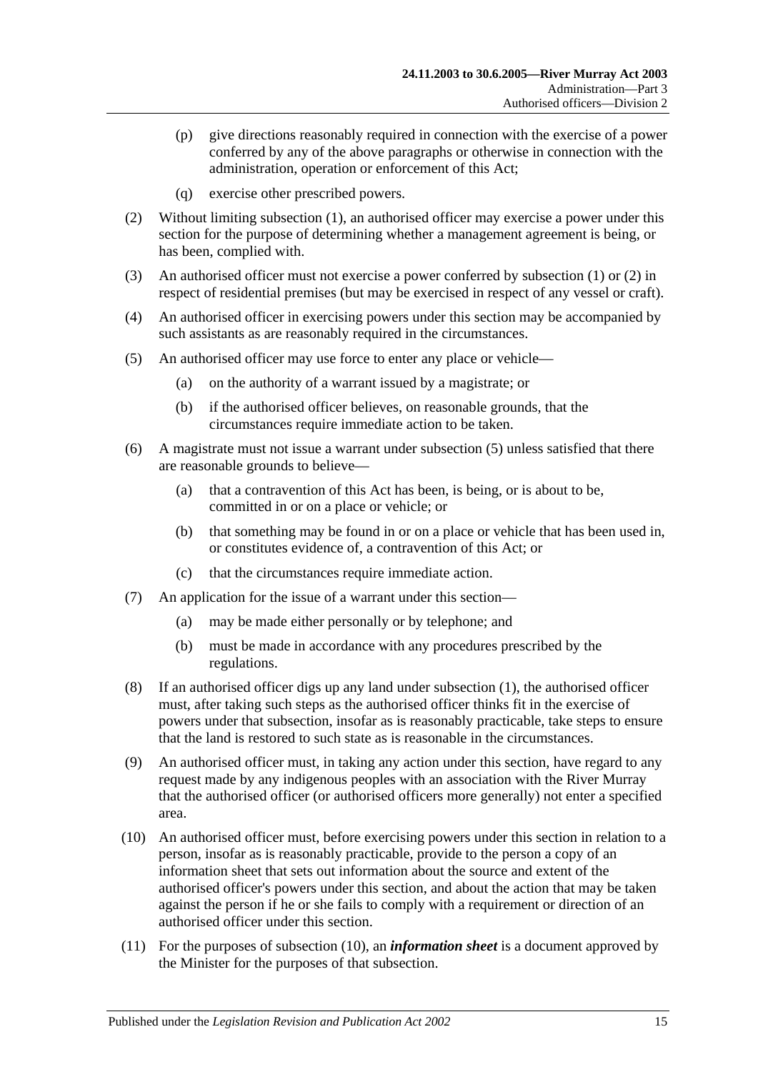(p) give directions reasonably required in connection with the exercise of a power conferred by any of the above paragraphs or otherwise in connection with the administration, operation or enforcement of this Act;

(q) exercise other prescribed powers.

(2) Without limiting subsection (1), an authorised officer may exercise a power under this section for the purpose of determining whether a management agreement is being, or has been, complied with.

(3) An authorised officer must not exercise a power conferred by subsection (1) or (2) in respect of residential premises (but may be exercised in respect of any vessel or craft).

(4) An authorised officer in exercising powers under this section may be accompanied by such assistants as are reasonably required in the circumstances.

(5) An authorised officer may use force to enter any place or vehicle—

(a) on the authority of a warrant issued by a magistrate; or

(b) if the authorised officer believes, on reasonable grounds, that the circumstances require immediate action to be taken.

(6) A magistrate must not issue a warrant under subsection (5) unless satisfied that there are reasonable grounds to believe—

(a) that a contravention of this Act has been, is being, or is about to be, committed in or on a place or vehicle; or

(b) that something may be found in or on a place or vehicle that has been used in, or constitutes evidence of, a contravention of this Act; or

(c) that the circumstances require immediate action.

(7) An application for the issue of a warrant under this section—

(a) may be made either personally or by telephone; and

(b) must be made in accordance with any procedures prescribed by the regulations.

(8) If an authorised officer digs up any land under subsection (1), the authorised officer must, after taking such steps as the authorised officer thinks fit in the exercise of powers under that subsection, insofar as is reasonably practicable, take steps to ensure that the land is restored to such state as is reasonable in the circumstances.

(9) An authorised officer must, in taking any action under this section, have regard to any request made by any indigenous peoples with an association with the River Murray that the authorised officer (or authorised officers more generally) not enter a specified area.

(10) An authorised officer must, before exercising powers under this section in relation to a person, insofar as is reasonably practicable, provide to the person a copy of an information sheet that sets out information about the source and extent of the authorised officer's powers under this section, and about the action that may be taken against the person if he or she fails to comply with a requirement or direction of an authorised officer under this section.

(11) For the purposes of subsection (10), an ***information sheet*** is a document approved by the Minister for the purposes of that subsection.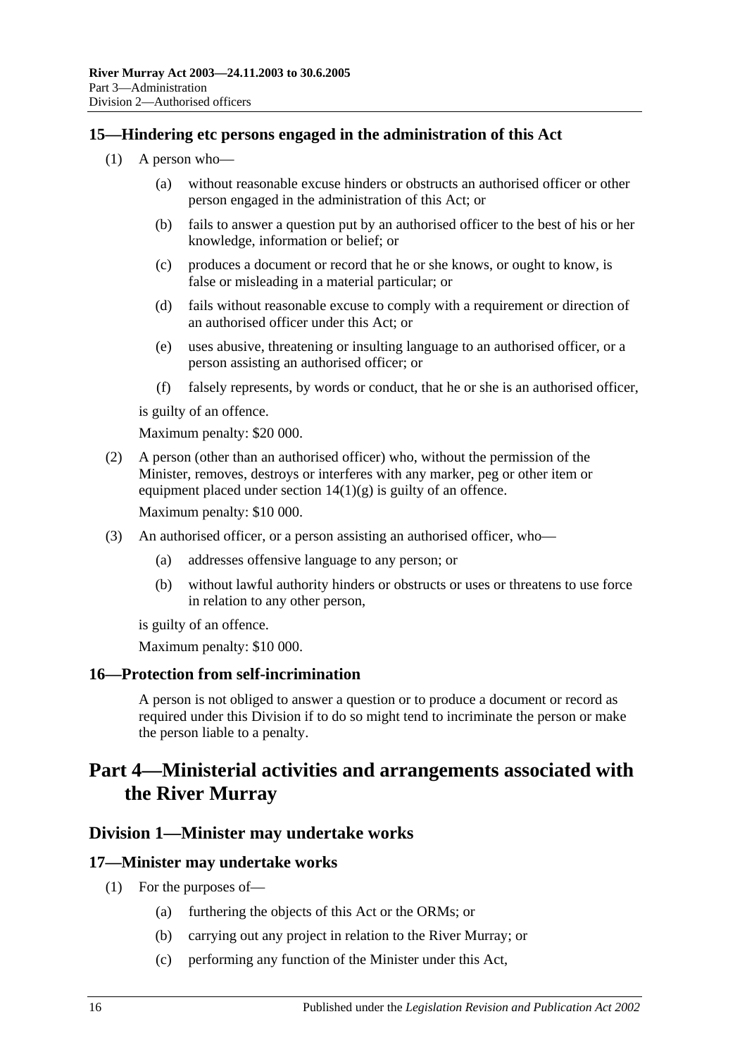### 15—Hindering etc persons engaged in the administration of this Act

(1) A person who—

(a) without reasonable excuse hinders or obstructs an authorised officer or other person engaged in the administration of this Act; or

(b) fails to answer a question put by an authorised officer to the best of his or her knowledge, information or belief; or

(c) produces a document or record that he or she knows, or ought to know, is false or misleading in a material particular; or

(d) fails without reasonable excuse to comply with a requirement or direction of an authorised officer under this Act; or

(e) uses abusive, threatening or insulting language to an authorised officer, or a person assisting an authorised officer; or

(f) falsely represents, by words or conduct, that he or she is an authorised officer,

is guilty of an offence.

Maximum penalty: $20 000.

(2) A person (other than an authorised officer) who, without the permission of the Minister, removes, destroys or interferes with any marker, peg or other item or equipment placed under section 14(1)(g) is guilty of an offence.

Maximum penalty: $10 000.

(3) An authorised officer, or a person assisting an authorised officer, who—

(a) addresses offensive language to any person; or

(b) without lawful authority hinders or obstructs or uses or threatens to use force in relation to any other person,

is guilty of an offence.

Maximum penalty: $10 000.

### 16—Protection from self-incrimination

A person is not obliged to answer a question or to produce a document or record as required under this Division if to do so might tend to incriminate the person or make the person liable to a penalty.

# Part 4—Ministerial activities and arrangements associated with the River Murray

## Division 1—Minister may undertake works

### 17—Minister may undertake works

(1) For the purposes of—

(a) furthering the objects of this Act or the ORMs; or

(b) carrying out any project in relation to the River Murray; or

(c) performing any function of the Minister under this Act,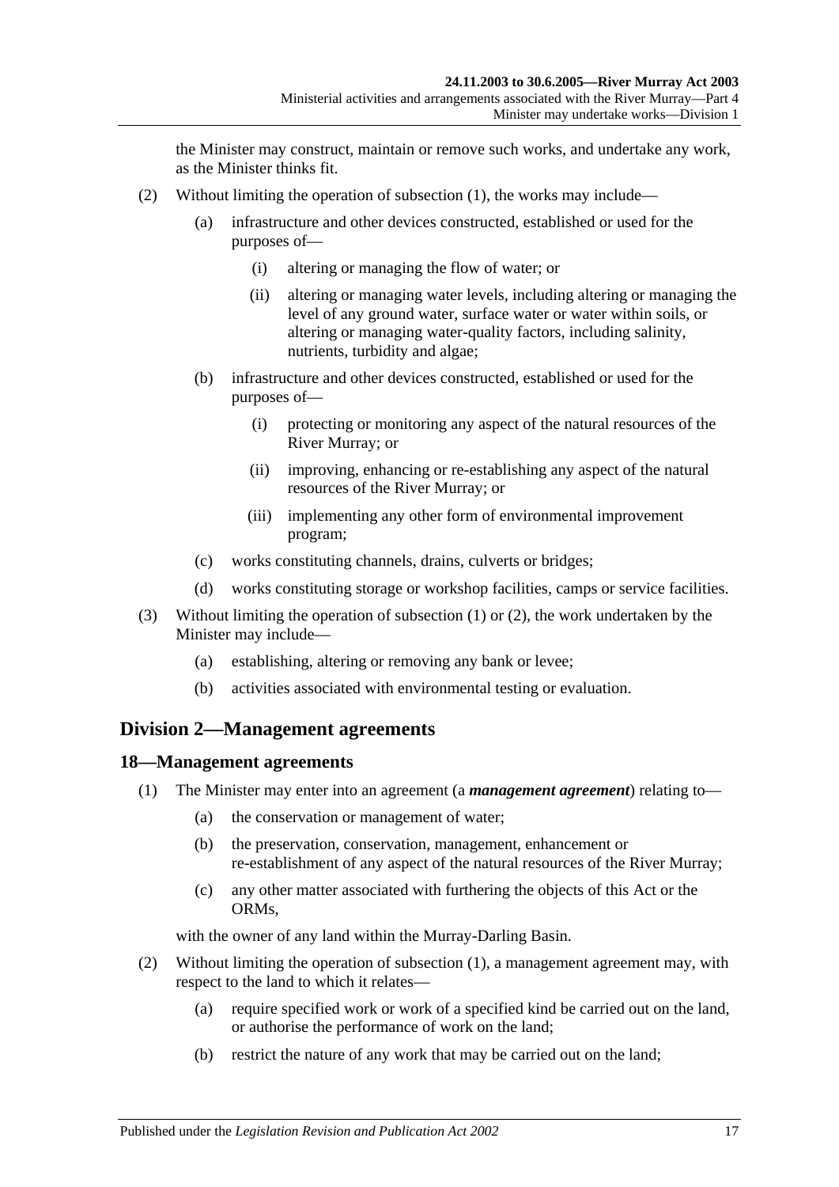the Minister may construct, maintain or remove such works, and undertake any work, as the Minister thinks fit.

(2) Without limiting the operation of subsection (1), the works may include—

(a) infrastructure and other devices constructed, established or used for the purposes of—

(i) altering or managing the flow of water; or

(ii) altering or managing water levels, including altering or managing the level of any ground water, surface water or water within soils, or altering or managing water-quality factors, including salinity, nutrients, turbidity and algae;

(b) infrastructure and other devices constructed, established or used for the purposes of—

(i) protecting or monitoring any aspect of the natural resources of the River Murray; or

(ii) improving, enhancing or re-establishing any aspect of the natural resources of the River Murray; or

(iii) implementing any other form of environmental improvement program;

(c) works constituting channels, drains, culverts or bridges;

(d) works constituting storage or workshop facilities, camps or service facilities.

(3) Without limiting the operation of subsection (1) or (2), the work undertaken by the Minister may include—

(a) establishing, altering or removing any bank or levee;

(b) activities associated with environmental testing or evaluation.

## Division 2—Management agreements

### 18—Management agreements

(1) The Minister may enter into an agreement (a ***management agreement***) relating to—

(a) the conservation or management of water;

(b) the preservation, conservation, management, enhancement or re-establishment of any aspect of the natural resources of the River Murray;

(c) any other matter associated with furthering the objects of this Act or the ORMs,

with the owner of any land within the Murray-Darling Basin.

(2) Without limiting the operation of subsection (1), a management agreement may, with respect to the land to which it relates—

(a) require specified work or work of a specified kind be carried out on the land, or authorise the performance of work on the land;

(b) restrict the nature of any work that may be carried out on the land;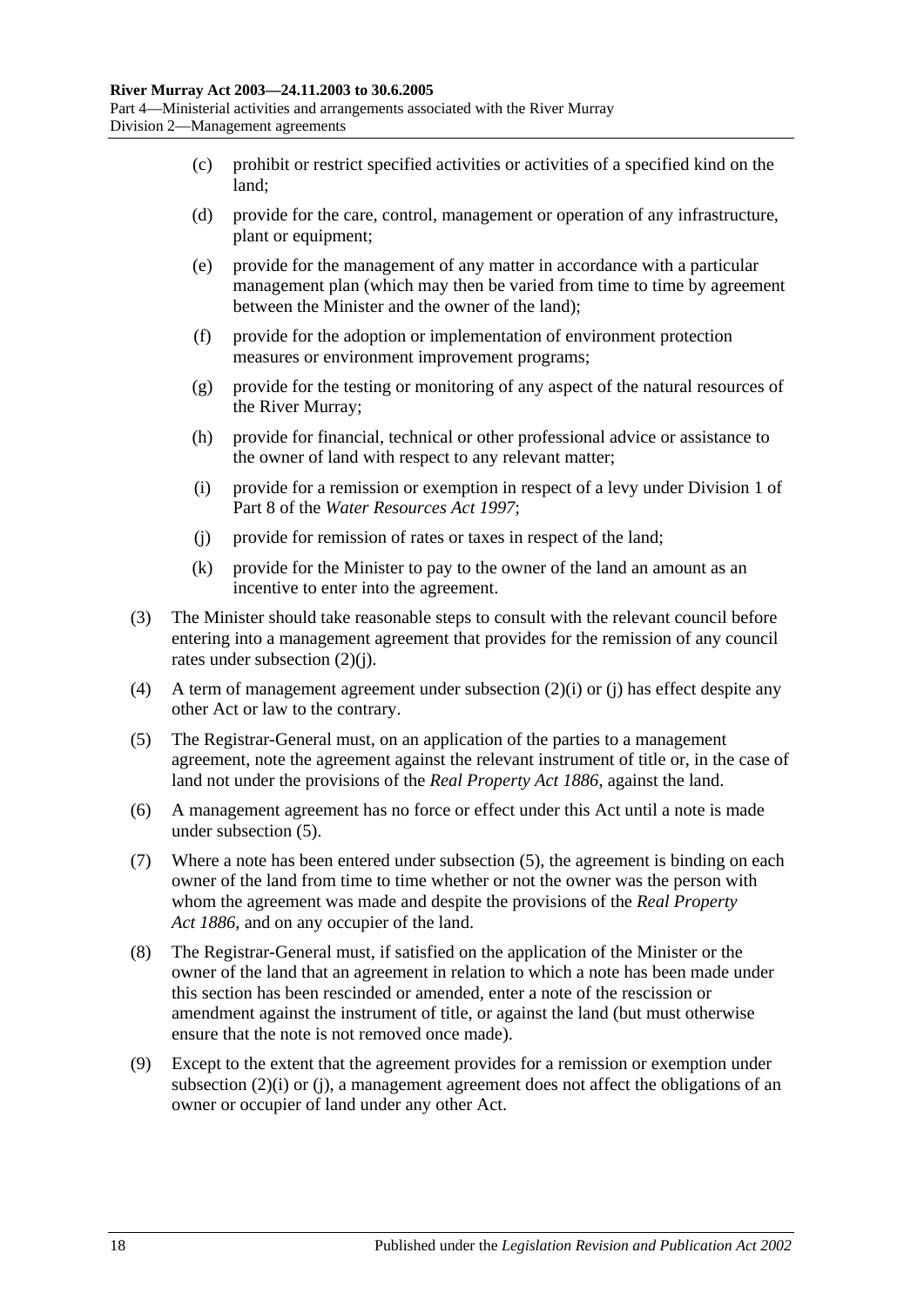(c) prohibit or restrict specified activities or activities of a specified kind on the land;

(d) provide for the care, control, management or operation of any infrastructure, plant or equipment;

(e) provide for the management of any matter in accordance with a particular management plan (which may then be varied from time to time by agreement between the Minister and the owner of the land);

(f) provide for the adoption or implementation of environment protection measures or environment improvement programs;

(g) provide for the testing or monitoring of any aspect of the natural resources of the River Murray;

(h) provide for financial, technical or other professional advice or assistance to the owner of land with respect to any relevant matter;

(i) provide for a remission or exemption in respect of a levy under Division 1 of Part 8 of the *Water Resources Act 1997*;

(j) provide for remission of rates or taxes in respect of the land;

(k) provide for the Minister to pay to the owner of the land an amount as an incentive to enter into the agreement.

(3) The Minister should take reasonable steps to consult with the relevant council before entering into a management agreement that provides for the remission of any council rates under subsection (2)(j).

(4) A term of management agreement under subsection (2)(i) or (j) has effect despite any other Act or law to the contrary.

(5) The Registrar-General must, on an application of the parties to a management agreement, note the agreement against the relevant instrument of title or, in the case of land not under the provisions of the *Real Property Act 1886*, against the land.

(6) A management agreement has no force or effect under this Act until a note is made under subsection (5).

(7) Where a note has been entered under subsection (5), the agreement is binding on each owner of the land from time to time whether or not the owner was the person with whom the agreement was made and despite the provisions of the *Real Property Act 1886*, and on any occupier of the land.

(8) The Registrar-General must, if satisfied on the application of the Minister or the owner of the land that an agreement in relation to which a note has been made under this section has been rescinded or amended, enter a note of the rescission or amendment against the instrument of title, or against the land (but must otherwise ensure that the note is not removed once made).

(9) Except to the extent that the agreement provides for a remission or exemption under subsection (2)(i) or (j), a management agreement does not affect the obligations of an owner or occupier of land under any other Act.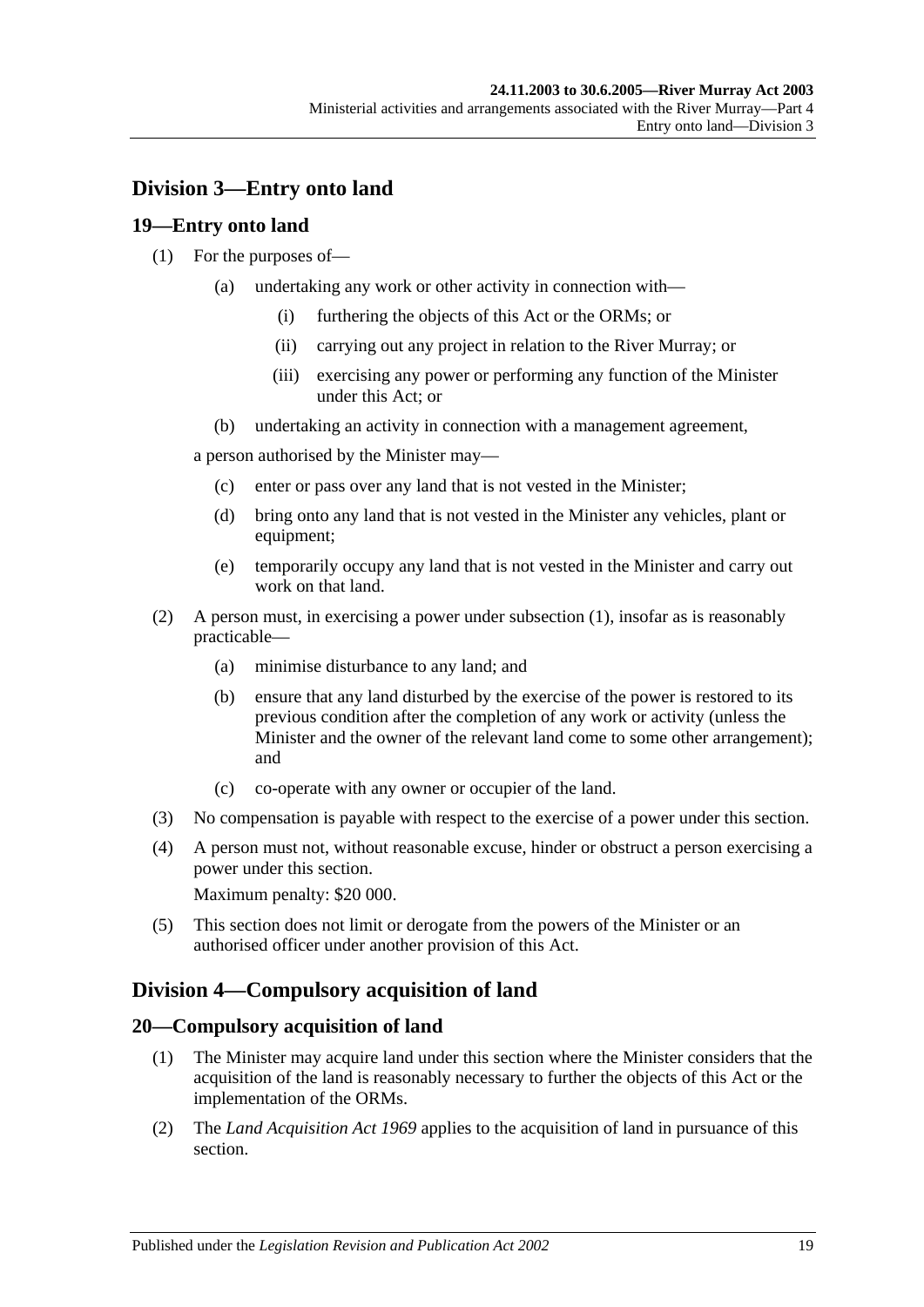## Division 3—Entry onto land

### 19—Entry onto land

(1) For the purposes of—

  (a) undertaking any work or other activity in connection with—

    (i) furthering the objects of this Act or the ORMs; or

    (ii) carrying out any project in relation to the River Murray; or

    (iii) exercising any power or performing any function of the Minister under this Act; or

  (b) undertaking an activity in connection with a management agreement,

a person authorised by the Minister may—

  (c) enter or pass over any land that is not vested in the Minister;

  (d) bring onto any land that is not vested in the Minister any vehicles, plant or equipment;

  (e) temporarily occupy any land that is not vested in the Minister and carry out work on that land.

(2) A person must, in exercising a power under subsection (1), insofar as is reasonably practicable—

  (a) minimise disturbance to any land; and

  (b) ensure that any land disturbed by the exercise of the power is restored to its previous condition after the completion of any work or activity (unless the Minister and the owner of the relevant land come to some other arrangement); and

  (c) co-operate with any owner or occupier of the land.

(3) No compensation is payable with respect to the exercise of a power under this section.

(4) A person must not, without reasonable excuse, hinder or obstruct a person exercising a power under this section.

Maximum penalty: $20 000.

(5) This section does not limit or derogate from the powers of the Minister or an authorised officer under another provision of this Act.

## Division 4—Compulsory acquisition of land

### 20—Compulsory acquisition of land

(1) The Minister may acquire land under this section where the Minister considers that the acquisition of the land is reasonably necessary to further the objects of this Act or the implementation of the ORMs.

(2) The *Land Acquisition Act 1969* applies to the acquisition of land in pursuance of this section.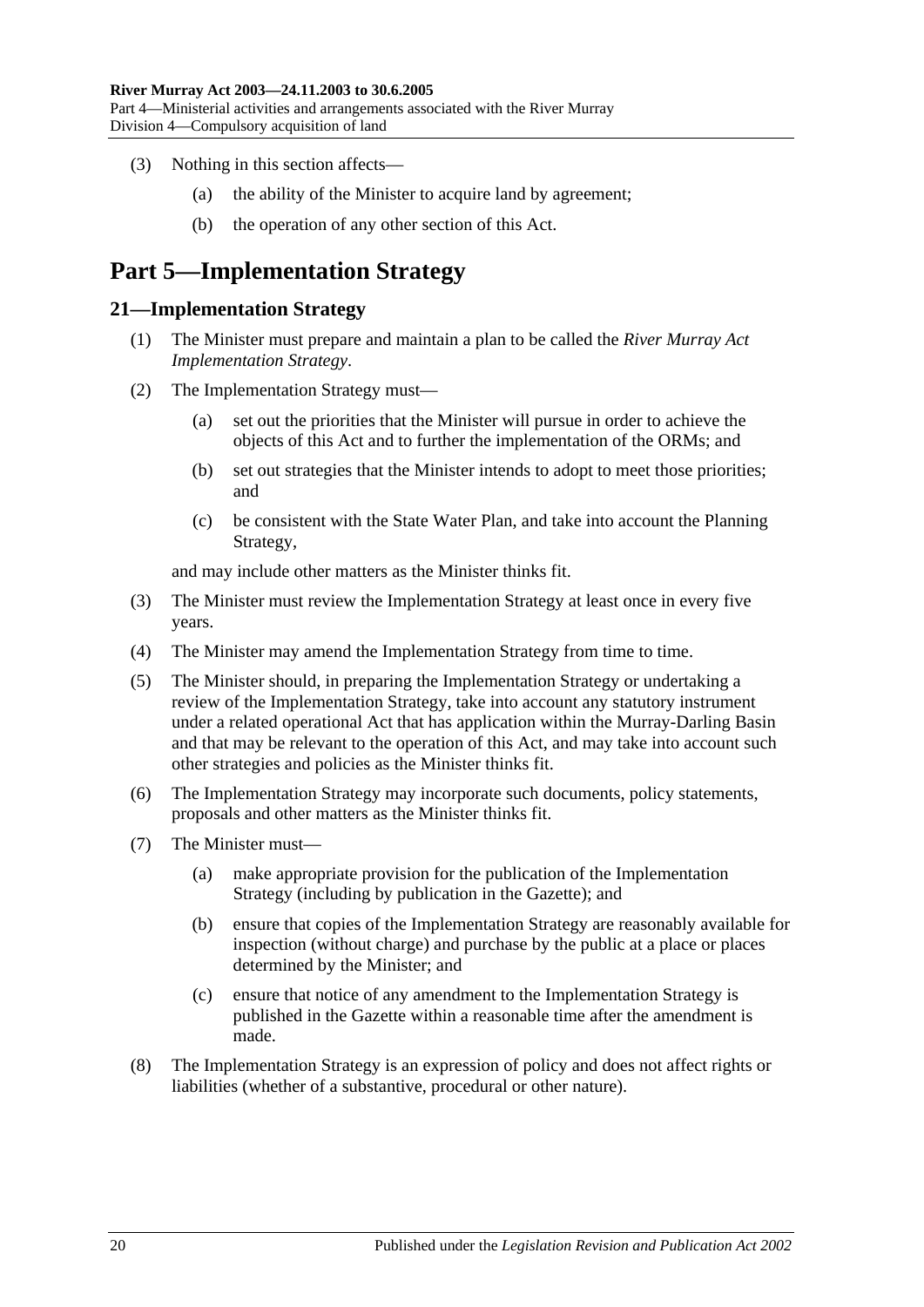(3) Nothing in this section affects—

(a) the ability of the Minister to acquire land by agreement;

(b) the operation of any other section of this Act.

# Part 5—Implementation Strategy

## 21—Implementation Strategy

(1) The Minister must prepare and maintain a plan to be called the *River Murray Act Implementation Strategy*.

(2) The Implementation Strategy must—

(a) set out the priorities that the Minister will pursue in order to achieve the objects of this Act and to further the implementation of the ORMs; and

(b) set out strategies that the Minister intends to adopt to meet those priorities; and

(c) be consistent with the State Water Plan, and take into account the Planning Strategy,

and may include other matters as the Minister thinks fit.

(3) The Minister must review the Implementation Strategy at least once in every five years.

(4) The Minister may amend the Implementation Strategy from time to time.

(5) The Minister should, in preparing the Implementation Strategy or undertaking a review of the Implementation Strategy, take into account any statutory instrument under a related operational Act that has application within the Murray-Darling Basin and that may be relevant to the operation of this Act, and may take into account such other strategies and policies as the Minister thinks fit.

(6) The Implementation Strategy may incorporate such documents, policy statements, proposals and other matters as the Minister thinks fit.

(7) The Minister must—

(a) make appropriate provision for the publication of the Implementation Strategy (including by publication in the Gazette); and

(b) ensure that copies of the Implementation Strategy are reasonably available for inspection (without charge) and purchase by the public at a place or places determined by the Minister; and

(c) ensure that notice of any amendment to the Implementation Strategy is published in the Gazette within a reasonable time after the amendment is made.

(8) The Implementation Strategy is an expression of policy and does not affect rights or liabilities (whether of a substantive, procedural or other nature).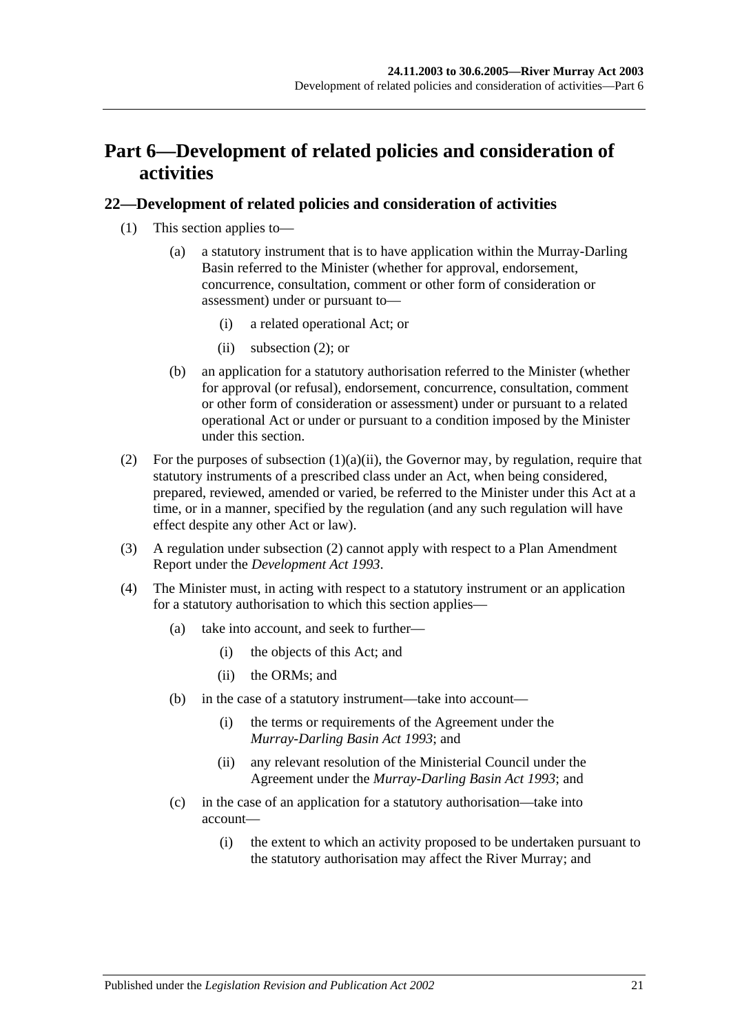# Part 6—Development of related policies and consideration of activities

## 22—Development of related policies and consideration of activities

(1) This section applies to—

  (a) a statutory instrument that is to have application within the Murray-Darling Basin referred to the Minister (whether for approval, endorsement, concurrence, consultation, comment or other form of consideration or assessment) under or pursuant to—

    (i) a related operational Act; or

    (ii) subsection (2); or

  (b) an application for a statutory authorisation referred to the Minister (whether for approval (or refusal), endorsement, concurrence, consultation, comment or other form of consideration or assessment) under or pursuant to a related operational Act or under or pursuant to a condition imposed by the Minister under this section.

(2) For the purposes of subsection (1)(a)(ii), the Governor may, by regulation, require that statutory instruments of a prescribed class under an Act, when being considered, prepared, reviewed, amended or varied, be referred to the Minister under this Act at a time, or in a manner, specified by the regulation (and any such regulation will have effect despite any other Act or law).

(3) A regulation under subsection (2) cannot apply with respect to a Plan Amendment Report under the *Development Act 1993*.

(4) The Minister must, in acting with respect to a statutory instrument or an application for a statutory authorisation to which this section applies—

  (a) take into account, and seek to further—

    (i) the objects of this Act; and

    (ii) the ORMs; and

  (b) in the case of a statutory instrument—take into account—

    (i) the terms or requirements of the Agreement under the *Murray-Darling Basin Act 1993*; and

    (ii) any relevant resolution of the Ministerial Council under the Agreement under the *Murray-Darling Basin Act 1993*; and

  (c) in the case of an application for a statutory authorisation—take into account—

    (i) the extent to which an activity proposed to be undertaken pursuant to the statutory authorisation may affect the River Murray; and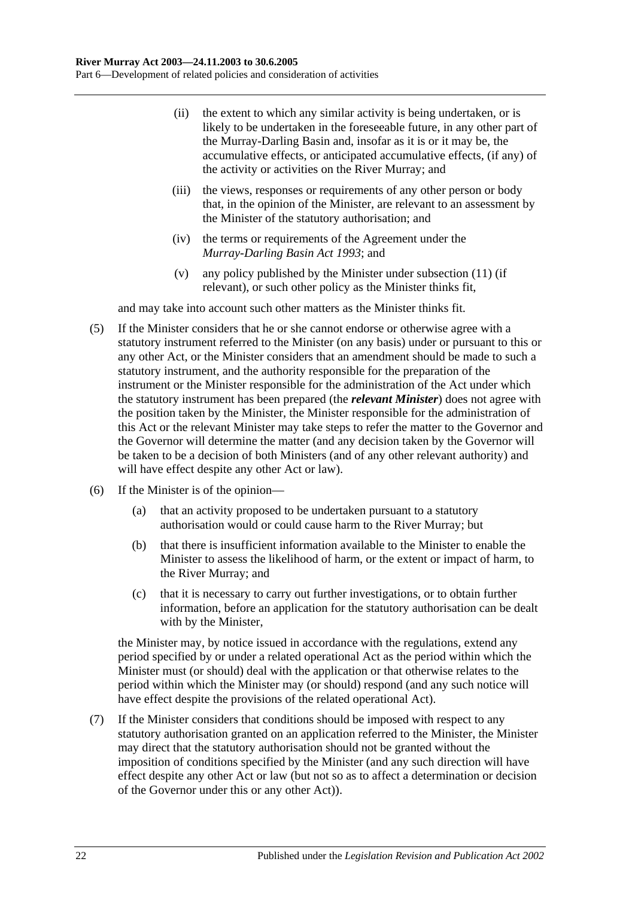(ii) the extent to which any similar activity is being undertaken, or is likely to be undertaken in the foreseeable future, in any other part of the Murray-Darling Basin and, insofar as it is or it may be, the accumulative effects, or anticipated accumulative effects, (if any) of the activity or activities on the River Murray; and

(iii) the views, responses or requirements of any other person or body that, in the opinion of the Minister, are relevant to an assessment by the Minister of the statutory authorisation; and

(iv) the terms or requirements of the Agreement under the *Murray-Darling Basin Act 1993*; and

(v) any policy published by the Minister under subsection (11) (if relevant), or such other policy as the Minister thinks fit,

and may take into account such other matters as the Minister thinks fit.

(5) If the Minister considers that he or she cannot endorse or otherwise agree with a statutory instrument referred to the Minister (on any basis) under or pursuant to this or any other Act, or the Minister considers that an amendment should be made to such a statutory instrument, and the authority responsible for the preparation of the instrument or the Minister responsible for the administration of the Act under which the statutory instrument has been prepared (the ***relevant Minister***) does not agree with the position taken by the Minister, the Minister responsible for the administration of this Act or the relevant Minister may take steps to refer the matter to the Governor and the Governor will determine the matter (and any decision taken by the Governor will be taken to be a decision of both Ministers (and of any other relevant authority) and will have effect despite any other Act or law).

(6) If the Minister is of the opinion—

(a) that an activity proposed to be undertaken pursuant to a statutory authorisation would or could cause harm to the River Murray; but

(b) that there is insufficient information available to the Minister to enable the Minister to assess the likelihood of harm, or the extent or impact of harm, to the River Murray; and

(c) that it is necessary to carry out further investigations, or to obtain further information, before an application for the statutory authorisation can be dealt with by the Minister,

the Minister may, by notice issued in accordance with the regulations, extend any period specified by or under a related operational Act as the period within which the Minister must (or should) deal with the application or that otherwise relates to the period within which the Minister may (or should) respond (and any such notice will have effect despite the provisions of the related operational Act).

(7) If the Minister considers that conditions should be imposed with respect to any statutory authorisation granted on an application referred to the Minister, the Minister may direct that the statutory authorisation should not be granted without the imposition of conditions specified by the Minister (and any such direction will have effect despite any other Act or law (but not so as to affect a determination or decision of the Governor under this or any other Act)).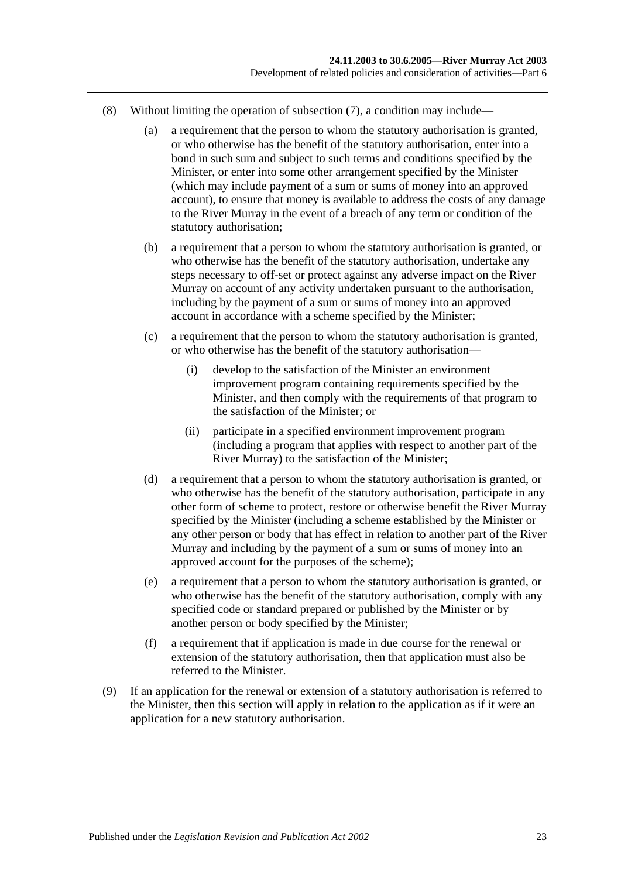(8) Without limiting the operation of subsection (7), a condition may include—

(a) a requirement that the person to whom the statutory authorisation is granted, or who otherwise has the benefit of the statutory authorisation, enter into a bond in such sum and subject to such terms and conditions specified by the Minister, or enter into some other arrangement specified by the Minister (which may include payment of a sum or sums of money into an approved account), to ensure that money is available to address the costs of any damage to the River Murray in the event of a breach of any term or condition of the statutory authorisation;

(b) a requirement that a person to whom the statutory authorisation is granted, or who otherwise has the benefit of the statutory authorisation, undertake any steps necessary to off-set or protect against any adverse impact on the River Murray on account of any activity undertaken pursuant to the authorisation, including by the payment of a sum or sums of money into an approved account in accordance with a scheme specified by the Minister;

(c) a requirement that the person to whom the statutory authorisation is granted, or who otherwise has the benefit of the statutory authorisation—

(i) develop to the satisfaction of the Minister an environment improvement program containing requirements specified by the Minister, and then comply with the requirements of that program to the satisfaction of the Minister; or

(ii) participate in a specified environment improvement program (including a program that applies with respect to another part of the River Murray) to the satisfaction of the Minister;

(d) a requirement that a person to whom the statutory authorisation is granted, or who otherwise has the benefit of the statutory authorisation, participate in any other form of scheme to protect, restore or otherwise benefit the River Murray specified by the Minister (including a scheme established by the Minister or any other person or body that has effect in relation to another part of the River Murray and including by the payment of a sum or sums of money into an approved account for the purposes of the scheme);

(e) a requirement that a person to whom the statutory authorisation is granted, or who otherwise has the benefit of the statutory authorisation, comply with any specified code or standard prepared or published by the Minister or by another person or body specified by the Minister;

(f) a requirement that if application is made in due course for the renewal or extension of the statutory authorisation, then that application must also be referred to the Minister.

(9) If an application for the renewal or extension of a statutory authorisation is referred to the Minister, then this section will apply in relation to the application as if it were an application for a new statutory authorisation.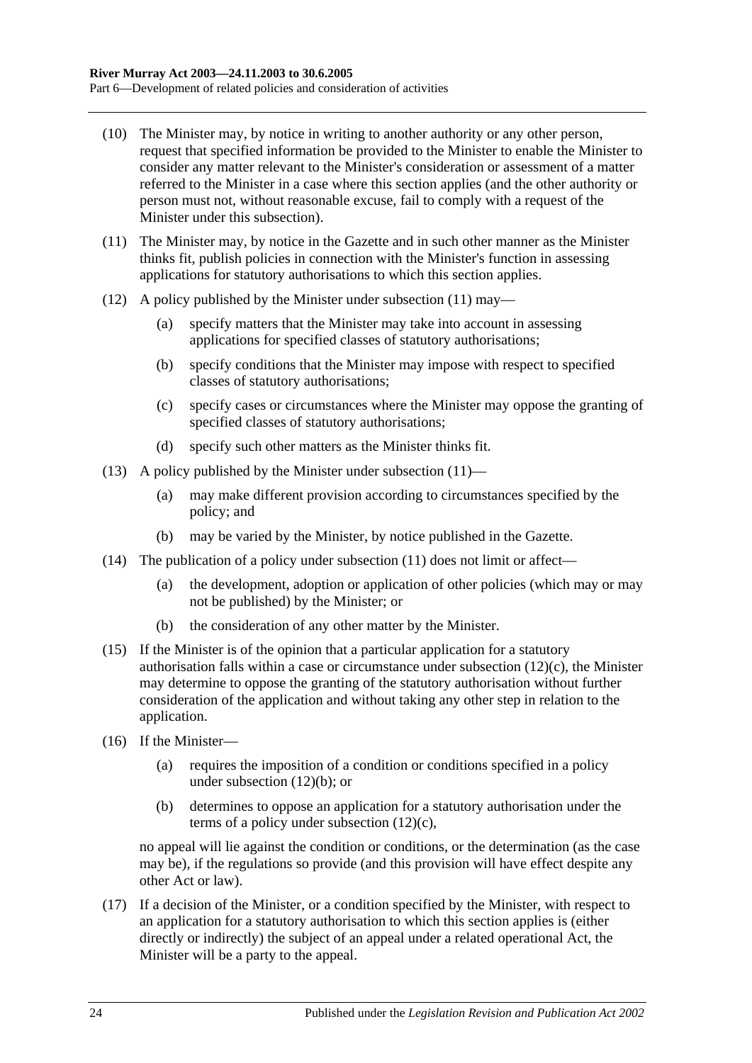(10) The Minister may, by notice in writing to another authority or any other person, request that specified information be provided to the Minister to enable the Minister to consider any matter relevant to the Minister's consideration or assessment of a matter referred to the Minister in a case where this section applies (and the other authority or person must not, without reasonable excuse, fail to comply with a request of the Minister under this subsection).

(11) The Minister may, by notice in the Gazette and in such other manner as the Minister thinks fit, publish policies in connection with the Minister's function in assessing applications for statutory authorisations to which this section applies.

(12) A policy published by the Minister under subsection (11) may—

- (a) specify matters that the Minister may take into account in assessing applications for specified classes of statutory authorisations;
- (b) specify conditions that the Minister may impose with respect to specified classes of statutory authorisations;
- (c) specify cases or circumstances where the Minister may oppose the granting of specified classes of statutory authorisations;
- (d) specify such other matters as the Minister thinks fit.

(13) A policy published by the Minister under subsection (11)—

- (a) may make different provision according to circumstances specified by the policy; and
- (b) may be varied by the Minister, by notice published in the Gazette.

(14) The publication of a policy under subsection (11) does not limit or affect—

- (a) the development, adoption or application of other policies (which may or may not be published) by the Minister; or
- (b) the consideration of any other matter by the Minister.

(15) If the Minister is of the opinion that a particular application for a statutory authorisation falls within a case or circumstance under subsection (12)(c), the Minister may determine to oppose the granting of the statutory authorisation without further consideration of the application and without taking any other step in relation to the application.

(16) If the Minister—

- (a) requires the imposition of a condition or conditions specified in a policy under subsection (12)(b); or
- (b) determines to oppose an application for a statutory authorisation under the terms of a policy under subsection (12)(c),

no appeal will lie against the condition or conditions, or the determination (as the case may be), if the regulations so provide (and this provision will have effect despite any other Act or law).

(17) If a decision of the Minister, or a condition specified by the Minister, with respect to an application for a statutory authorisation to which this section applies is (either directly or indirectly) the subject of an appeal under a related operational Act, the Minister will be a party to the appeal.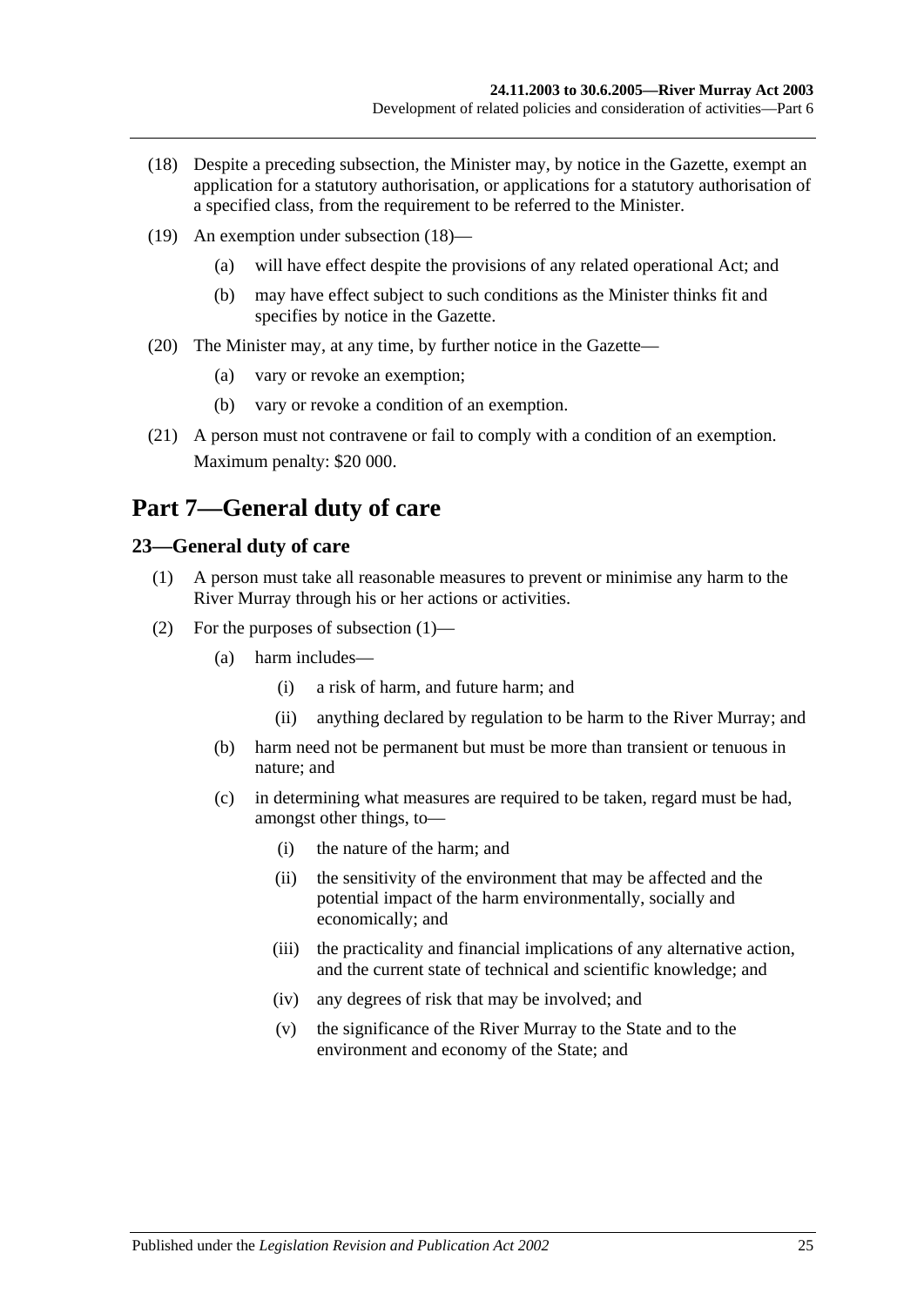(18) Despite a preceding subsection, the Minister may, by notice in the Gazette, exempt an application for a statutory authorisation, or applications for a statutory authorisation of a specified class, from the requirement to be referred to the Minister.

(19) An exemption under subsection (18)—

(a) will have effect despite the provisions of any related operational Act; and

(b) may have effect subject to such conditions as the Minister thinks fit and specifies by notice in the Gazette.

(20) The Minister may, at any time, by further notice in the Gazette—

(a) vary or revoke an exemption;

(b) vary or revoke a condition of an exemption.

(21) A person must not contravene or fail to comply with a condition of an exemption.

Maximum penalty: $20 000.

# Part 7—General duty of care

## 23—General duty of care

(1) A person must take all reasonable measures to prevent or minimise any harm to the River Murray through his or her actions or activities.

(2) For the purposes of subsection (1)—

(a) harm includes—

(i) a risk of harm, and future harm; and

(ii) anything declared by regulation to be harm to the River Murray; and

(b) harm need not be permanent but must be more than transient or tenuous in nature; and

(c) in determining what measures are required to be taken, regard must be had, amongst other things, to—

(i) the nature of the harm; and

(ii) the sensitivity of the environment that may be affected and the potential impact of the harm environmentally, socially and economically; and

(iii) the practicality and financial implications of any alternative action, and the current state of technical and scientific knowledge; and

(iv) any degrees of risk that may be involved; and

(v) the significance of the River Murray to the State and to the environment and economy of the State; and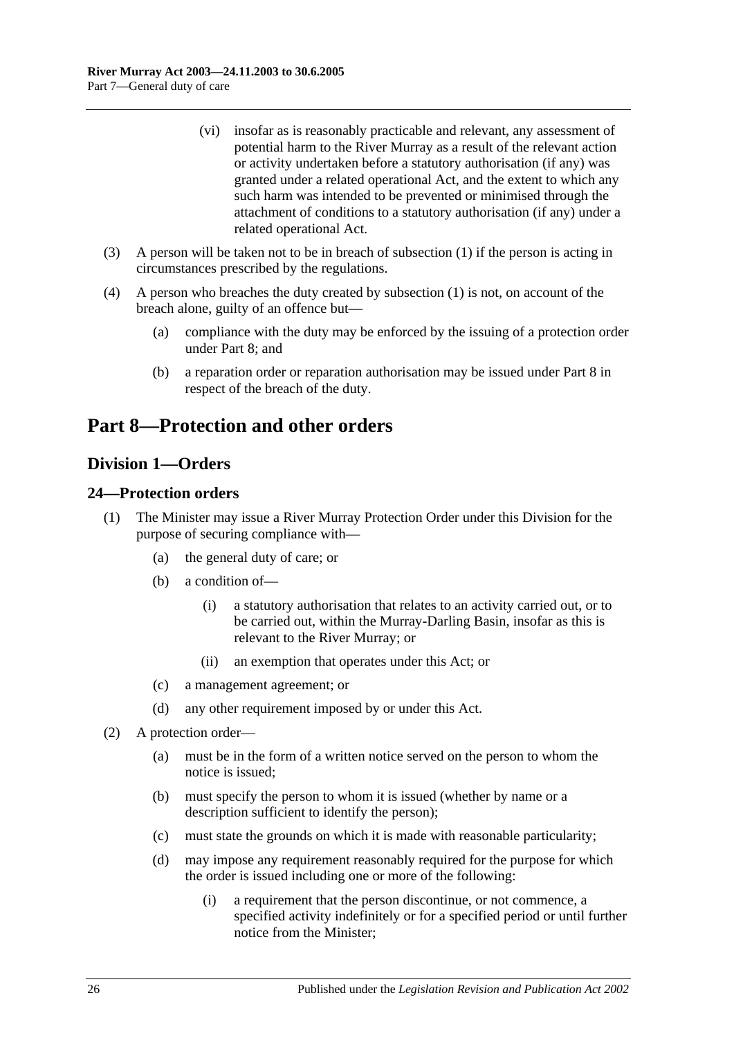(vi) insofar as is reasonably practicable and relevant, any assessment of potential harm to the River Murray as a result of the relevant action or activity undertaken before a statutory authorisation (if any) was granted under a related operational Act, and the extent to which any such harm was intended to be prevented or minimised through the attachment of conditions to a statutory authorisation (if any) under a related operational Act.

(3) A person will be taken not to be in breach of subsection (1) if the person is acting in circumstances prescribed by the regulations.

(4) A person who breaches the duty created by subsection (1) is not, on account of the breach alone, guilty of an offence but—

(a) compliance with the duty may be enforced by the issuing of a protection order under Part 8; and

(b) a reparation order or reparation authorisation may be issued under Part 8 in respect of the breach of the duty.

# Part 8—Protection and other orders

## Division 1—Orders

### 24—Protection orders

(1) The Minister may issue a River Murray Protection Order under this Division for the purpose of securing compliance with—

(a) the general duty of care; or

(b) a condition of—

(i) a statutory authorisation that relates to an activity carried out, or to be carried out, within the Murray-Darling Basin, insofar as this is relevant to the River Murray; or

(ii) an exemption that operates under this Act; or

(c) a management agreement; or

(d) any other requirement imposed by or under this Act.

(2) A protection order—

(a) must be in the form of a written notice served on the person to whom the notice is issued;

(b) must specify the person to whom it is issued (whether by name or a description sufficient to identify the person);

(c) must state the grounds on which it is made with reasonable particularity;

(d) may impose any requirement reasonably required for the purpose for which the order is issued including one or more of the following:

(i) a requirement that the person discontinue, or not commence, a specified activity indefinitely or for a specified period or until further notice from the Minister;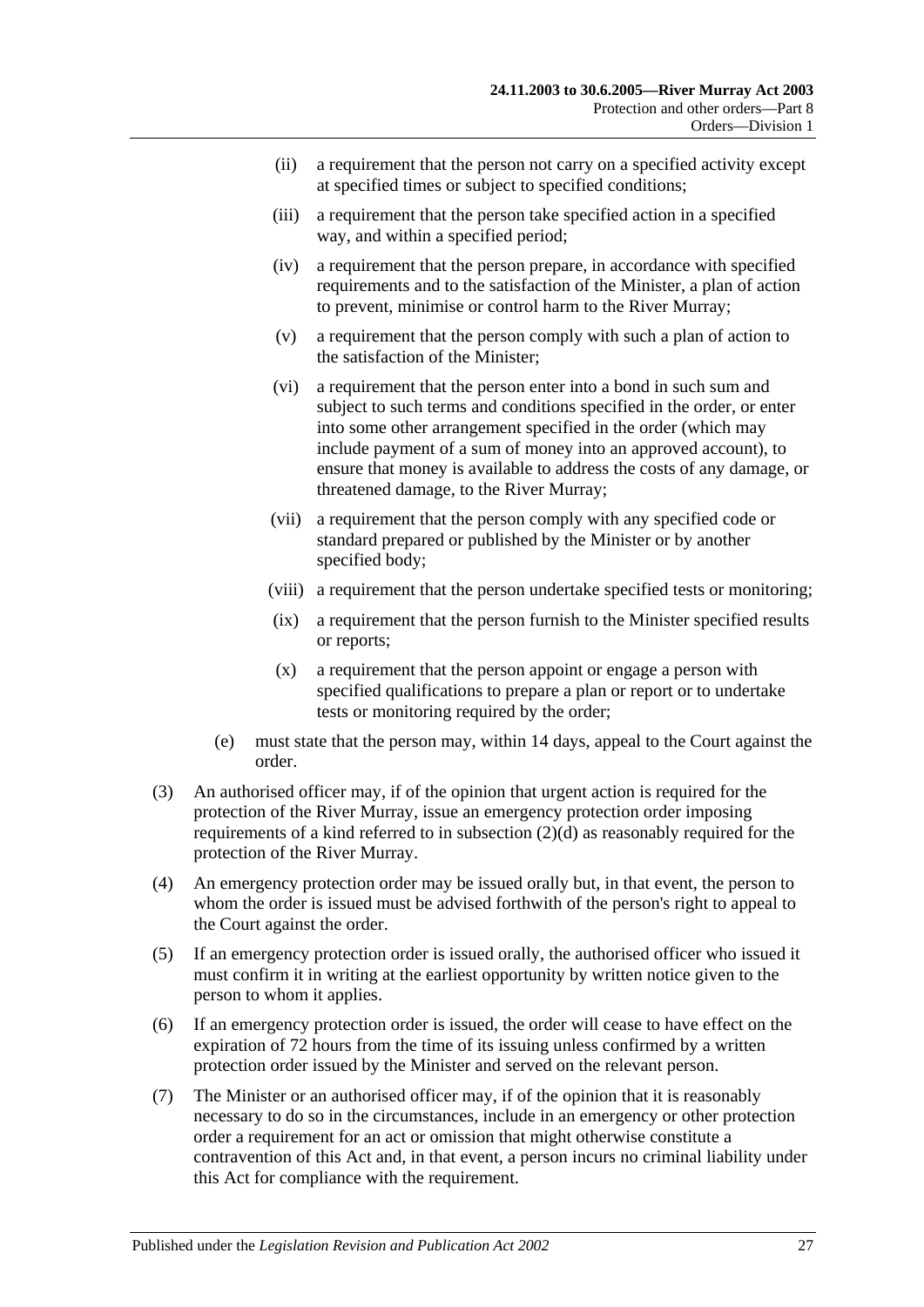(ii) a requirement that the person not carry on a specified activity except at specified times or subject to specified conditions;

(iii) a requirement that the person take specified action in a specified way, and within a specified period;

(iv) a requirement that the person prepare, in accordance with specified requirements and to the satisfaction of the Minister, a plan of action to prevent, minimise or control harm to the River Murray;

(v) a requirement that the person comply with such a plan of action to the satisfaction of the Minister;

(vi) a requirement that the person enter into a bond in such sum and subject to such terms and conditions specified in the order, or enter into some other arrangement specified in the order (which may include payment of a sum of money into an approved account), to ensure that money is available to address the costs of any damage, or threatened damage, to the River Murray;

(vii) a requirement that the person comply with any specified code or standard prepared or published by the Minister or by another specified body;

(viii) a requirement that the person undertake specified tests or monitoring;

(ix) a requirement that the person furnish to the Minister specified results or reports;

(x) a requirement that the person appoint or engage a person with specified qualifications to prepare a plan or report or to undertake tests or monitoring required by the order;

(e) must state that the person may, within 14 days, appeal to the Court against the order.

(3) An authorised officer may, if of the opinion that urgent action is required for the protection of the River Murray, issue an emergency protection order imposing requirements of a kind referred to in subsection (2)(d) as reasonably required for the protection of the River Murray.

(4) An emergency protection order may be issued orally but, in that event, the person to whom the order is issued must be advised forthwith of the person's right to appeal to the Court against the order.

(5) If an emergency protection order is issued orally, the authorised officer who issued it must confirm it in writing at the earliest opportunity by written notice given to the person to whom it applies.

(6) If an emergency protection order is issued, the order will cease to have effect on the expiration of 72 hours from the time of its issuing unless confirmed by a written protection order issued by the Minister and served on the relevant person.

(7) The Minister or an authorised officer may, if of the opinion that it is reasonably necessary to do so in the circumstances, include in an emergency or other protection order a requirement for an act or omission that might otherwise constitute a contravention of this Act and, in that event, a person incurs no criminal liability under this Act for compliance with the requirement.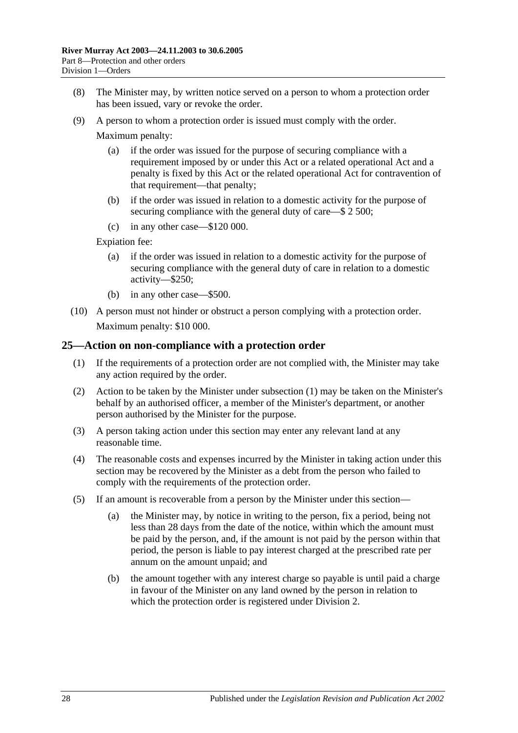(8) The Minister may, by written notice served on a person to whom a protection order has been issued, vary or revoke the order.

(9) A person to whom a protection order is issued must comply with the order.

Maximum penalty:

(a) if the order was issued for the purpose of securing compliance with a requirement imposed by or under this Act or a related operational Act and a penalty is fixed by this Act or the related operational Act for contravention of that requirement—that penalty;

(b) if the order was issued in relation to a domestic activity for the purpose of securing compliance with the general duty of care—$ 2 500;

(c) in any other case—$120 000.

Expiation fee:

(a) if the order was issued in relation to a domestic activity for the purpose of securing compliance with the general duty of care in relation to a domestic activity—$250;

(b) in any other case—$500.

(10) A person must not hinder or obstruct a person complying with a protection order.

Maximum penalty: $10 000.

## 25—Action on non-compliance with a protection order

(1) If the requirements of a protection order are not complied with, the Minister may take any action required by the order.

(2) Action to be taken by the Minister under subsection (1) may be taken on the Minister's behalf by an authorised officer, a member of the Minister's department, or another person authorised by the Minister for the purpose.

(3) A person taking action under this section may enter any relevant land at any reasonable time.

(4) The reasonable costs and expenses incurred by the Minister in taking action under this section may be recovered by the Minister as a debt from the person who failed to comply with the requirements of the protection order.

(5) If an amount is recoverable from a person by the Minister under this section—

(a) the Minister may, by notice in writing to the person, fix a period, being not less than 28 days from the date of the notice, within which the amount must be paid by the person, and, if the amount is not paid by the person within that period, the person is liable to pay interest charged at the prescribed rate per annum on the amount unpaid; and

(b) the amount together with any interest charge so payable is until paid a charge in favour of the Minister on any land owned by the person in relation to which the protection order is registered under Division 2.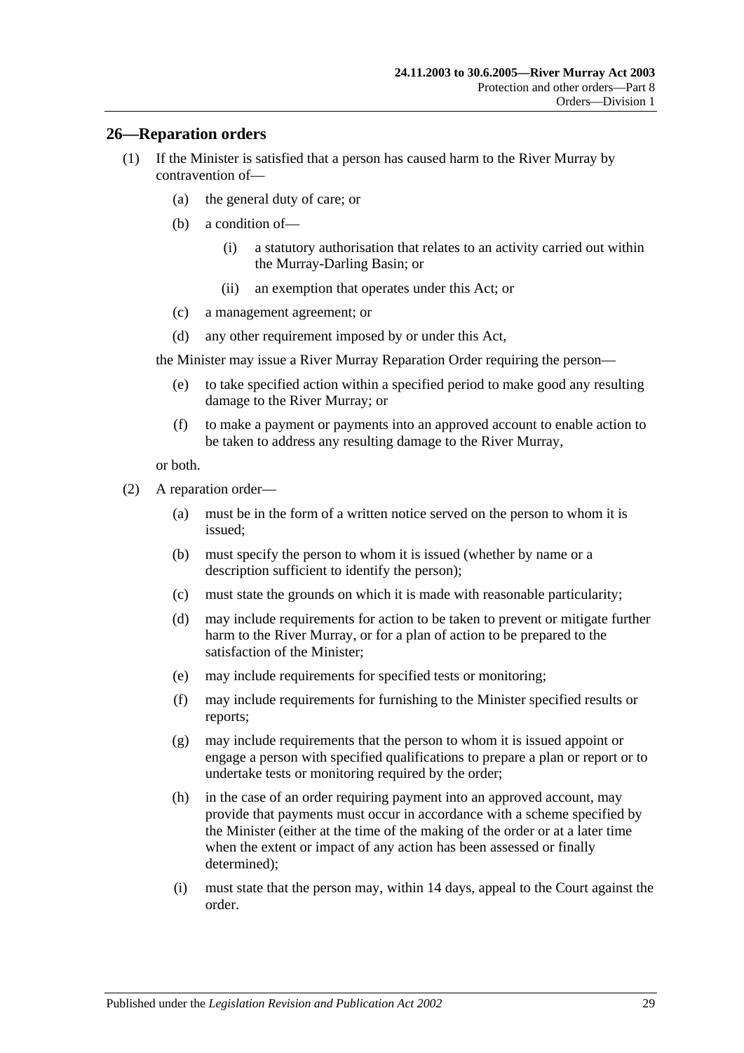## 26—Reparation orders

(1) If the Minister is satisfied that a person has caused harm to the River Murray by contravention of—

(a) the general duty of care; or

(b) a condition of—

(i) a statutory authorisation that relates to an activity carried out within the Murray-Darling Basin; or

(ii) an exemption that operates under this Act; or

(c) a management agreement; or

(d) any other requirement imposed by or under this Act,

the Minister may issue a River Murray Reparation Order requiring the person—

(e) to take specified action within a specified period to make good any resulting damage to the River Murray; or

(f) to make a payment or payments into an approved account to enable action to be taken to address any resulting damage to the River Murray,

or both.

(2) A reparation order—

(a) must be in the form of a written notice served on the person to whom it is issued;

(b) must specify the person to whom it is issued (whether by name or a description sufficient to identify the person);

(c) must state the grounds on which it is made with reasonable particularity;

(d) may include requirements for action to be taken to prevent or mitigate further harm to the River Murray, or for a plan of action to be prepared to the satisfaction of the Minister;

(e) may include requirements for specified tests or monitoring;

(f) may include requirements for furnishing to the Minister specified results or reports;

(g) may include requirements that the person to whom it is issued appoint or engage a person with specified qualifications to prepare a plan or report or to undertake tests or monitoring required by the order;

(h) in the case of an order requiring payment into an approved account, may provide that payments must occur in accordance with a scheme specified by the Minister (either at the time of the making of the order or at a later time when the extent or impact of any action has been assessed or finally determined);

(i) must state that the person may, within 14 days, appeal to the Court against the order.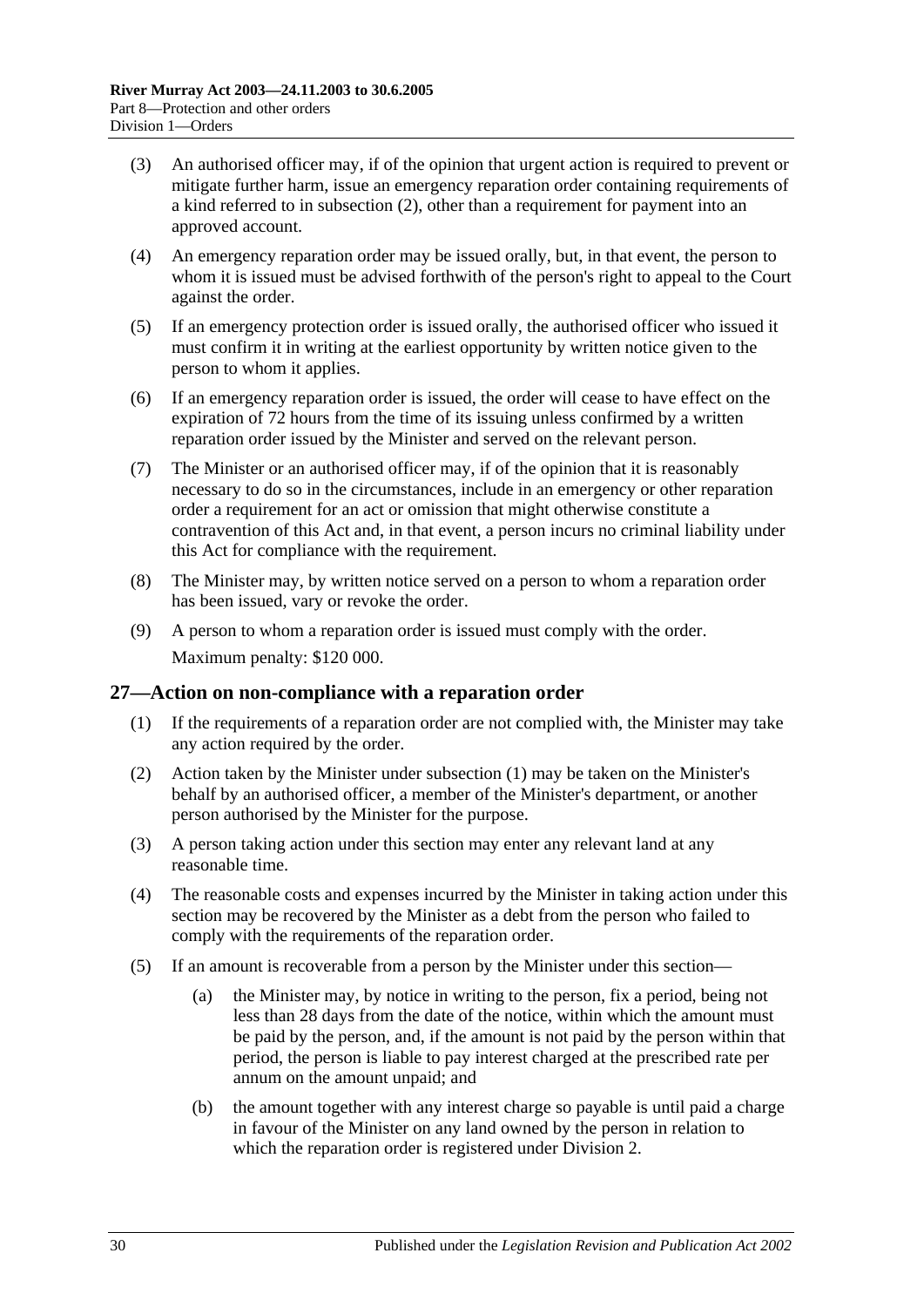(3) An authorised officer may, if of the opinion that urgent action is required to prevent or mitigate further harm, issue an emergency reparation order containing requirements of a kind referred to in subsection (2), other than a requirement for payment into an approved account.

(4) An emergency reparation order may be issued orally, but, in that event, the person to whom it is issued must be advised forthwith of the person's right to appeal to the Court against the order.

(5) If an emergency protection order is issued orally, the authorised officer who issued it must confirm it in writing at the earliest opportunity by written notice given to the person to whom it applies.

(6) If an emergency reparation order is issued, the order will cease to have effect on the expiration of 72 hours from the time of its issuing unless confirmed by a written reparation order issued by the Minister and served on the relevant person.

(7) The Minister or an authorised officer may, if of the opinion that it is reasonably necessary to do so in the circumstances, include in an emergency or other reparation order a requirement for an act or omission that might otherwise constitute a contravention of this Act and, in that event, a person incurs no criminal liability under this Act for compliance with the requirement.

(8) The Minister may, by written notice served on a person to whom a reparation order has been issued, vary or revoke the order.

(9) A person to whom a reparation order is issued must comply with the order.

Maximum penalty: $120 000.

## 27—Action on non-compliance with a reparation order

(1) If the requirements of a reparation order are not complied with, the Minister may take any action required by the order.

(2) Action taken by the Minister under subsection (1) may be taken on the Minister's behalf by an authorised officer, a member of the Minister's department, or another person authorised by the Minister for the purpose.

(3) A person taking action under this section may enter any relevant land at any reasonable time.

(4) The reasonable costs and expenses incurred by the Minister in taking action under this section may be recovered by the Minister as a debt from the person who failed to comply with the requirements of the reparation order.

(5) If an amount is recoverable from a person by the Minister under this section—

(a) the Minister may, by notice in writing to the person, fix a period, being not less than 28 days from the date of the notice, within which the amount must be paid by the person, and, if the amount is not paid by the person within that period, the person is liable to pay interest charged at the prescribed rate per annum on the amount unpaid; and

(b) the amount together with any interest charge so payable is until paid a charge in favour of the Minister on any land owned by the person in relation to which the reparation order is registered under Division 2.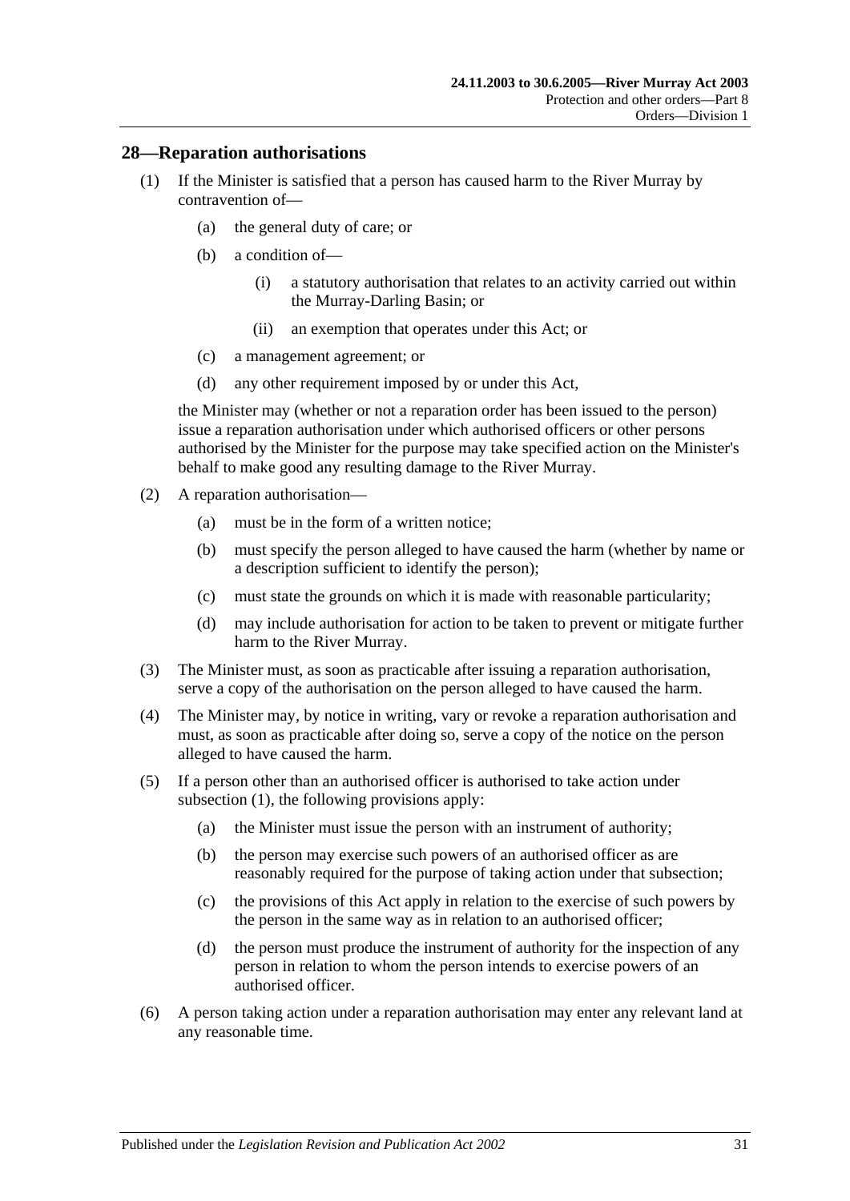## 28—Reparation authorisations

(1) If the Minister is satisfied that a person has caused harm to the River Murray by contravention of—

  (a) the general duty of care; or

  (b) a condition of—

    (i) a statutory authorisation that relates to an activity carried out within the Murray-Darling Basin; or

    (ii) an exemption that operates under this Act; or

  (c) a management agreement; or

  (d) any other requirement imposed by or under this Act,

the Minister may (whether or not a reparation order has been issued to the person) issue a reparation authorisation under which authorised officers or other persons authorised by the Minister for the purpose may take specified action on the Minister's behalf to make good any resulting damage to the River Murray.

(2) A reparation authorisation—

  (a) must be in the form of a written notice;

  (b) must specify the person alleged to have caused the harm (whether by name or a description sufficient to identify the person);

  (c) must state the grounds on which it is made with reasonable particularity;

  (d) may include authorisation for action to be taken to prevent or mitigate further harm to the River Murray.

(3) The Minister must, as soon as practicable after issuing a reparation authorisation, serve a copy of the authorisation on the person alleged to have caused the harm.

(4) The Minister may, by notice in writing, vary or revoke a reparation authorisation and must, as soon as practicable after doing so, serve a copy of the notice on the person alleged to have caused the harm.

(5) If a person other than an authorised officer is authorised to take action under subsection (1), the following provisions apply:

  (a) the Minister must issue the person with an instrument of authority;

  (b) the person may exercise such powers of an authorised officer as are reasonably required for the purpose of taking action under that subsection;

  (c) the provisions of this Act apply in relation to the exercise of such powers by the person in the same way as in relation to an authorised officer;

  (d) the person must produce the instrument of authority for the inspection of any person in relation to whom the person intends to exercise powers of an authorised officer.

(6) A person taking action under a reparation authorisation may enter any relevant land at any reasonable time.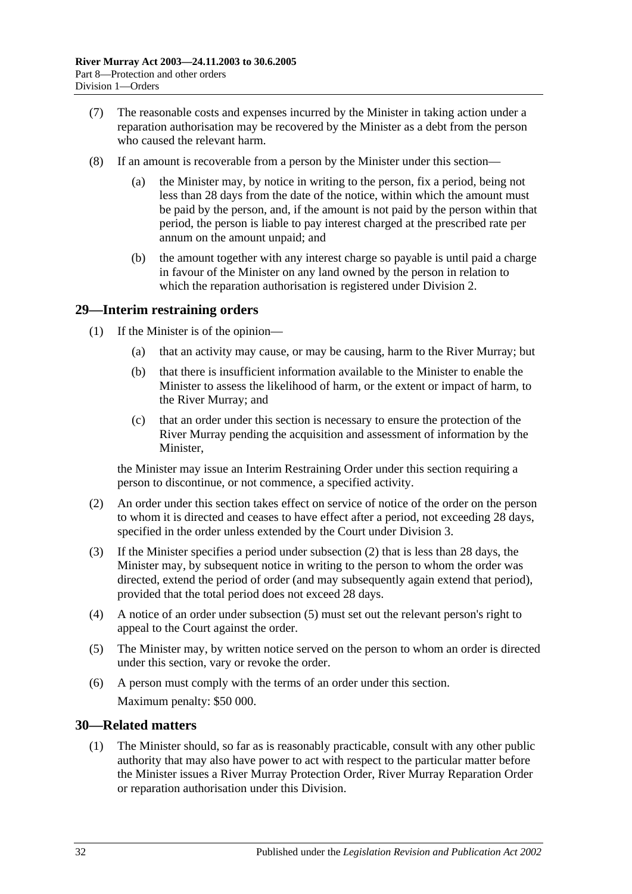(7) The reasonable costs and expenses incurred by the Minister in taking action under a reparation authorisation may be recovered by the Minister as a debt from the person who caused the relevant harm.

(8) If an amount is recoverable from a person by the Minister under this section—

(a) the Minister may, by notice in writing to the person, fix a period, being not less than 28 days from the date of the notice, within which the amount must be paid by the person, and, if the amount is not paid by the person within that period, the person is liable to pay interest charged at the prescribed rate per annum on the amount unpaid; and

(b) the amount together with any interest charge so payable is until paid a charge in favour of the Minister on any land owned by the person in relation to which the reparation authorisation is registered under Division 2.

## 29—Interim restraining orders

(1) If the Minister is of the opinion—

(a) that an activity may cause, or may be causing, harm to the River Murray; but

(b) that there is insufficient information available to the Minister to enable the Minister to assess the likelihood of harm, or the extent or impact of harm, to the River Murray; and

(c) that an order under this section is necessary to ensure the protection of the River Murray pending the acquisition and assessment of information by the Minister,

the Minister may issue an Interim Restraining Order under this section requiring a person to discontinue, or not commence, a specified activity.

(2) An order under this section takes effect on service of notice of the order on the person to whom it is directed and ceases to have effect after a period, not exceeding 28 days, specified in the order unless extended by the Court under Division 3.

(3) If the Minister specifies a period under subsection (2) that is less than 28 days, the Minister may, by subsequent notice in writing to the person to whom the order was directed, extend the period of order (and may subsequently again extend that period), provided that the total period does not exceed 28 days.

(4) A notice of an order under subsection (5) must set out the relevant person's right to appeal to the Court against the order.

(5) The Minister may, by written notice served on the person to whom an order is directed under this section, vary or revoke the order.

(6) A person must comply with the terms of an order under this section.

Maximum penalty: $50 000.

## 30—Related matters

(1) The Minister should, so far as is reasonably practicable, consult with any other public authority that may also have power to act with respect to the particular matter before the Minister issues a River Murray Protection Order, River Murray Reparation Order or reparation authorisation under this Division.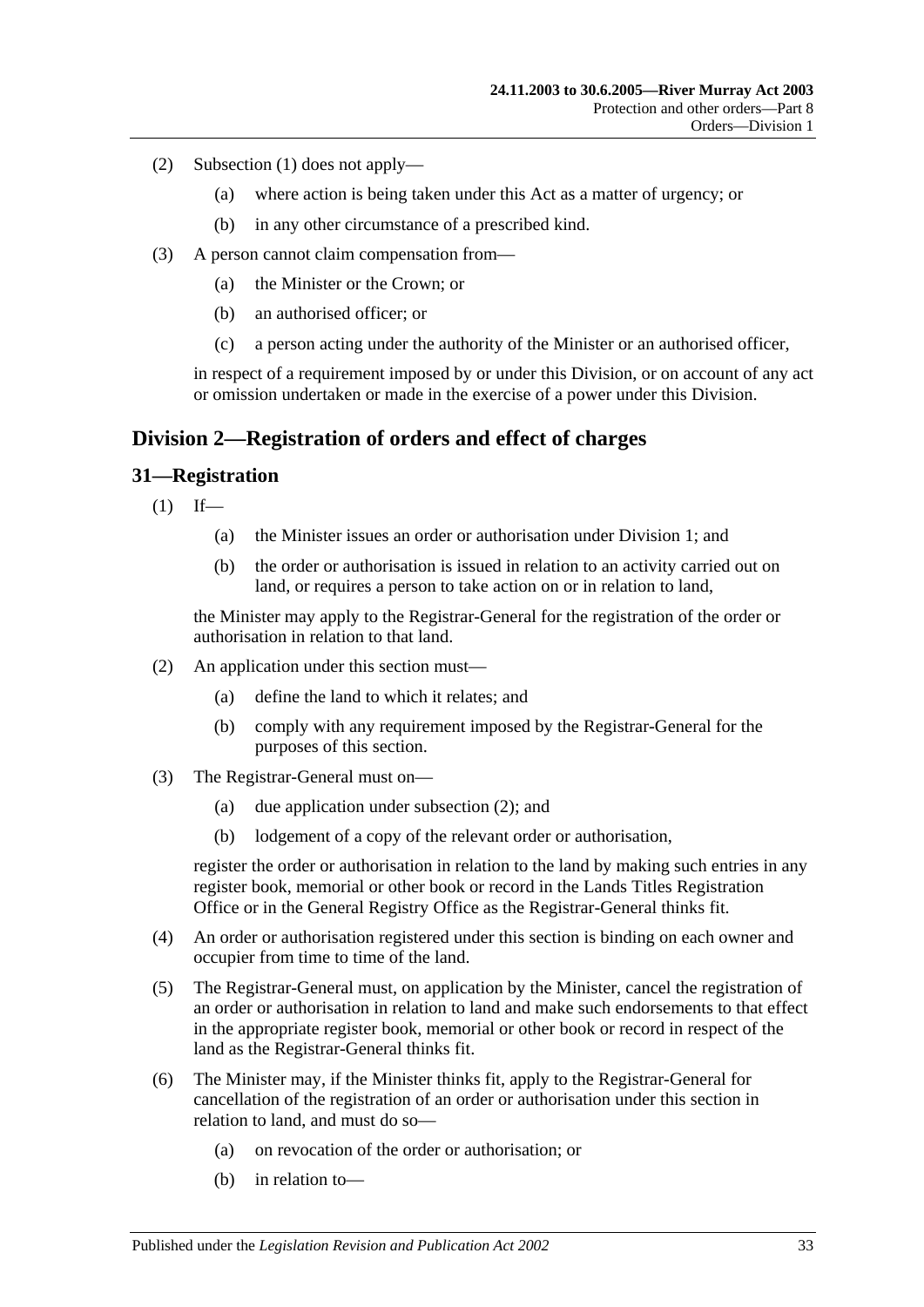(2) Subsection (1) does not apply—

(a) where action is being taken under this Act as a matter of urgency; or

(b) in any other circumstance of a prescribed kind.

(3) A person cannot claim compensation from—

(a) the Minister or the Crown; or

(b) an authorised officer; or

(c) a person acting under the authority of the Minister or an authorised officer,

in respect of a requirement imposed by or under this Division, or on account of any act or omission undertaken or made in the exercise of a power under this Division.

## Division 2—Registration of orders and effect of charges

### 31—Registration

(1) If—

(a) the Minister issues an order or authorisation under Division 1; and

(b) the order or authorisation is issued in relation to an activity carried out on land, or requires a person to take action on or in relation to land,

the Minister may apply to the Registrar-General for the registration of the order or authorisation in relation to that land.

(2) An application under this section must—

(a) define the land to which it relates; and

(b) comply with any requirement imposed by the Registrar-General for the purposes of this section.

(3) The Registrar-General must on—

(a) due application under subsection (2); and

(b) lodgement of a copy of the relevant order or authorisation,

register the order or authorisation in relation to the land by making such entries in any register book, memorial or other book or record in the Lands Titles Registration Office or in the General Registry Office as the Registrar-General thinks fit.

(4) An order or authorisation registered under this section is binding on each owner and occupier from time to time of the land.

(5) The Registrar-General must, on application by the Minister, cancel the registration of an order or authorisation in relation to land and make such endorsements to that effect in the appropriate register book, memorial or other book or record in respect of the land as the Registrar-General thinks fit.

(6) The Minister may, if the Minister thinks fit, apply to the Registrar-General for cancellation of the registration of an order or authorisation under this section in relation to land, and must do so—

(a) on revocation of the order or authorisation; or

(b) in relation to—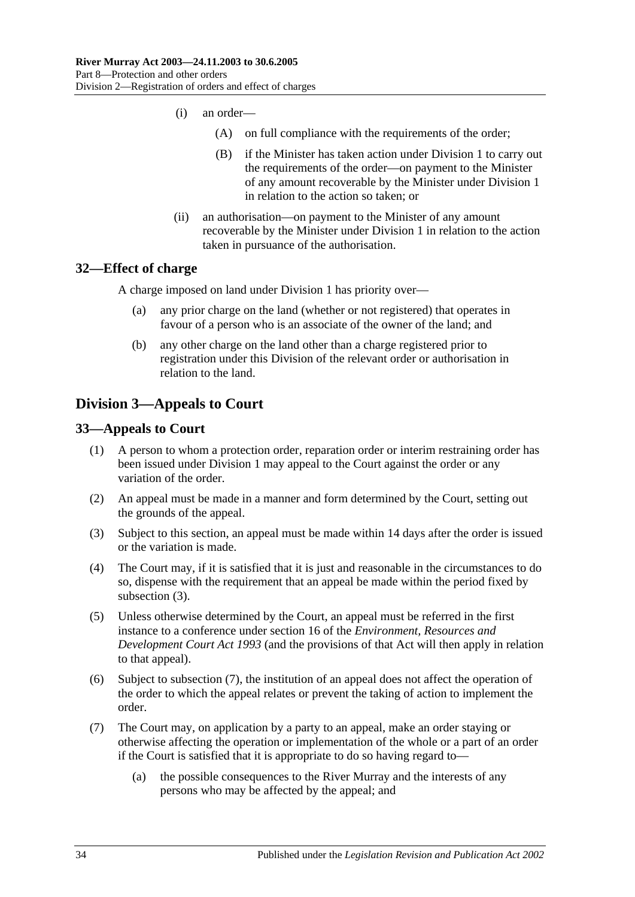(i) an order—

(A) on full compliance with the requirements of the order;

(B) if the Minister has taken action under Division 1 to carry out the requirements of the order—on payment to the Minister of any amount recoverable by the Minister under Division 1 in relation to the action so taken; or

(ii) an authorisation—on payment to the Minister of any amount recoverable by the Minister under Division 1 in relation to the action taken in pursuance of the authorisation.

## 32—Effect of charge

A charge imposed on land under Division 1 has priority over—

(a) any prior charge on the land (whether or not registered) that operates in favour of a person who is an associate of the owner of the land; and

(b) any other charge on the land other than a charge registered prior to registration under this Division of the relevant order or authorisation in relation to the land.

# Division 3—Appeals to Court

## 33—Appeals to Court

(1) A person to whom a protection order, reparation order or interim restraining order has been issued under Division 1 may appeal to the Court against the order or any variation of the order.

(2) An appeal must be made in a manner and form determined by the Court, setting out the grounds of the appeal.

(3) Subject to this section, an appeal must be made within 14 days after the order is issued or the variation is made.

(4) The Court may, if it is satisfied that it is just and reasonable in the circumstances to do so, dispense with the requirement that an appeal be made within the period fixed by subsection (3).

(5) Unless otherwise determined by the Court, an appeal must be referred in the first instance to a conference under section 16 of the *Environment, Resources and Development Court Act 1993* (and the provisions of that Act will then apply in relation to that appeal).

(6) Subject to subsection (7), the institution of an appeal does not affect the operation of the order to which the appeal relates or prevent the taking of action to implement the order.

(7) The Court may, on application by a party to an appeal, make an order staying or otherwise affecting the operation or implementation of the whole or a part of an order if the Court is satisfied that it is appropriate to do so having regard to—

(a) the possible consequences to the River Murray and the interests of any persons who may be affected by the appeal; and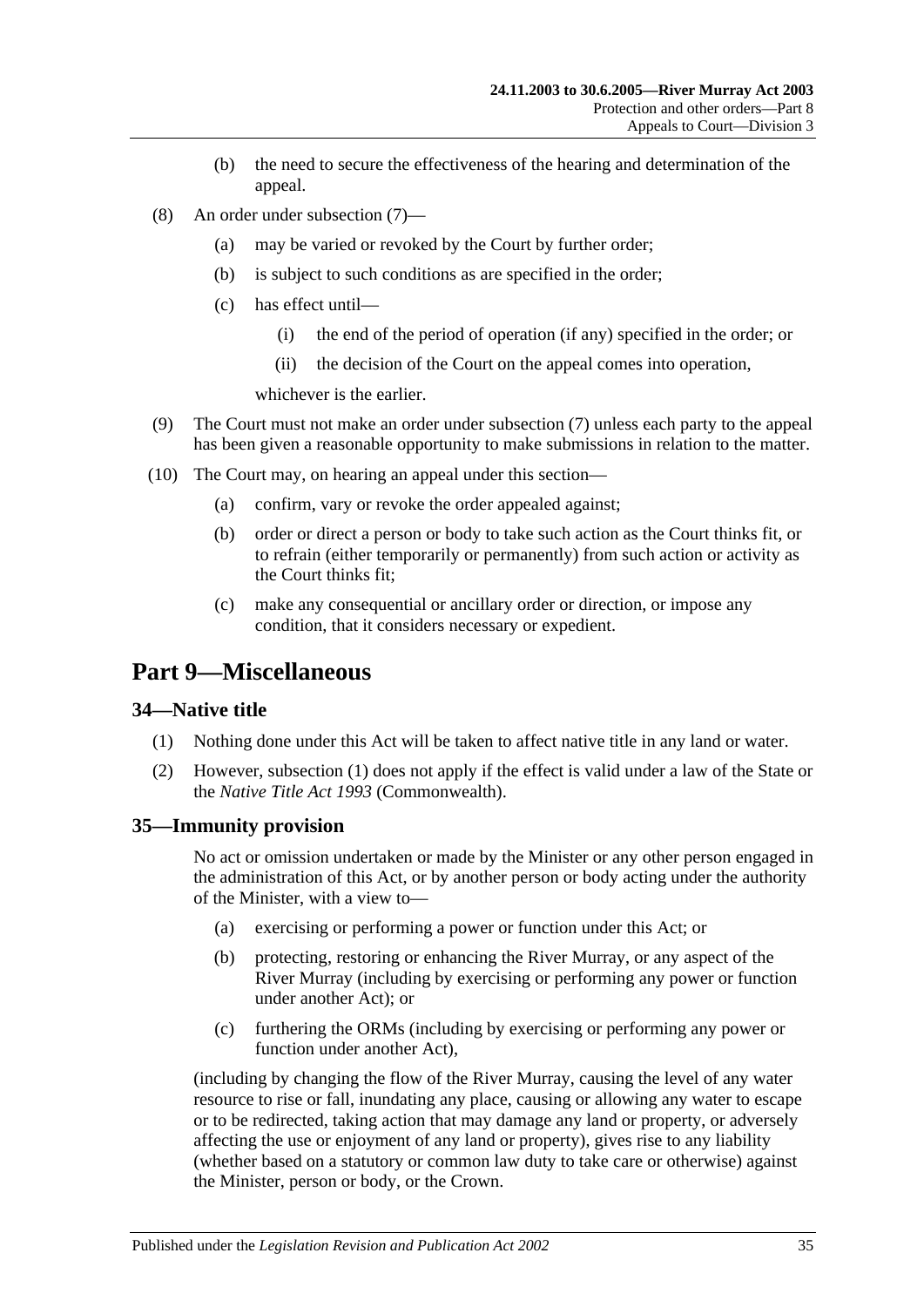(b) the need to secure the effectiveness of the hearing and determination of the appeal.

(8) An order under subsection (7)—

(a) may be varied or revoked by the Court by further order;

(b) is subject to such conditions as are specified in the order;

(c) has effect until—

(i) the end of the period of operation (if any) specified in the order; or

(ii) the decision of the Court on the appeal comes into operation,

whichever is the earlier.

(9) The Court must not make an order under subsection (7) unless each party to the appeal has been given a reasonable opportunity to make submissions in relation to the matter.

(10) The Court may, on hearing an appeal under this section—

(a) confirm, vary or revoke the order appealed against;

(b) order or direct a person or body to take such action as the Court thinks fit, or to refrain (either temporarily or permanently) from such action or activity as the Court thinks fit;

(c) make any consequential or ancillary order or direction, or impose any condition, that it considers necessary or expedient.

# Part 9—Miscellaneous

## 34—Native title

(1) Nothing done under this Act will be taken to affect native title in any land or water.

(2) However, subsection (1) does not apply if the effect is valid under a law of the State or the *Native Title Act 1993* (Commonwealth).

## 35—Immunity provision

No act or omission undertaken or made by the Minister or any other person engaged in the administration of this Act, or by another person or body acting under the authority of the Minister, with a view to—

(a) exercising or performing a power or function under this Act; or

(b) protecting, restoring or enhancing the River Murray, or any aspect of the River Murray (including by exercising or performing any power or function under another Act); or

(c) furthering the ORMs (including by exercising or performing any power or function under another Act),

(including by changing the flow of the River Murray, causing the level of any water resource to rise or fall, inundating any place, causing or allowing any water to escape or to be redirected, taking action that may damage any land or property, or adversely affecting the use or enjoyment of any land or property), gives rise to any liability (whether based on a statutory or common law duty to take care or otherwise) against the Minister, person or body, or the Crown.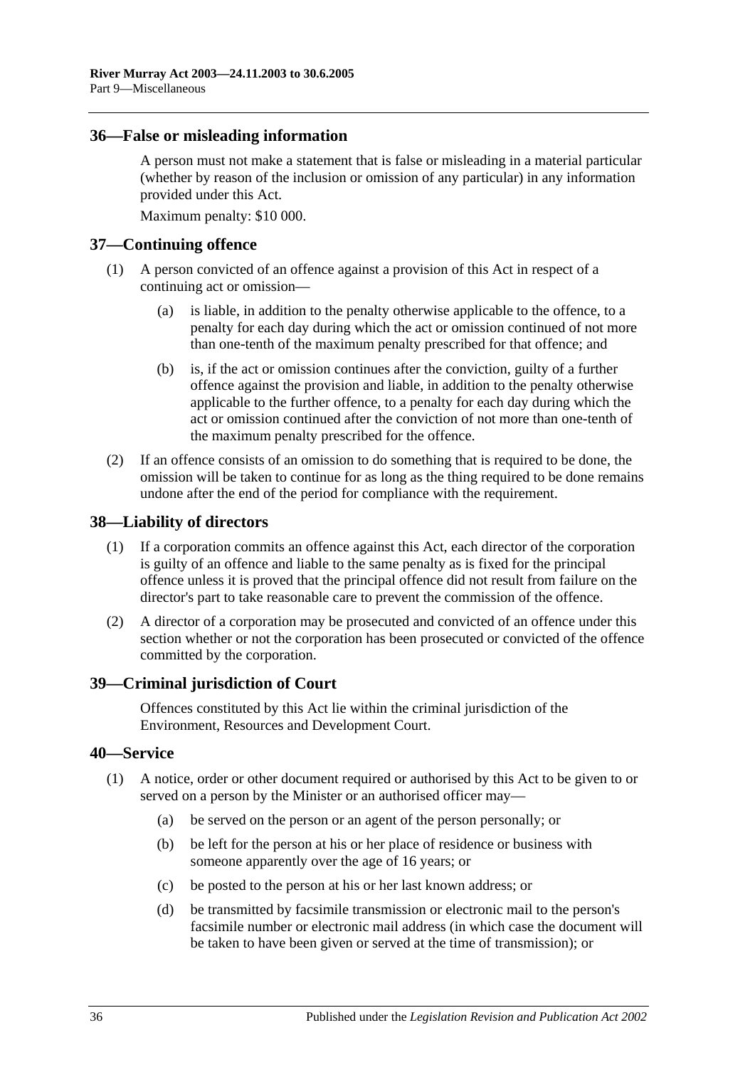## 36—False or misleading information

A person must not make a statement that is false or misleading in a material particular (whether by reason of the inclusion or omission of any particular) in any information provided under this Act.

Maximum penalty: $10 000.

## 37—Continuing offence

(1) A person convicted of an offence against a provision of this Act in respect of a continuing act or omission—

(a) is liable, in addition to the penalty otherwise applicable to the offence, to a penalty for each day during which the act or omission continued of not more than one-tenth of the maximum penalty prescribed for that offence; and

(b) is, if the act or omission continues after the conviction, guilty of a further offence against the provision and liable, in addition to the penalty otherwise applicable to the further offence, to a penalty for each day during which the act or omission continued after the conviction of not more than one-tenth of the maximum penalty prescribed for the offence.

(2) If an offence consists of an omission to do something that is required to be done, the omission will be taken to continue for as long as the thing required to be done remains undone after the end of the period for compliance with the requirement.

## 38—Liability of directors

(1) If a corporation commits an offence against this Act, each director of the corporation is guilty of an offence and liable to the same penalty as is fixed for the principal offence unless it is proved that the principal offence did not result from failure on the director's part to take reasonable care to prevent the commission of the offence.

(2) A director of a corporation may be prosecuted and convicted of an offence under this section whether or not the corporation has been prosecuted or convicted of the offence committed by the corporation.

## 39—Criminal jurisdiction of Court

Offences constituted by this Act lie within the criminal jurisdiction of the Environment, Resources and Development Court.

## 40—Service

(1) A notice, order or other document required or authorised by this Act to be given to or served on a person by the Minister or an authorised officer may—

(a) be served on the person or an agent of the person personally; or

(b) be left for the person at his or her place of residence or business with someone apparently over the age of 16 years; or

(c) be posted to the person at his or her last known address; or

(d) be transmitted by facsimile transmission or electronic mail to the person's facsimile number or electronic mail address (in which case the document will be taken to have been given or served at the time of transmission); or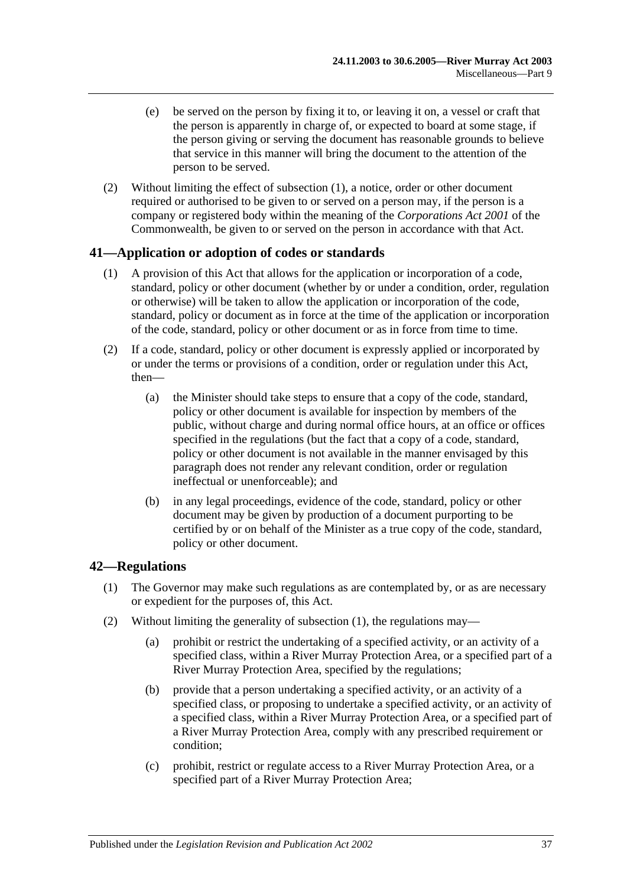(e) be served on the person by fixing it to, or leaving it on, a vessel or craft that the person is apparently in charge of, or expected to board at some stage, if the person giving or serving the document has reasonable grounds to believe that service in this manner will bring the document to the attention of the person to be served.

(2) Without limiting the effect of subsection (1), a notice, order or other document required or authorised to be given to or served on a person may, if the person is a company or registered body within the meaning of the *Corporations Act 2001* of the Commonwealth, be given to or served on the person in accordance with that Act.

## 41—Application or adoption of codes or standards

(1) A provision of this Act that allows for the application or incorporation of a code, standard, policy or other document (whether by or under a condition, order, regulation or otherwise) will be taken to allow the application or incorporation of the code, standard, policy or document as in force at the time of the application or incorporation of the code, standard, policy or other document or as in force from time to time.

(2) If a code, standard, policy or other document is expressly applied or incorporated by or under the terms or provisions of a condition, order or regulation under this Act, then—

(a) the Minister should take steps to ensure that a copy of the code, standard, policy or other document is available for inspection by members of the public, without charge and during normal office hours, at an office or offices specified in the regulations (but the fact that a copy of a code, standard, policy or other document is not available in the manner envisaged by this paragraph does not render any relevant condition, order or regulation ineffectual or unenforceable); and

(b) in any legal proceedings, evidence of the code, standard, policy or other document may be given by production of a document purporting to be certified by or on behalf of the Minister as a true copy of the code, standard, policy or other document.

## 42—Regulations

(1) The Governor may make such regulations as are contemplated by, or as are necessary or expedient for the purposes of, this Act.

(2) Without limiting the generality of subsection (1), the regulations may—

(a) prohibit or restrict the undertaking of a specified activity, or an activity of a specified class, within a River Murray Protection Area, or a specified part of a River Murray Protection Area, specified by the regulations;

(b) provide that a person undertaking a specified activity, or an activity of a specified class, or proposing to undertake a specified activity, or an activity of a specified class, within a River Murray Protection Area, or a specified part of a River Murray Protection Area, comply with any prescribed requirement or condition;

(c) prohibit, restrict or regulate access to a River Murray Protection Area, or a specified part of a River Murray Protection Area;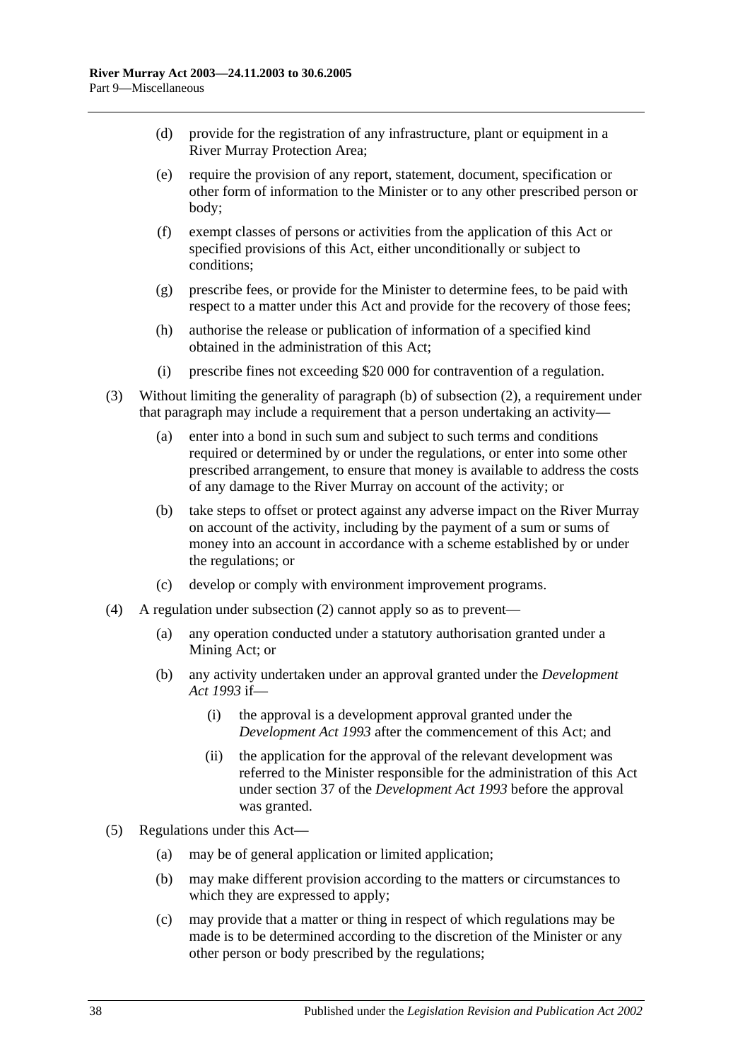(d) provide for the registration of any infrastructure, plant or equipment in a River Murray Protection Area;

(e) require the provision of any report, statement, document, specification or other form of information to the Minister or to any other prescribed person or body;

(f) exempt classes of persons or activities from the application of this Act or specified provisions of this Act, either unconditionally or subject to conditions;

(g) prescribe fees, or provide for the Minister to determine fees, to be paid with respect to a matter under this Act and provide for the recovery of those fees;

(h) authorise the release or publication of information of a specified kind obtained in the administration of this Act;

(i) prescribe fines not exceeding $20 000 for contravention of a regulation.

(3) Without limiting the generality of paragraph (b) of subsection (2), a requirement under that paragraph may include a requirement that a person undertaking an activity—

(a) enter into a bond in such sum and subject to such terms and conditions required or determined by or under the regulations, or enter into some other prescribed arrangement, to ensure that money is available to address the costs of any damage to the River Murray on account of the activity; or

(b) take steps to offset or protect against any adverse impact on the River Murray on account of the activity, including by the payment of a sum or sums of money into an account in accordance with a scheme established by or under the regulations; or

(c) develop or comply with environment improvement programs.

(4) A regulation under subsection (2) cannot apply so as to prevent—

(a) any operation conducted under a statutory authorisation granted under a Mining Act; or

(b) any activity undertaken under an approval granted under the *Development Act 1993* if—

(i) the approval is a development approval granted under the *Development Act 1993* after the commencement of this Act; and

(ii) the application for the approval of the relevant development was referred to the Minister responsible for the administration of this Act under section 37 of the *Development Act 1993* before the approval was granted.

(5) Regulations under this Act—

(a) may be of general application or limited application;

(b) may make different provision according to the matters or circumstances to which they are expressed to apply;

(c) may provide that a matter or thing in respect of which regulations may be made is to be determined according to the discretion of the Minister or any other person or body prescribed by the regulations;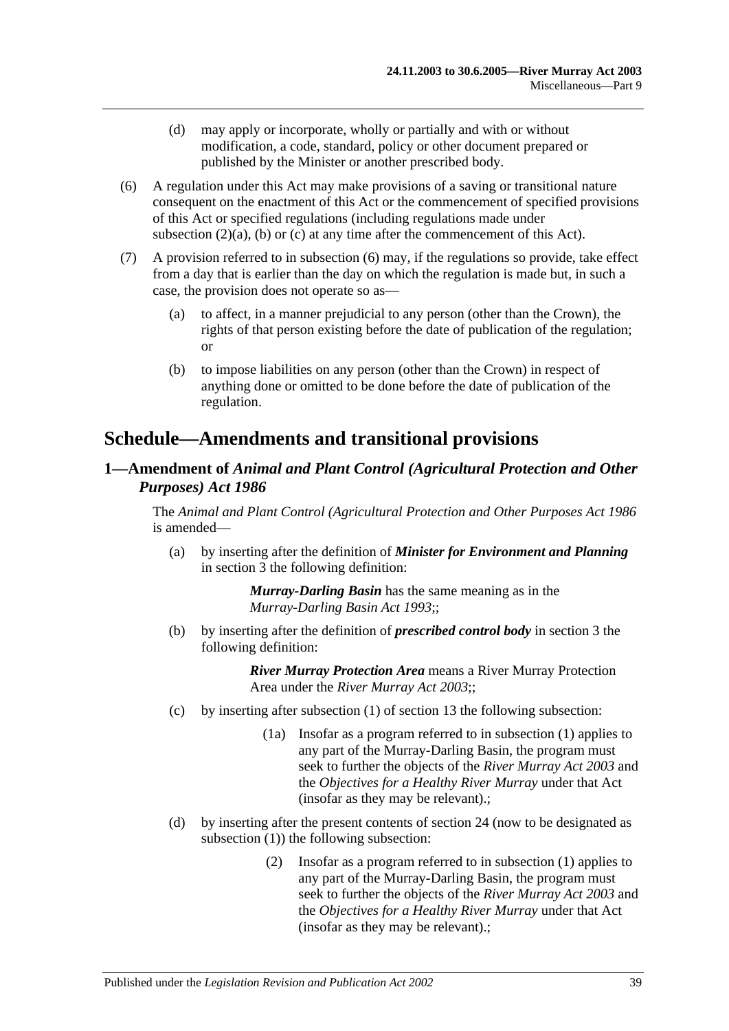(d) may apply or incorporate, wholly or partially and with or without modification, a code, standard, policy or other document prepared or published by the Minister or another prescribed body.

(6) A regulation under this Act may make provisions of a saving or transitional nature consequent on the enactment of this Act or the commencement of specified provisions of this Act or specified regulations (including regulations made under subsection (2)(a), (b) or (c) at any time after the commencement of this Act).

(7) A provision referred to in subsection (6) may, if the regulations so provide, take effect from a day that is earlier than the day on which the regulation is made but, in such a case, the provision does not operate so as—

(a) to affect, in a manner prejudicial to any person (other than the Crown), the rights of that person existing before the date of publication of the regulation; or

(b) to impose liabilities on any person (other than the Crown) in respect of anything done or omitted to be done before the date of publication of the regulation.

# Schedule—Amendments and transitional provisions

## 1—Amendment of *Animal and Plant Control (Agricultural Protection and Other Purposes) Act 1986*

The *Animal and Plant Control (Agricultural Protection and Other Purposes Act 1986* is amended—

(a) by inserting after the definition of ***Minister for Environment and Planning*** in section 3 the following definition:

> ***Murray-Darling Basin*** has the same meaning as in the *Murray-Darling Basin Act 1993*;;

(b) by inserting after the definition of ***prescribed control body*** in section 3 the following definition:

> ***River Murray Protection Area*** means a River Murray Protection Area under the *River Murray Act 2003*;;

(c) by inserting after subsection (1) of section 13 the following subsection:

> (1a) Insofar as a program referred to in subsection (1) applies to any part of the Murray-Darling Basin, the program must seek to further the objects of the *River Murray Act 2003* and the *Objectives for a Healthy River Murray* under that Act (insofar as they may be relevant).;

(d) by inserting after the present contents of section 24 (now to be designated as subsection (1)) the following subsection:

> (2) Insofar as a program referred to in subsection (1) applies to any part of the Murray-Darling Basin, the program must seek to further the objects of the *River Murray Act 2003* and the *Objectives for a Healthy River Murray* under that Act (insofar as they may be relevant).;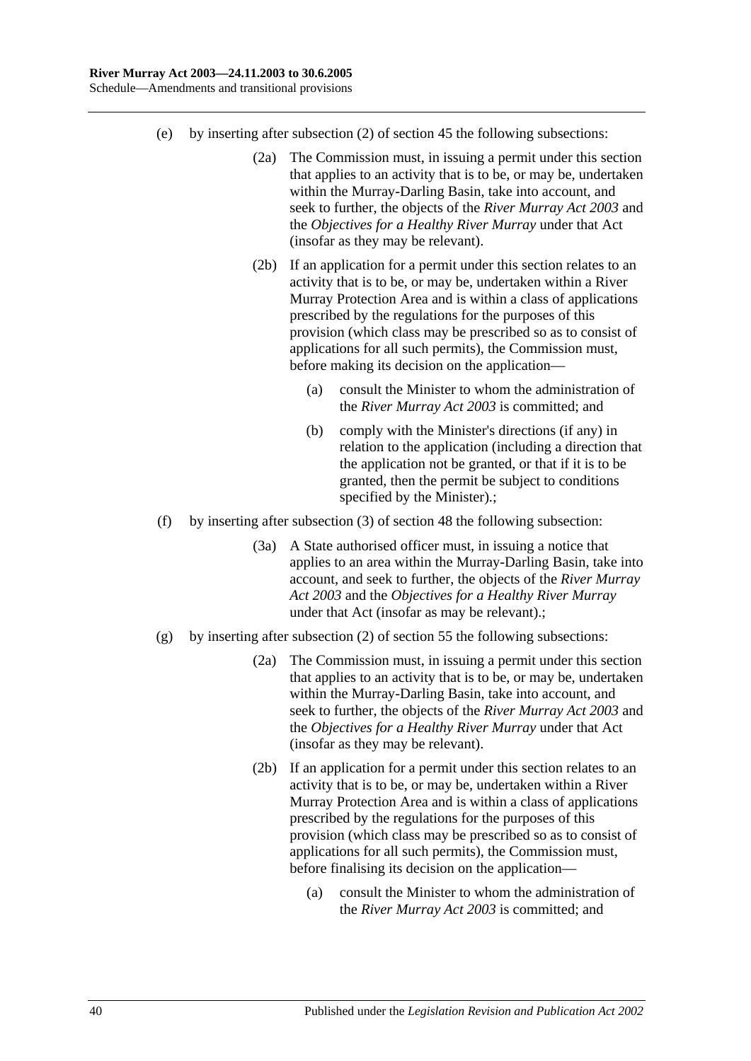(e) by inserting after subsection (2) of section 45 the following subsections:

> (2a) The Commission must, in issuing a permit under this section that applies to an activity that is to be, or may be, undertaken within the Murray-Darling Basin, take into account, and seek to further, the objects of the *River Murray Act 2003* and the *Objectives for a Healthy River Murray* under that Act (insofar as they may be relevant).
>
> (2b) If an application for a permit under this section relates to an activity that is to be, or may be, undertaken within a River Murray Protection Area and is within a class of applications prescribed by the regulations for the purposes of this provision (which class may be prescribed so as to consist of applications for all such permits), the Commission must, before making its decision on the application—
>
> (a) consult the Minister to whom the administration of the *River Murray Act 2003* is committed; and
>
> (b) comply with the Minister's directions (if any) in relation to the application (including a direction that the application not be granted, or that if it is to be granted, then the permit be subject to conditions specified by the Minister).;

(f) by inserting after subsection (3) of section 48 the following subsection:

> (3a) A State authorised officer must, in issuing a notice that applies to an area within the Murray-Darling Basin, take into account, and seek to further, the objects of the *River Murray Act 2003* and the *Objectives for a Healthy River Murray* under that Act (insofar as may be relevant).;

(g) by inserting after subsection (2) of section 55 the following subsections:

> (2a) The Commission must, in issuing a permit under this section that applies to an activity that is to be, or may be, undertaken within the Murray-Darling Basin, take into account, and seek to further, the objects of the *River Murray Act 2003* and the *Objectives for a Healthy River Murray* under that Act (insofar as they may be relevant).
>
> (2b) If an application for a permit under this section relates to an activity that is to be, or may be, undertaken within a River Murray Protection Area and is within a class of applications prescribed by the regulations for the purposes of this provision (which class may be prescribed so as to consist of applications for all such permits), the Commission must, before finalising its decision on the application—
>
> (a) consult the Minister to whom the administration of the *River Murray Act 2003* is committed; and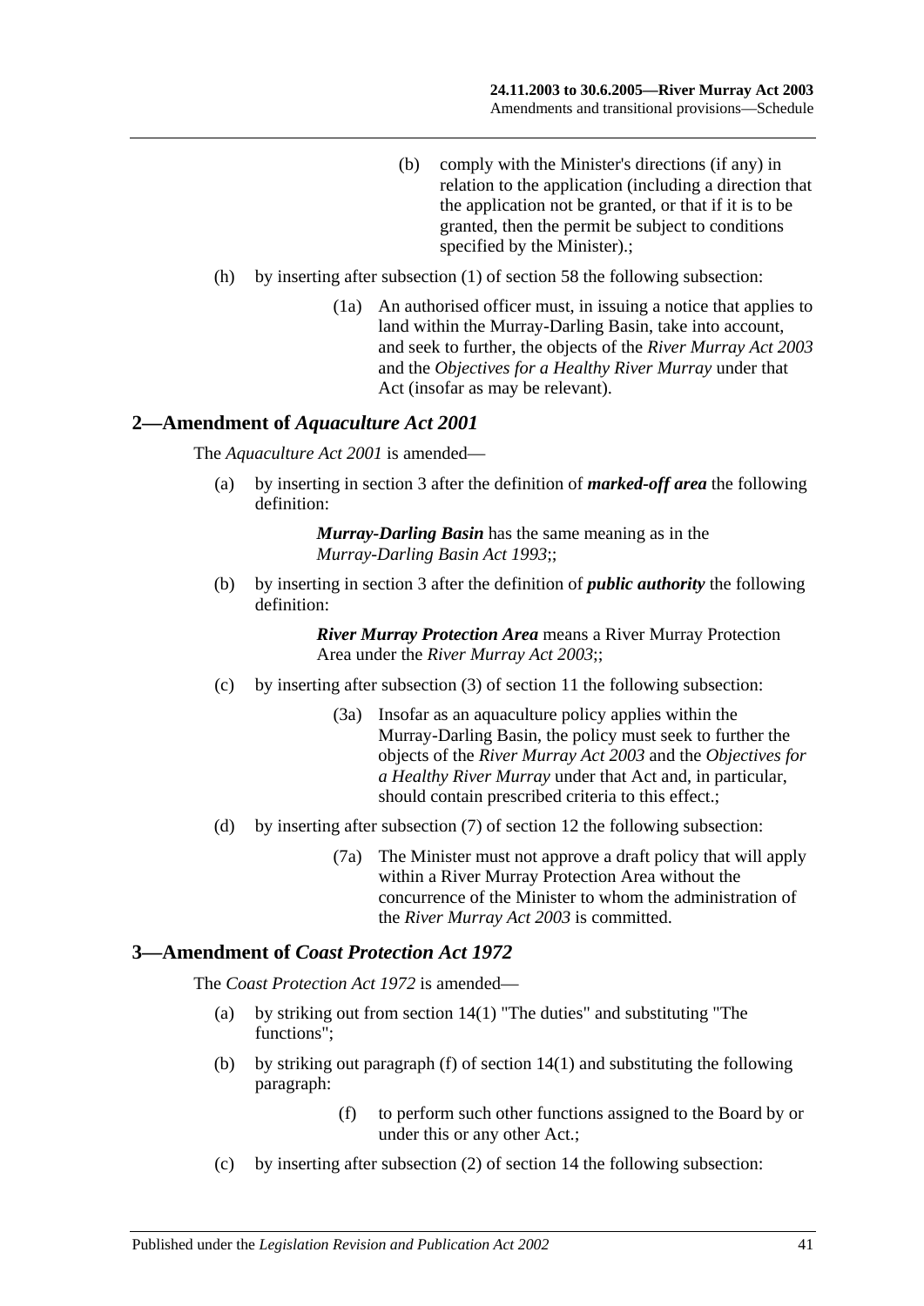(b) comply with the Minister's directions (if any) in relation to the application (including a direction that the application not be granted, or that if it is to be granted, then the permit be subject to conditions specified by the Minister).;

(h) by inserting after subsection (1) of section 58 the following subsection:

(1a) An authorised officer must, in issuing a notice that applies to land within the Murray-Darling Basin, take into account, and seek to further, the objects of the *River Murray Act 2003* and the *Objectives for a Healthy River Murray* under that Act (insofar as may be relevant).

## 2—Amendment of *Aquaculture Act 2001*

The *Aquaculture Act 2001* is amended—

(a) by inserting in section 3 after the definition of ***marked-off area*** the following definition:

***Murray-Darling Basin*** has the same meaning as in the *Murray-Darling Basin Act 1993*;;

(b) by inserting in section 3 after the definition of ***public authority*** the following definition:

***River Murray Protection Area*** means a River Murray Protection Area under the *River Murray Act 2003*;;

(c) by inserting after subsection (3) of section 11 the following subsection:

(3a) Insofar as an aquaculture policy applies within the Murray-Darling Basin, the policy must seek to further the objects of the *River Murray Act 2003* and the *Objectives for a Healthy River Murray* under that Act and, in particular, should contain prescribed criteria to this effect.;

(d) by inserting after subsection (7) of section 12 the following subsection:

(7a) The Minister must not approve a draft policy that will apply within a River Murray Protection Area without the concurrence of the Minister to whom the administration of the *River Murray Act 2003* is committed.

## 3—Amendment of *Coast Protection Act 1972*

The *Coast Protection Act 1972* is amended—

(a) by striking out from section 14(1) "The duties" and substituting "The functions";

(b) by striking out paragraph (f) of section 14(1) and substituting the following paragraph:

(f) to perform such other functions assigned to the Board by or under this or any other Act.;

(c) by inserting after subsection (2) of section 14 the following subsection: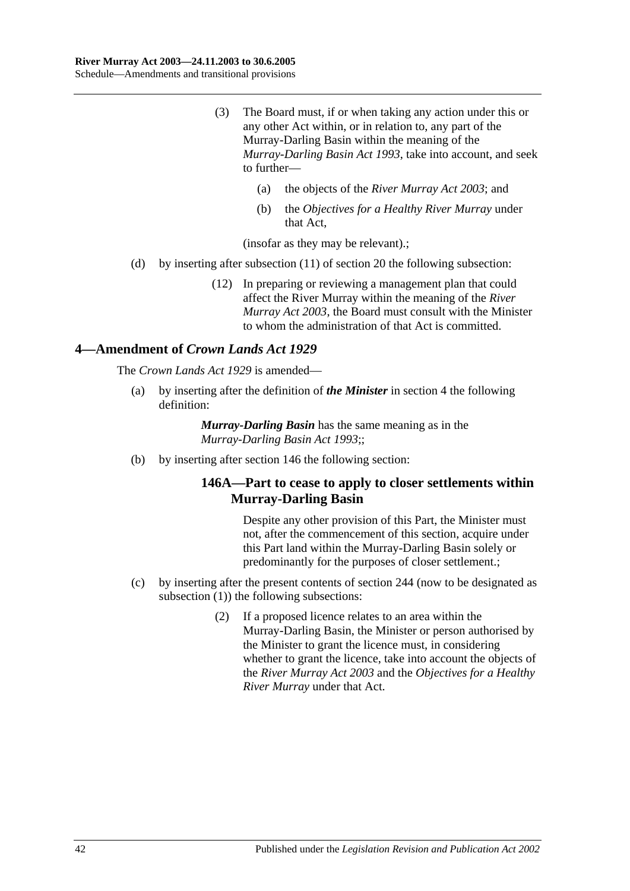(3) The Board must, if or when taking any action under this or any other Act within, or in relation to, any part of the Murray-Darling Basin within the meaning of the *Murray-Darling Basin Act 1993*, take into account, and seek to further—

(a) the objects of the *River Murray Act 2003*; and

(b) the *Objectives for a Healthy River Murray* under that Act,

(insofar as they may be relevant).;

(d) by inserting after subsection (11) of section 20 the following subsection:

(12) In preparing or reviewing a management plan that could affect the River Murray within the meaning of the *River Murray Act 2003*, the Board must consult with the Minister to whom the administration of that Act is committed.

## 4—Amendment of *Crown Lands Act 1929*

The *Crown Lands Act 1929* is amended—

(a) by inserting after the definition of ***the Minister*** in section 4 the following definition:

***Murray-Darling Basin*** has the same meaning as in the *Murray-Darling Basin Act 1993*;;

(b) by inserting after section 146 the following section:

### 146A—Part to cease to apply to closer settlements within Murray-Darling Basin

Despite any other provision of this Part, the Minister must not, after the commencement of this section, acquire under this Part land within the Murray-Darling Basin solely or predominantly for the purposes of closer settlement.;

(c) by inserting after the present contents of section 244 (now to be designated as subsection (1)) the following subsections:

(2) If a proposed licence relates to an area within the Murray-Darling Basin, the Minister or person authorised by the Minister to grant the licence must, in considering whether to grant the licence, take into account the objects of the *River Murray Act 2003* and the *Objectives for a Healthy River Murray* under that Act.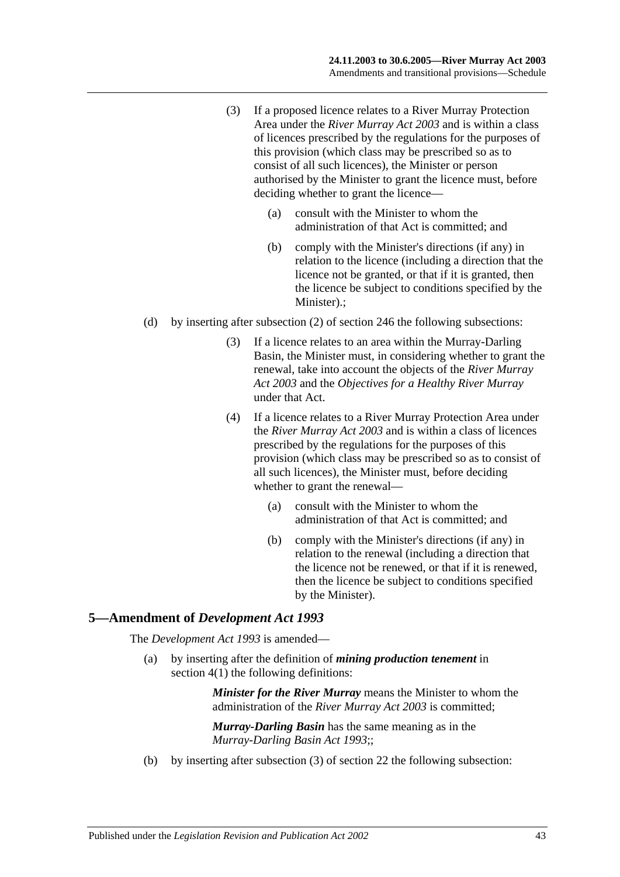(3) If a proposed licence relates to a River Murray Protection Area under the *River Murray Act 2003* and is within a class of licences prescribed by the regulations for the purposes of this provision (which class may be prescribed so as to consist of all such licences), the Minister or person authorised by the Minister to grant the licence must, before deciding whether to grant the licence—

(a) consult with the Minister to whom the administration of that Act is committed; and

(b) comply with the Minister's directions (if any) in relation to the licence (including a direction that the licence not be granted, or that if it is granted, then the licence be subject to conditions specified by the Minister).;

(d) by inserting after subsection (2) of section 246 the following subsections:

(3) If a licence relates to an area within the Murray-Darling Basin, the Minister must, in considering whether to grant the renewal, take into account the objects of the *River Murray Act 2003* and the *Objectives for a Healthy River Murray* under that Act.

(4) If a licence relates to a River Murray Protection Area under the *River Murray Act 2003* and is within a class of licences prescribed by the regulations for the purposes of this provision (which class may be prescribed so as to consist of all such licences), the Minister must, before deciding whether to grant the renewal—

(a) consult with the Minister to whom the administration of that Act is committed; and

(b) comply with the Minister's directions (if any) in relation to the renewal (including a direction that the licence not be renewed, or that if it is renewed, then the licence be subject to conditions specified by the Minister).

## 5—Amendment of *Development Act 1993*

The *Development Act 1993* is amended—

(a) by inserting after the definition of ***mining production tenement*** in section 4(1) the following definitions:

***Minister for the River Murray*** means the Minister to whom the administration of the *River Murray Act 2003* is committed;

***Murray-Darling Basin*** has the same meaning as in the *Murray-Darling Basin Act 1993*;;

(b) by inserting after subsection (3) of section 22 the following subsection: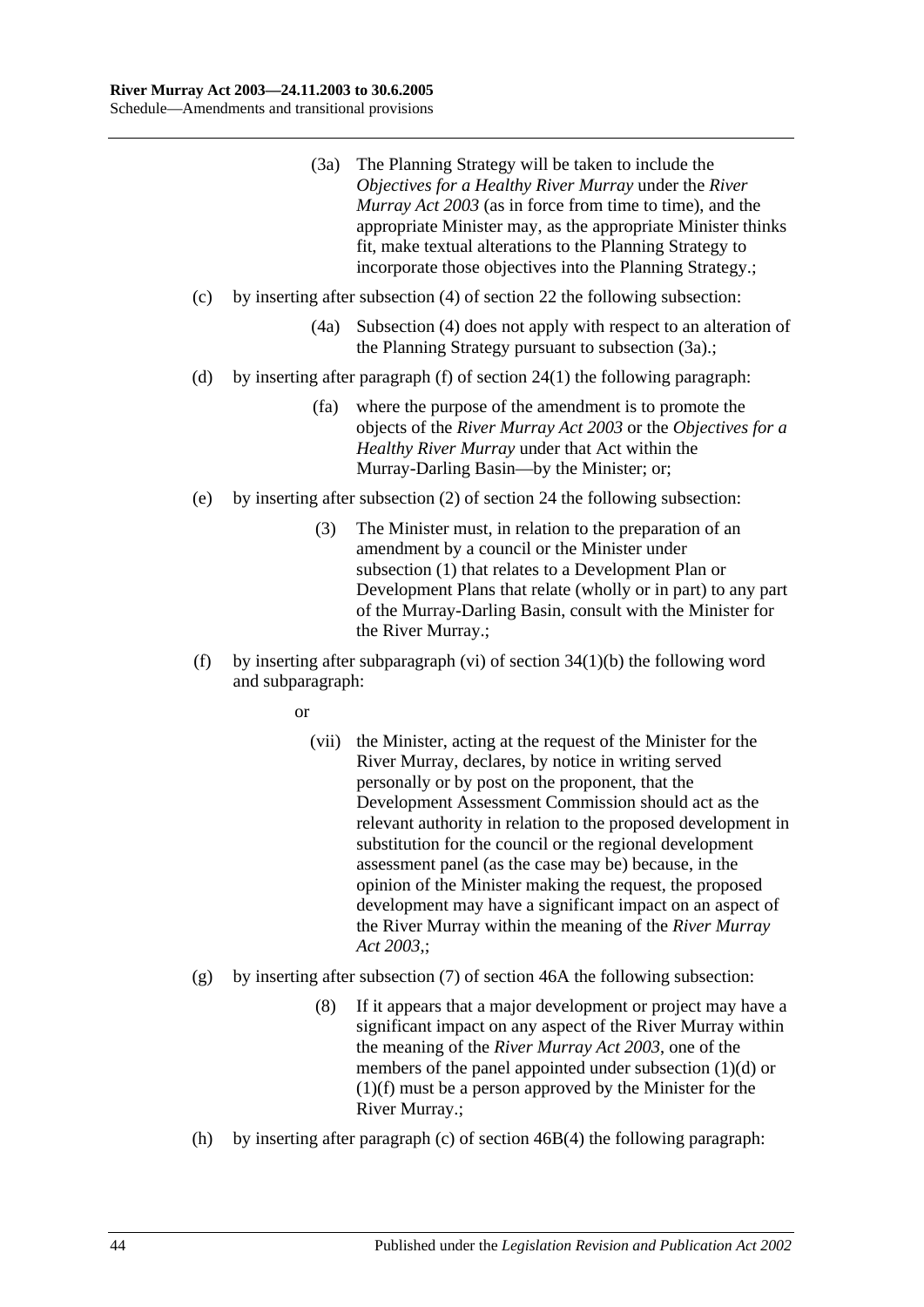(3a) The Planning Strategy will be taken to include the *Objectives for a Healthy River Murray* under the *River Murray Act 2003* (as in force from time to time), and the appropriate Minister may, as the appropriate Minister thinks fit, make textual alterations to the Planning Strategy to incorporate those objectives into the Planning Strategy.;

(c) by inserting after subsection (4) of section 22 the following subsection:

(4a) Subsection (4) does not apply with respect to an alteration of the Planning Strategy pursuant to subsection (3a).;

(d) by inserting after paragraph (f) of section 24(1) the following paragraph:

(fa) where the purpose of the amendment is to promote the objects of the *River Murray Act 2003* or the *Objectives for a Healthy River Murray* under that Act within the Murray-Darling Basin—by the Minister; or;

(e) by inserting after subsection (2) of section 24 the following subsection:

(3) The Minister must, in relation to the preparation of an amendment by a council or the Minister under subsection (1) that relates to a Development Plan or Development Plans that relate (wholly or in part) to any part of the Murray-Darling Basin, consult with the Minister for the River Murray.;

(f) by inserting after subparagraph (vi) of section 34(1)(b) the following word and subparagraph:

or

(vii) the Minister, acting at the request of the Minister for the River Murray, declares, by notice in writing served personally or by post on the proponent, that the Development Assessment Commission should act as the relevant authority in relation to the proposed development in substitution for the council or the regional development assessment panel (as the case may be) because, in the opinion of the Minister making the request, the proposed development may have a significant impact on an aspect of the River Murray within the meaning of the *River Murray Act 2003*,;

(g) by inserting after subsection (7) of section 46A the following subsection:

(8) If it appears that a major development or project may have a significant impact on any aspect of the River Murray within the meaning of the *River Murray Act 2003*, one of the members of the panel appointed under subsection (1)(d) or (1)(f) must be a person approved by the Minister for the River Murray.;

(h) by inserting after paragraph (c) of section 46B(4) the following paragraph: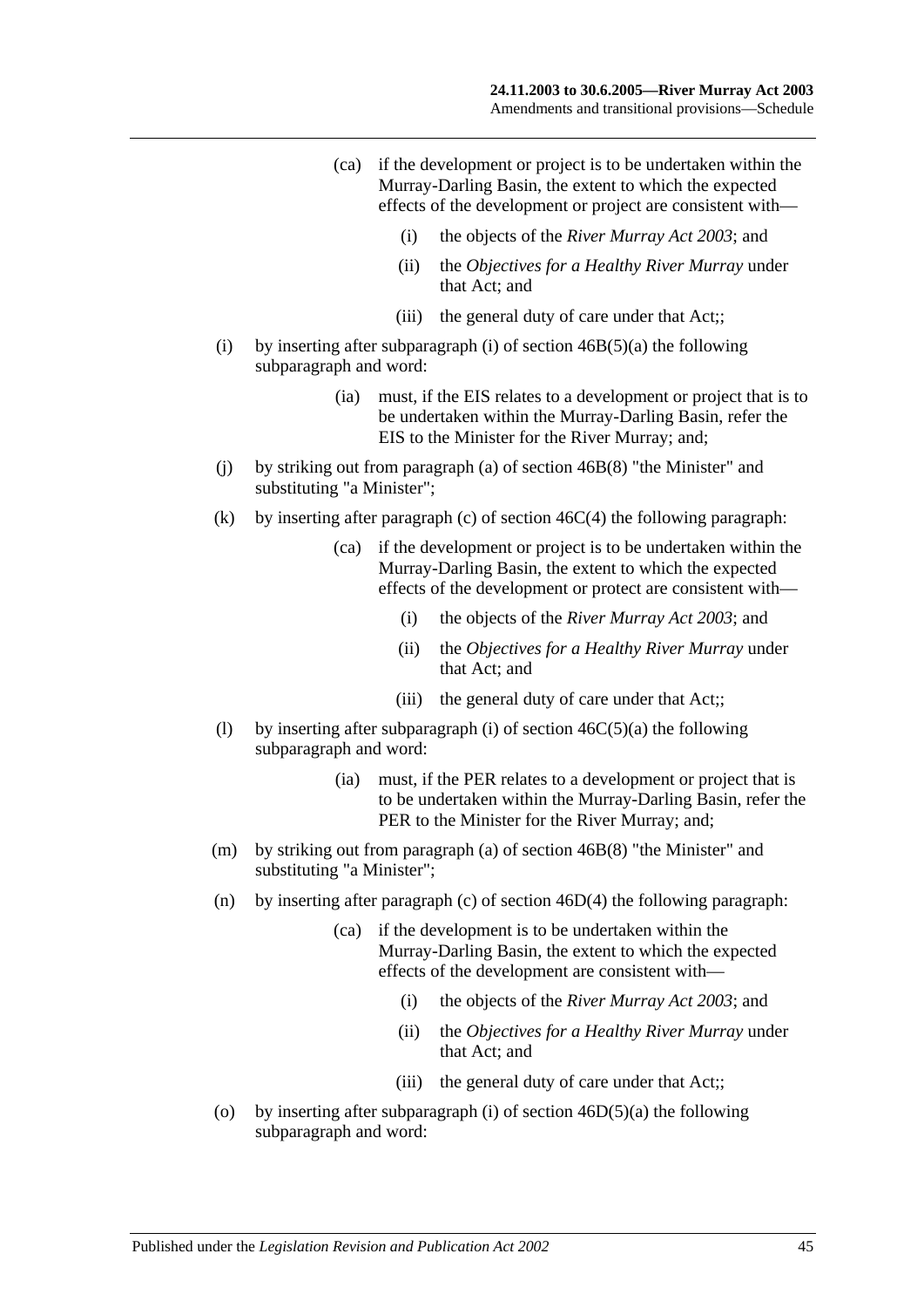(ca) if the development or project is to be undertaken within the Murray-Darling Basin, the extent to which the expected effects of the development or project are consistent with—

(i) the objects of the *River Murray Act 2003*; and

(ii) the *Objectives for a Healthy River Murray* under that Act; and

(iii) the general duty of care under that Act;;

(i) by inserting after subparagraph (i) of section 46B(5)(a) the following subparagraph and word:

(ia) must, if the EIS relates to a development or project that is to be undertaken within the Murray-Darling Basin, refer the EIS to the Minister for the River Murray; and;

(j) by striking out from paragraph (a) of section 46B(8) "the Minister" and substituting "a Minister";

(k) by inserting after paragraph (c) of section 46C(4) the following paragraph:

(ca) if the development or project is to be undertaken within the Murray-Darling Basin, the extent to which the expected effects of the development or protect are consistent with—

(i) the objects of the *River Murray Act 2003*; and

(ii) the *Objectives for a Healthy River Murray* under that Act; and

(iii) the general duty of care under that Act;;

(l) by inserting after subparagraph (i) of section 46C(5)(a) the following subparagraph and word:

(ia) must, if the PER relates to a development or project that is to be undertaken within the Murray-Darling Basin, refer the PER to the Minister for the River Murray; and;

(m) by striking out from paragraph (a) of section 46B(8) "the Minister" and substituting "a Minister";

(n) by inserting after paragraph (c) of section 46D(4) the following paragraph:

(ca) if the development is to be undertaken within the Murray-Darling Basin, the extent to which the expected effects of the development are consistent with—

(i) the objects of the *River Murray Act 2003*; and

(ii) the *Objectives for a Healthy River Murray* under that Act; and

(iii) the general duty of care under that Act;;

(o) by inserting after subparagraph (i) of section 46D(5)(a) the following subparagraph and word: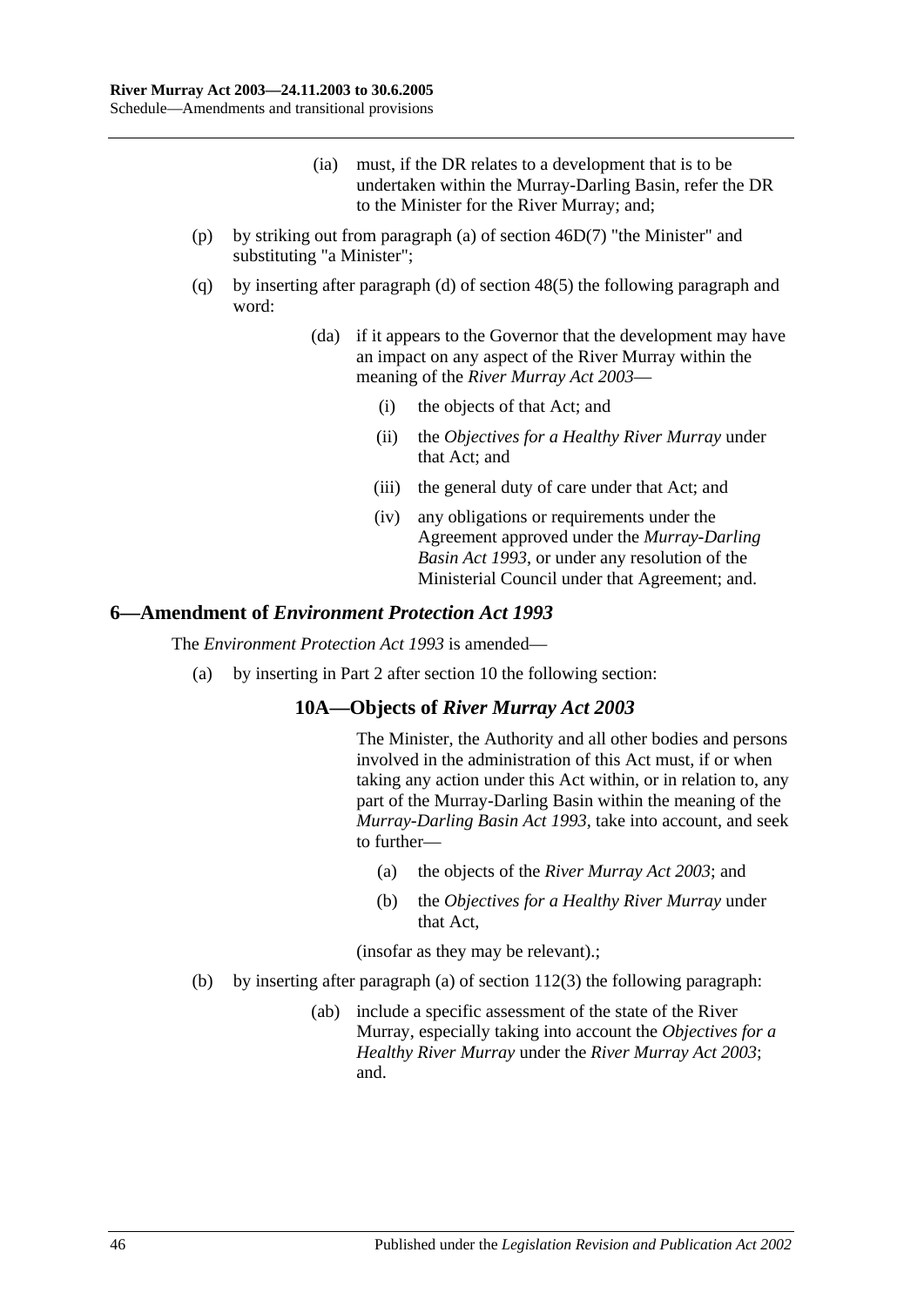(ia) must, if the DR relates to a development that is to be undertaken within the Murray-Darling Basin, refer the DR to the Minister for the River Murray; and;

(p) by striking out from paragraph (a) of section 46D(7) "the Minister" and substituting "a Minister";

(q) by inserting after paragraph (d) of section 48(5) the following paragraph and word:

> (da) if it appears to the Governor that the development may have an impact on any aspect of the River Murray within the meaning of the *River Murray Act 2003*—
>
> (i) the objects of that Act; and
>
> (ii) the *Objectives for a Healthy River Murray* under that Act; and
>
> (iii) the general duty of care under that Act; and
>
> (iv) any obligations or requirements under the Agreement approved under the *Murray-Darling Basin Act 1993*, or under any resolution of the Ministerial Council under that Agreement; and.

## 6—Amendment of *Environment Protection Act 1993*

The *Environment Protection Act 1993* is amended—

(a) by inserting in Part 2 after section 10 the following section:

### 10A—Objects of *River Murray Act 2003*

> The Minister, the Authority and all other bodies and persons involved in the administration of this Act must, if or when taking any action under this Act within, or in relation to, any part of the Murray-Darling Basin within the meaning of the *Murray-Darling Basin Act 1993*, take into account, and seek to further—
>
> (a) the objects of the *River Murray Act 2003*; and
>
> (b) the *Objectives for a Healthy River Murray* under that Act,
>
> (insofar as they may be relevant).;

(b) by inserting after paragraph (a) of section 112(3) the following paragraph:

> (ab) include a specific assessment of the state of the River Murray, especially taking into account the *Objectives for a Healthy River Murray* under the *River Murray Act 2003*; and.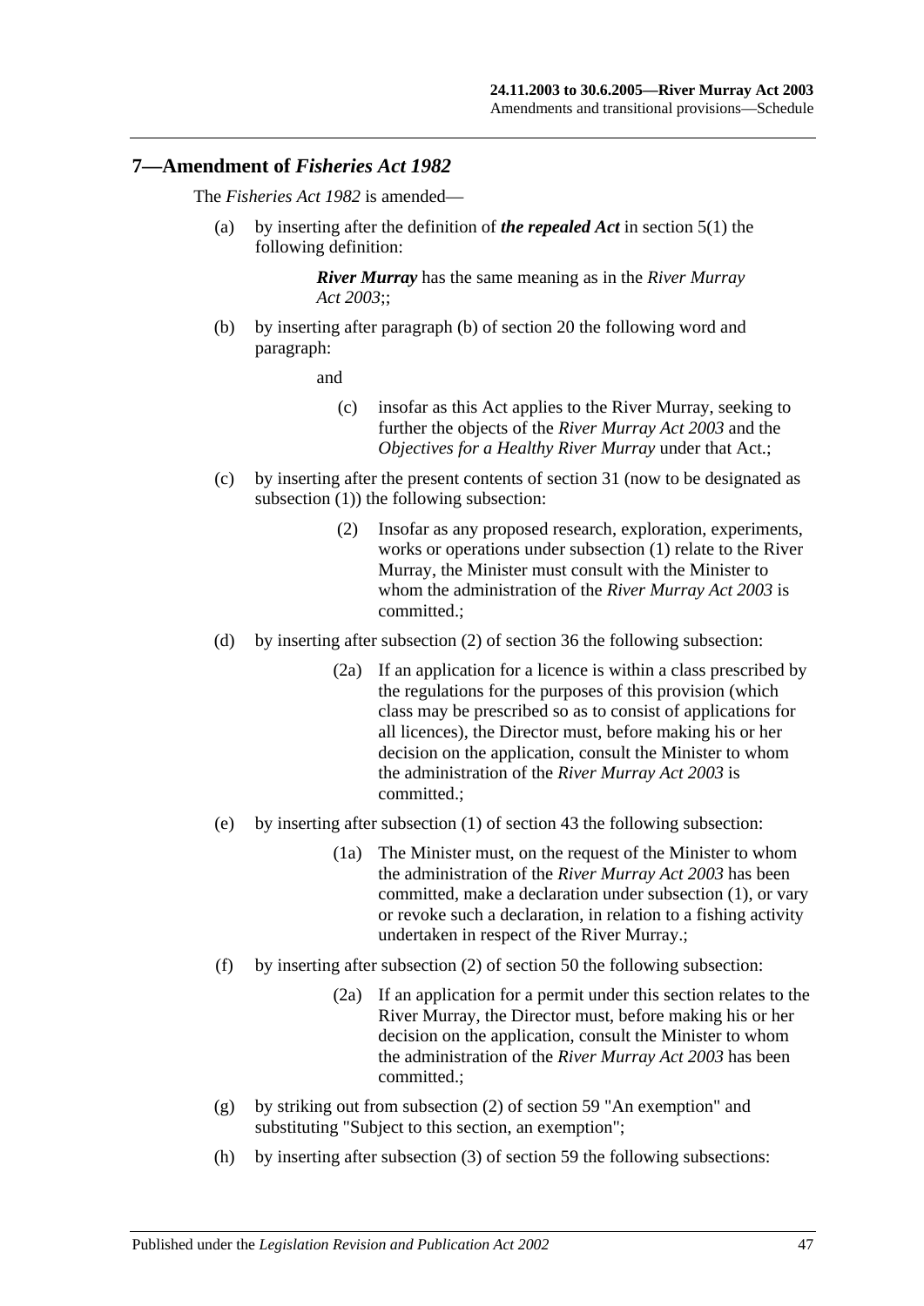## 7—Amendment of *Fisheries Act 1982*

The *Fisheries Act 1982* is amended—

(a) by inserting after the definition of ***the repealed Act*** in section 5(1) the following definition:

> ***River Murray*** has the same meaning as in the *River Murray Act 2003*;;

(b) by inserting after paragraph (b) of section 20 the following word and paragraph:

> and
>
> (c) insofar as this Act applies to the River Murray, seeking to further the objects of the *River Murray Act 2003* and the *Objectives for a Healthy River Murray* under that Act.;

(c) by inserting after the present contents of section 31 (now to be designated as subsection (1)) the following subsection:

> (2) Insofar as any proposed research, exploration, experiments, works or operations under subsection (1) relate to the River Murray, the Minister must consult with the Minister to whom the administration of the *River Murray Act 2003* is committed.;

(d) by inserting after subsection (2) of section 36 the following subsection:

> (2a) If an application for a licence is within a class prescribed by the regulations for the purposes of this provision (which class may be prescribed so as to consist of applications for all licences), the Director must, before making his or her decision on the application, consult the Minister to whom the administration of the *River Murray Act 2003* is committed.;

(e) by inserting after subsection (1) of section 43 the following subsection:

> (1a) The Minister must, on the request of the Minister to whom the administration of the *River Murray Act 2003* has been committed, make a declaration under subsection (1), or vary or revoke such a declaration, in relation to a fishing activity undertaken in respect of the River Murray.;

(f) by inserting after subsection (2) of section 50 the following subsection:

> (2a) If an application for a permit under this section relates to the River Murray, the Director must, before making his or her decision on the application, consult the Minister to whom the administration of the *River Murray Act 2003* has been committed.;

(g) by striking out from subsection (2) of section 59 "An exemption" and substituting "Subject to this section, an exemption";

(h) by inserting after subsection (3) of section 59 the following subsections: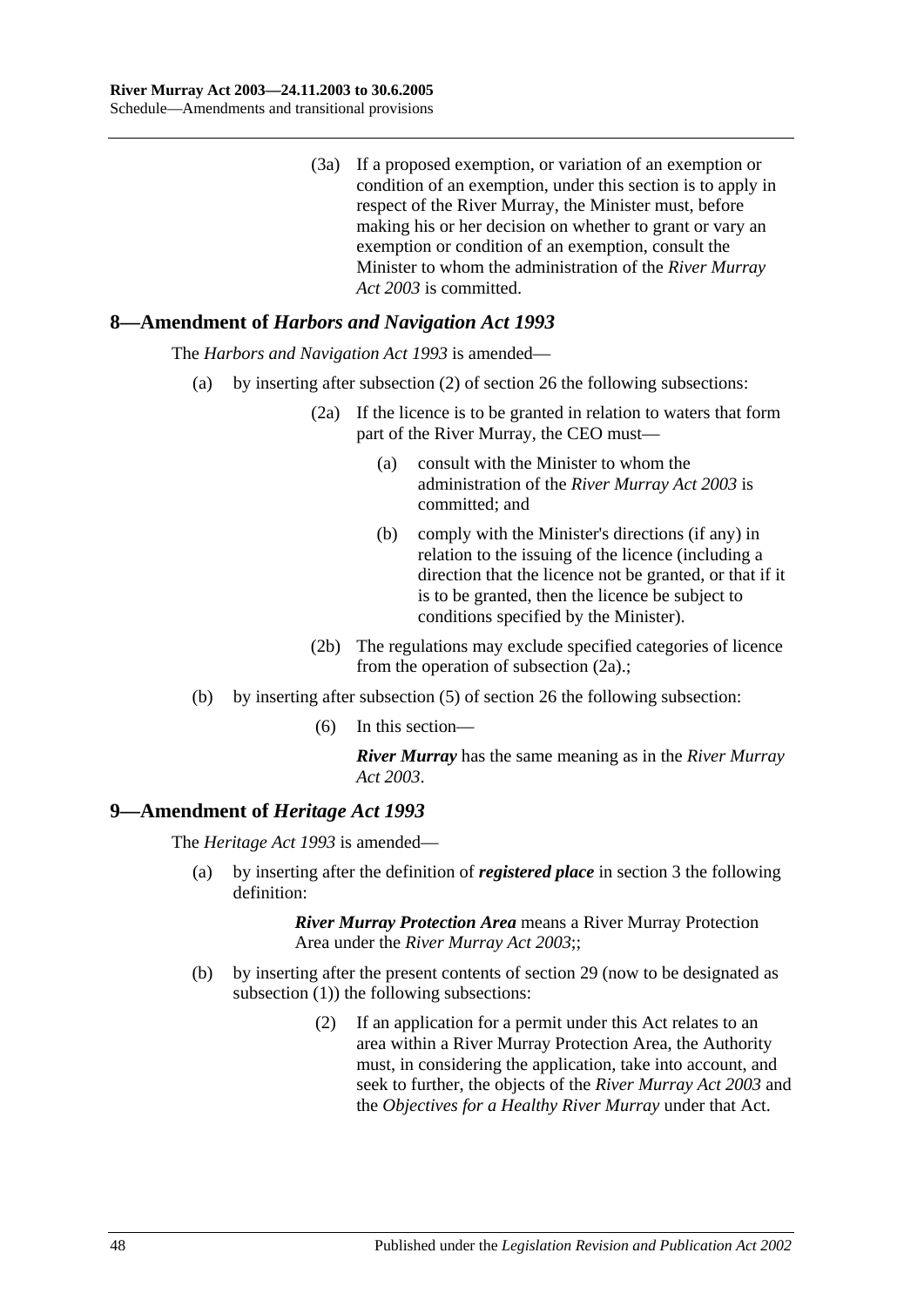(3a) If a proposed exemption, or variation of an exemption or condition of an exemption, under this section is to apply in respect of the River Murray, the Minister must, before making his or her decision on whether to grant or vary an exemption or condition of an exemption, consult the Minister to whom the administration of the *River Murray Act 2003* is committed.

## 8—Amendment of *Harbors and Navigation Act 1993*

The *Harbors and Navigation Act 1993* is amended—

(a) by inserting after subsection (2) of section 26 the following subsections:

> (2a) If the licence is to be granted in relation to waters that form part of the River Murray, the CEO must—
>
> > (a) consult with the Minister to whom the administration of the *River Murray Act 2003* is committed; and
> >
> > (b) comply with the Minister's directions (if any) in relation to the issuing of the licence (including a direction that the licence not be granted, or that if it is to be granted, then the licence be subject to conditions specified by the Minister).
>
> (2b) The regulations may exclude specified categories of licence from the operation of subsection (2a).;

(b) by inserting after subsection (5) of section 26 the following subsection:

> (6) In this section—
>
> ***River Murray*** has the same meaning as in the *River Murray Act 2003*.

## 9—Amendment of *Heritage Act 1993*

The *Heritage Act 1993* is amended—

(a) by inserting after the definition of ***registered place*** in section 3 the following definition:

> ***River Murray Protection Area*** means a River Murray Protection Area under the *River Murray Act 2003*;;

(b) by inserting after the present contents of section 29 (now to be designated as subsection (1)) the following subsections:

> (2) If an application for a permit under this Act relates to an area within a River Murray Protection Area, the Authority must, in considering the application, take into account, and seek to further, the objects of the *River Murray Act 2003* and the *Objectives for a Healthy River Murray* under that Act.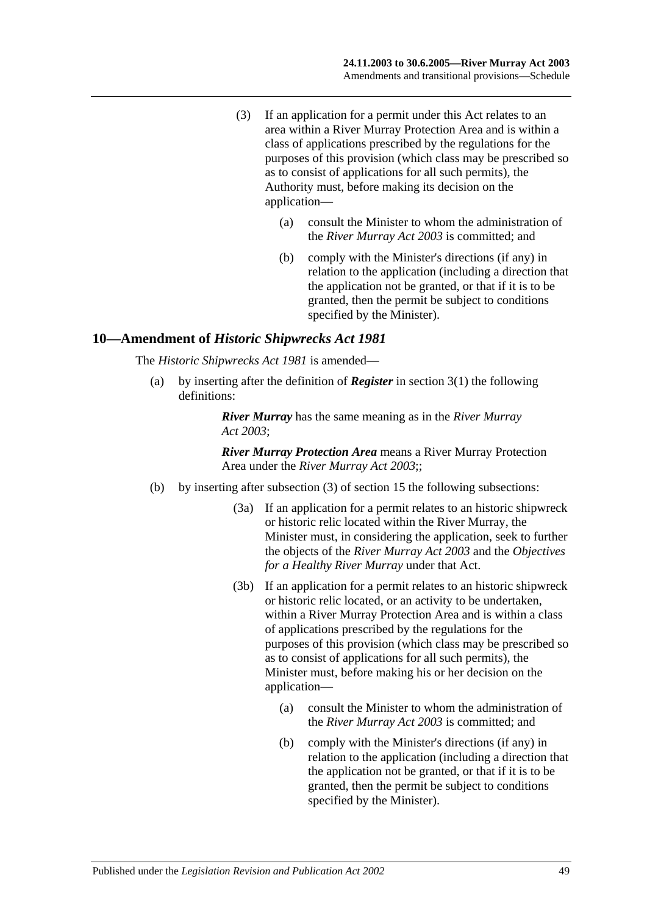(3) If an application for a permit under this Act relates to an area within a River Murray Protection Area and is within a class of applications prescribed by the regulations for the purposes of this provision (which class may be prescribed so as to consist of applications for all such permits), the Authority must, before making its decision on the application—

(a) consult the Minister to whom the administration of the *River Murray Act 2003* is committed; and

(b) comply with the Minister's directions (if any) in relation to the application (including a direction that the application not be granted, or that if it is to be granted, then the permit be subject to conditions specified by the Minister).

## 10—Amendment of *Historic Shipwrecks Act 1981*

The *Historic Shipwrecks Act 1981* is amended—

(a) by inserting after the definition of ***Register*** in section 3(1) the following definitions:

***River Murray*** has the same meaning as in the *River Murray Act 2003*;

***River Murray Protection Area*** means a River Murray Protection Area under the *River Murray Act 2003*;;

(b) by inserting after subsection (3) of section 15 the following subsections:

(3a) If an application for a permit relates to an historic shipwreck or historic relic located within the River Murray, the Minister must, in considering the application, seek to further the objects of the *River Murray Act 2003* and the *Objectives for a Healthy River Murray* under that Act.

(3b) If an application for a permit relates to an historic shipwreck or historic relic located, or an activity to be undertaken, within a River Murray Protection Area and is within a class of applications prescribed by the regulations for the purposes of this provision (which class may be prescribed so as to consist of applications for all such permits), the Minister must, before making his or her decision on the application—

(a) consult the Minister to whom the administration of the *River Murray Act 2003* is committed; and

(b) comply with the Minister's directions (if any) in relation to the application (including a direction that the application not be granted, or that if it is to be granted, then the permit be subject to conditions specified by the Minister).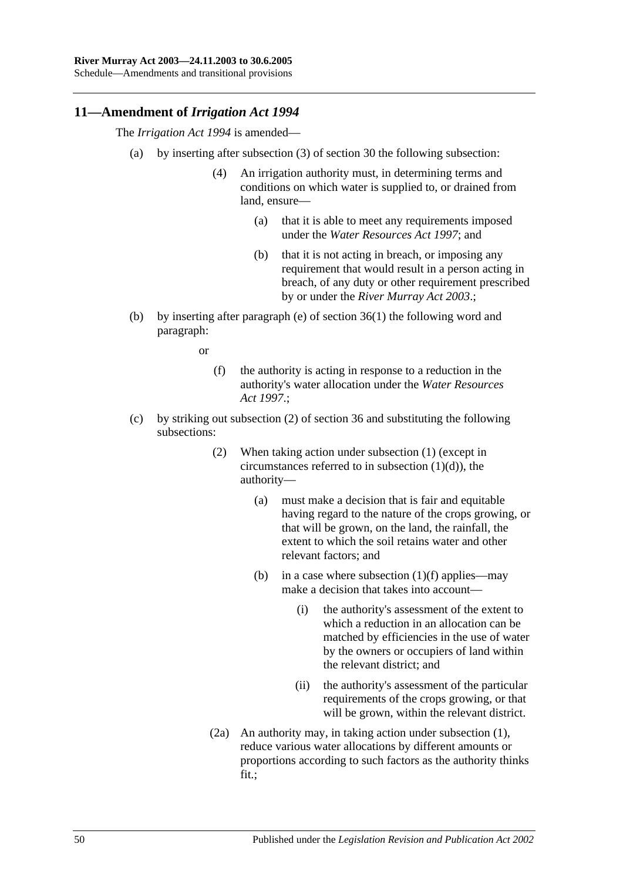## 11—Amendment of *Irrigation Act 1994*

The *Irrigation Act 1994* is amended—

(a) by inserting after subsection (3) of section 30 the following subsection:

> (4) An irrigation authority must, in determining terms and conditions on which water is supplied to, or drained from land, ensure—
>
> > (a) that it is able to meet any requirements imposed under the *Water Resources Act 1997*; and
> >
> > (b) that it is not acting in breach, or imposing any requirement that would result in a person acting in breach, of any duty or other requirement prescribed by or under the *River Murray Act 2003*.;

(b) by inserting after paragraph (e) of section 36(1) the following word and paragraph:

> or
>
> (f) the authority is acting in response to a reduction in the authority's water allocation under the *Water Resources Act 1997*.;

(c) by striking out subsection (2) of section 36 and substituting the following subsections:

> (2) When taking action under subsection (1) (except in circumstances referred to in subsection (1)(d)), the authority—
>
> > (a) must make a decision that is fair and equitable having regard to the nature of the crops growing, or that will be grown, on the land, the rainfall, the extent to which the soil retains water and other relevant factors; and
> >
> > (b) in a case where subsection (1)(f) applies—may make a decision that takes into account—
> >
> > > (i) the authority's assessment of the extent to which a reduction in an allocation can be matched by efficiencies in the use of water by the owners or occupiers of land within the relevant district; and
> > >
> > > (ii) the authority's assessment of the particular requirements of the crops growing, or that will be grown, within the relevant district.
>
> (2a) An authority may, in taking action under subsection (1), reduce various water allocations by different amounts or proportions according to such factors as the authority thinks fit.;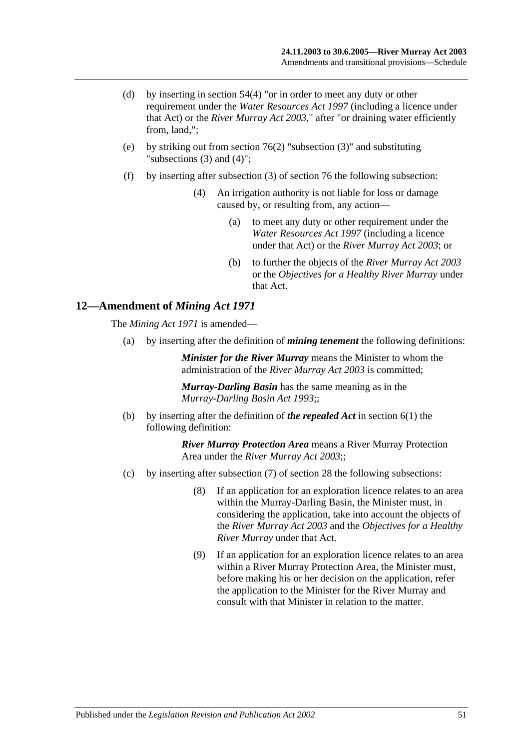(d) by inserting in section 54(4) "or in order to meet any duty or other requirement under the *Water Resources Act 1997* (including a licence under that Act) or the *River Murray Act 2003*," after "or draining water efficiently from, land,";

(e) by striking out from section 76(2) "subsection (3)" and substituting "subsections (3) and (4)";

(f) by inserting after subsection (3) of section 76 the following subsection:

> (4) An irrigation authority is not liable for loss or damage caused by, or resulting from, any action—
>
> (a) to meet any duty or other requirement under the *Water Resources Act 1997* (including a licence under that Act) or the *River Murray Act 2003*; or
>
> (b) to further the objects of the *River Murray Act 2003* or the *Objectives for a Healthy River Murray* under that Act.

## 12—Amendment of *Mining Act 1971*

The *Mining Act 1971* is amended—

(a) by inserting after the definition of ***mining tenement*** the following definitions:

> ***Minister for the River Murray*** means the Minister to whom the administration of the *River Murray Act 2003* is committed;
>
> ***Murray-Darling Basin*** has the same meaning as in the *Murray-Darling Basin Act 1993*;;

(b) by inserting after the definition of ***the repealed Act*** in section 6(1) the following definition:

> ***River Murray Protection Area*** means a River Murray Protection Area under the *River Murray Act 2003*;;

(c) by inserting after subsection (7) of section 28 the following subsections:

> (8) If an application for an exploration licence relates to an area within the Murray-Darling Basin, the Minister must, in considering the application, take into account the objects of the *River Murray Act 2003* and the *Objectives for a Healthy River Murray* under that Act.
>
> (9) If an application for an exploration licence relates to an area within a River Murray Protection Area, the Minister must, before making his or her decision on the application, refer the application to the Minister for the River Murray and consult with that Minister in relation to the matter.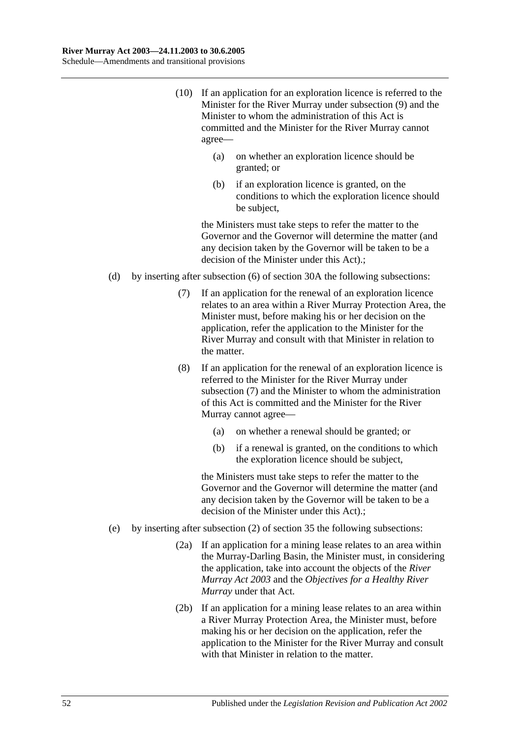(10) If an application for an exploration licence is referred to the Minister for the River Murray under subsection (9) and the Minister to whom the administration of this Act is committed and the Minister for the River Murray cannot agree—

(a) on whether an exploration licence should be granted; or

(b) if an exploration licence is granted, on the conditions to which the exploration licence should be subject,

the Ministers must take steps to refer the matter to the Governor and the Governor will determine the matter (and any decision taken by the Governor will be taken to be a decision of the Minister under this Act).;

(d) by inserting after subsection (6) of section 30A the following subsections:

(7) If an application for the renewal of an exploration licence relates to an area within a River Murray Protection Area, the Minister must, before making his or her decision on the application, refer the application to the Minister for the River Murray and consult with that Minister in relation to the matter.

(8) If an application for the renewal of an exploration licence is referred to the Minister for the River Murray under subsection (7) and the Minister to whom the administration of this Act is committed and the Minister for the River Murray cannot agree—

(a) on whether a renewal should be granted; or

(b) if a renewal is granted, on the conditions to which the exploration licence should be subject,

the Ministers must take steps to refer the matter to the Governor and the Governor will determine the matter (and any decision taken by the Governor will be taken to be a decision of the Minister under this Act).;

(e) by inserting after subsection (2) of section 35 the following subsections:

(2a) If an application for a mining lease relates to an area within the Murray-Darling Basin, the Minister must, in considering the application, take into account the objects of the *River Murray Act 2003* and the *Objectives for a Healthy River Murray* under that Act.

(2b) If an application for a mining lease relates to an area within a River Murray Protection Area, the Minister must, before making his or her decision on the application, refer the application to the Minister for the River Murray and consult with that Minister in relation to the matter.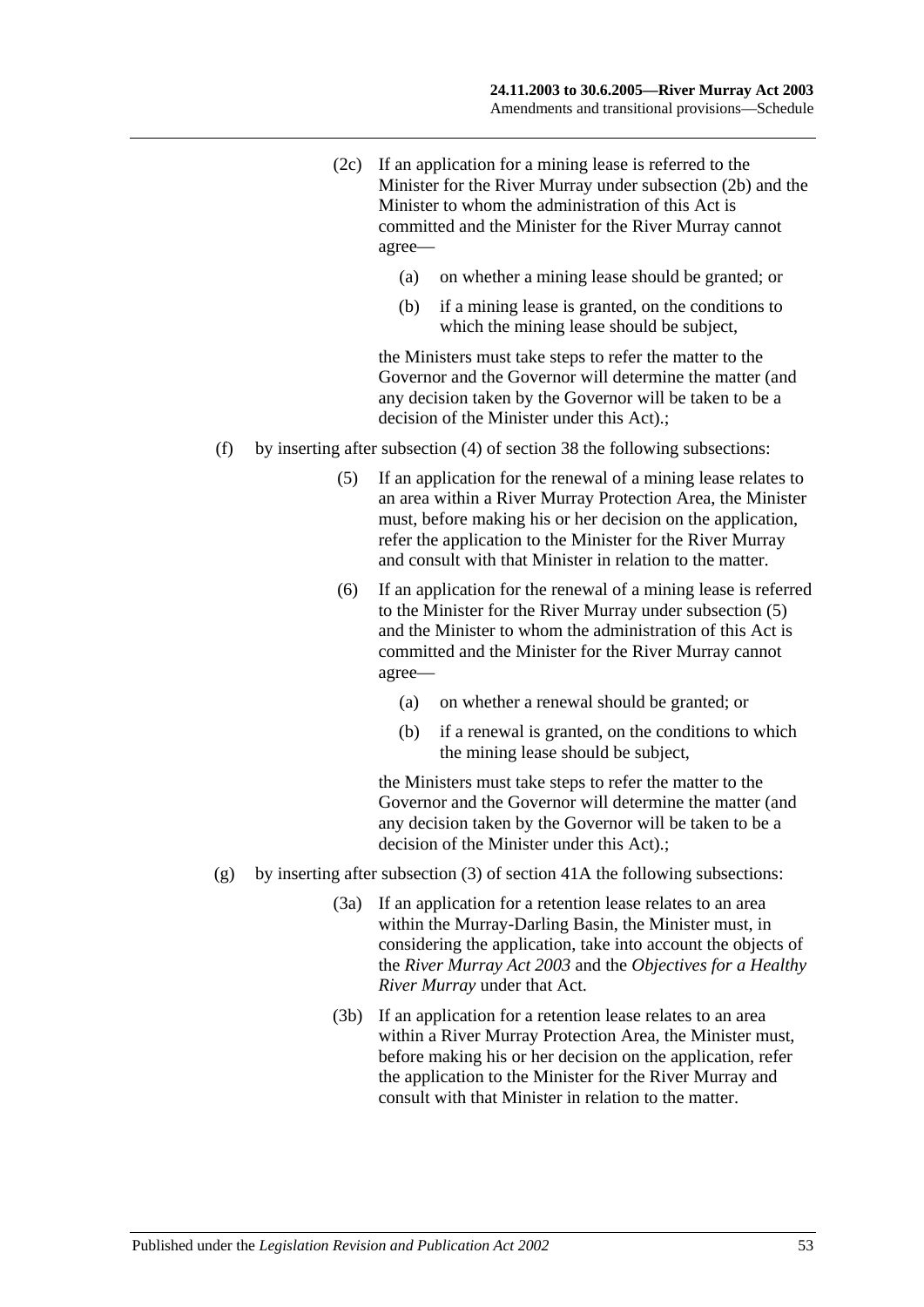(2c) If an application for a mining lease is referred to the Minister for the River Murray under subsection (2b) and the Minister to whom the administration of this Act is committed and the Minister for the River Murray cannot agree—

(a) on whether a mining lease should be granted; or

(b) if a mining lease is granted, on the conditions to which the mining lease should be subject,

the Ministers must take steps to refer the matter to the Governor and the Governor will determine the matter (and any decision taken by the Governor will be taken to be a decision of the Minister under this Act).;

(f) by inserting after subsection (4) of section 38 the following subsections:

(5) If an application for the renewal of a mining lease relates to an area within a River Murray Protection Area, the Minister must, before making his or her decision on the application, refer the application to the Minister for the River Murray and consult with that Minister in relation to the matter.

(6) If an application for the renewal of a mining lease is referred to the Minister for the River Murray under subsection (5) and the Minister to whom the administration of this Act is committed and the Minister for the River Murray cannot agree—

(a) on whether a renewal should be granted; or

(b) if a renewal is granted, on the conditions to which the mining lease should be subject,

the Ministers must take steps to refer the matter to the Governor and the Governor will determine the matter (and any decision taken by the Governor will be taken to be a decision of the Minister under this Act).;

(g) by inserting after subsection (3) of section 41A the following subsections:

(3a) If an application for a retention lease relates to an area within the Murray-Darling Basin, the Minister must, in considering the application, take into account the objects of the *River Murray Act 2003* and the *Objectives for a Healthy River Murray* under that Act.

(3b) If an application for a retention lease relates to an area within a River Murray Protection Area, the Minister must, before making his or her decision on the application, refer the application to the Minister for the River Murray and consult with that Minister in relation to the matter.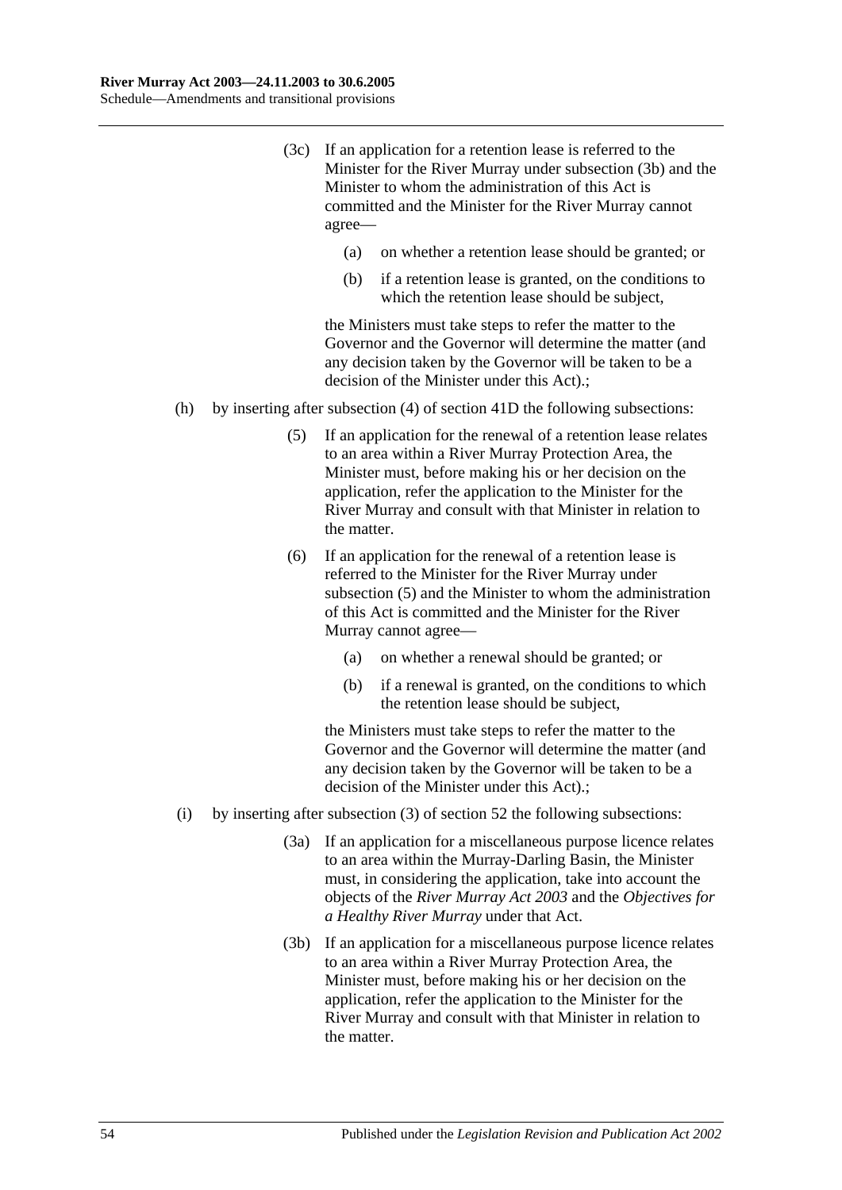(3c) If an application for a retention lease is referred to the Minister for the River Murray under subsection (3b) and the Minister to whom the administration of this Act is committed and the Minister for the River Murray cannot agree—

(a) on whether a retention lease should be granted; or

(b) if a retention lease is granted, on the conditions to which the retention lease should be subject,

the Ministers must take steps to refer the matter to the Governor and the Governor will determine the matter (and any decision taken by the Governor will be taken to be a decision of the Minister under this Act).;

(h) by inserting after subsection (4) of section 41D the following subsections:

(5) If an application for the renewal of a retention lease relates to an area within a River Murray Protection Area, the Minister must, before making his or her decision on the application, refer the application to the Minister for the River Murray and consult with that Minister in relation to the matter.

(6) If an application for the renewal of a retention lease is referred to the Minister for the River Murray under subsection (5) and the Minister to whom the administration of this Act is committed and the Minister for the River Murray cannot agree—

(a) on whether a renewal should be granted; or

(b) if a renewal is granted, on the conditions to which the retention lease should be subject,

the Ministers must take steps to refer the matter to the Governor and the Governor will determine the matter (and any decision taken by the Governor will be taken to be a decision of the Minister under this Act).;

(i) by inserting after subsection (3) of section 52 the following subsections:

(3a) If an application for a miscellaneous purpose licence relates to an area within the Murray-Darling Basin, the Minister must, in considering the application, take into account the objects of the *River Murray Act 2003* and the *Objectives for a Healthy River Murray* under that Act.

(3b) If an application for a miscellaneous purpose licence relates to an area within a River Murray Protection Area, the Minister must, before making his or her decision on the application, refer the application to the Minister for the River Murray and consult with that Minister in relation to the matter.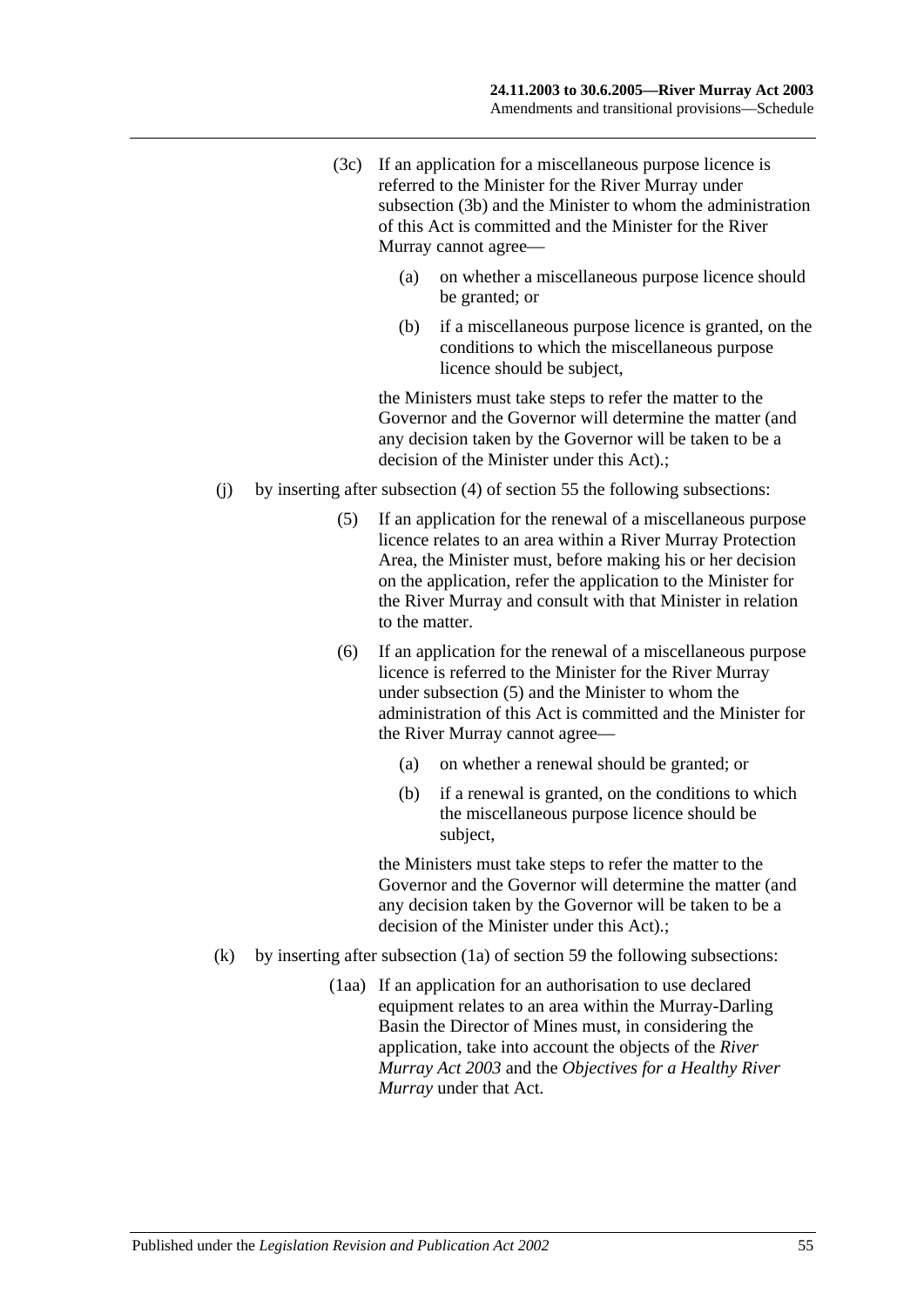(3c) If an application for a miscellaneous purpose licence is referred to the Minister for the River Murray under subsection (3b) and the Minister to whom the administration of this Act is committed and the Minister for the River Murray cannot agree—

(a) on whether a miscellaneous purpose licence should be granted; or

(b) if a miscellaneous purpose licence is granted, on the conditions to which the miscellaneous purpose licence should be subject,

the Ministers must take steps to refer the matter to the Governor and the Governor will determine the matter (and any decision taken by the Governor will be taken to be a decision of the Minister under this Act).;

(j) by inserting after subsection (4) of section 55 the following subsections:

(5) If an application for the renewal of a miscellaneous purpose licence relates to an area within a River Murray Protection Area, the Minister must, before making his or her decision on the application, refer the application to the Minister for the River Murray and consult with that Minister in relation to the matter.

(6) If an application for the renewal of a miscellaneous purpose licence is referred to the Minister for the River Murray under subsection (5) and the Minister to whom the administration of this Act is committed and the Minister for the River Murray cannot agree—

(a) on whether a renewal should be granted; or

(b) if a renewal is granted, on the conditions to which the miscellaneous purpose licence should be subject,

the Ministers must take steps to refer the matter to the Governor and the Governor will determine the matter (and any decision taken by the Governor will be taken to be a decision of the Minister under this Act).;

(k) by inserting after subsection (1a) of section 59 the following subsections:

(1aa) If an application for an authorisation to use declared equipment relates to an area within the Murray-Darling Basin the Director of Mines must, in considering the application, take into account the objects of the *River Murray Act 2003* and the *Objectives for a Healthy River Murray* under that Act.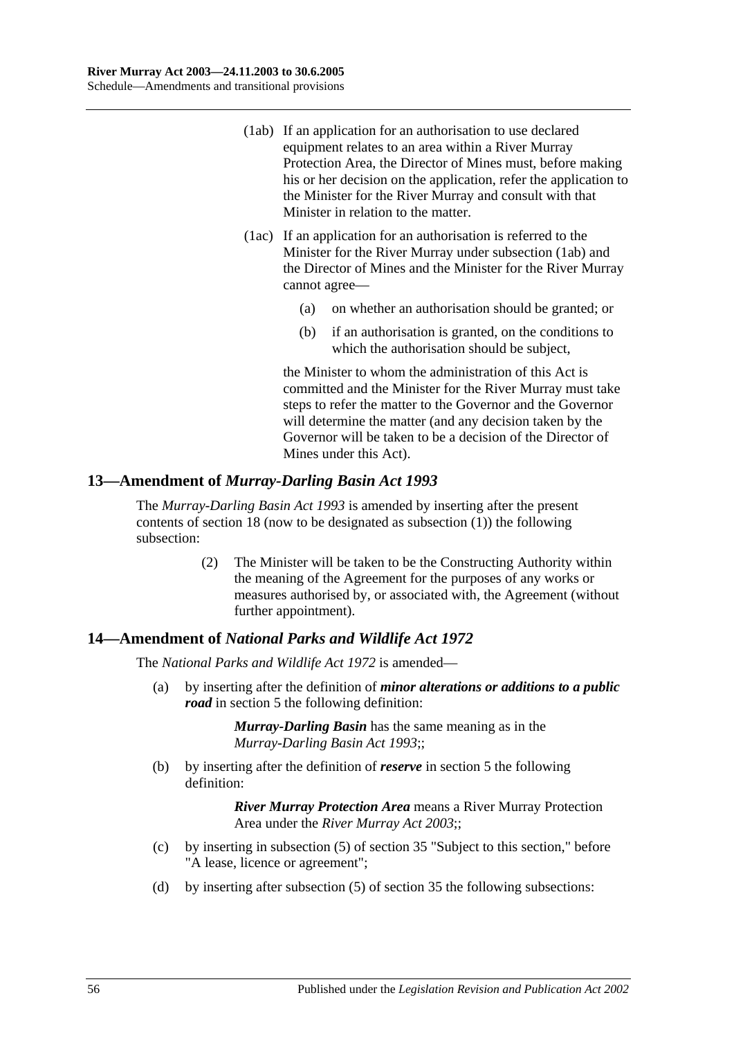(1ab) If an application for an authorisation to use declared equipment relates to an area within a River Murray Protection Area, the Director of Mines must, before making his or her decision on the application, refer the application to the Minister for the River Murray and consult with that Minister in relation to the matter.

(1ac) If an application for an authorisation is referred to the Minister for the River Murray under subsection (1ab) and the Director of Mines and the Minister for the River Murray cannot agree—

(a) on whether an authorisation should be granted; or

(b) if an authorisation is granted, on the conditions to which the authorisation should be subject,

the Minister to whom the administration of this Act is committed and the Minister for the River Murray must take steps to refer the matter to the Governor and the Governor will determine the matter (and any decision taken by the Governor will be taken to be a decision of the Director of Mines under this Act).

## 13—Amendment of *Murray-Darling Basin Act 1993*

The *Murray-Darling Basin Act 1993* is amended by inserting after the present contents of section 18 (now to be designated as subsection (1)) the following subsection:

> (2) The Minister will be taken to be the Constructing Authority within the meaning of the Agreement for the purposes of any works or measures authorised by, or associated with, the Agreement (without further appointment).

## 14—Amendment of *National Parks and Wildlife Act 1972*

The *National Parks and Wildlife Act 1972* is amended—

(a) by inserting after the definition of ***minor alterations or additions to a public road*** in section 5 the following definition:

> ***Murray-Darling Basin*** has the same meaning as in the *Murray-Darling Basin Act 1993*;;

(b) by inserting after the definition of ***reserve*** in section 5 the following definition:

> ***River Murray Protection Area*** means a River Murray Protection Area under the *River Murray Act 2003*;;

(c) by inserting in subsection (5) of section 35 "Subject to this section," before "A lease, licence or agreement";

(d) by inserting after subsection (5) of section 35 the following subsections: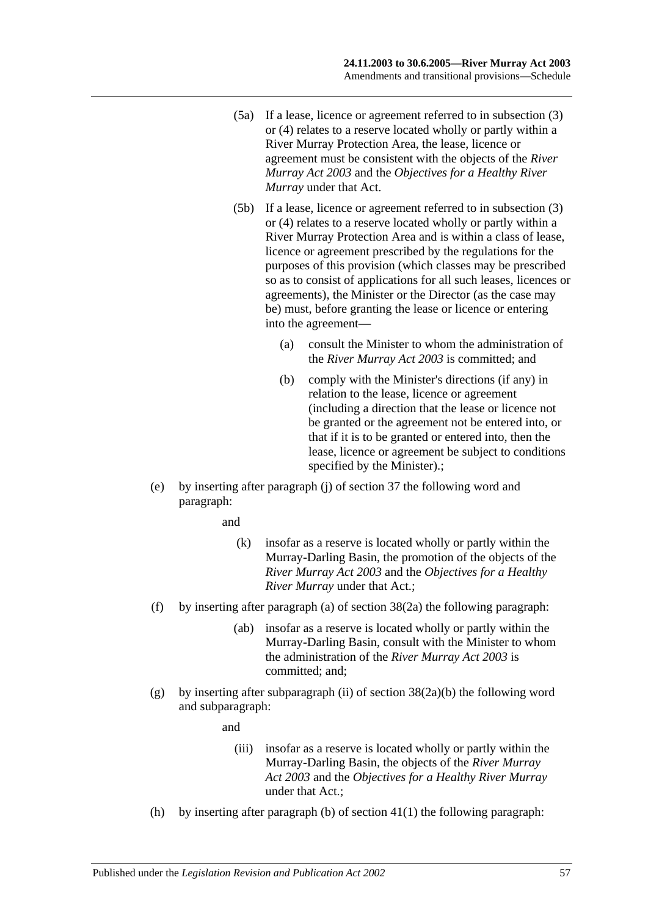(5a) If a lease, licence or agreement referred to in subsection (3) or (4) relates to a reserve located wholly or partly within a River Murray Protection Area, the lease, licence or agreement must be consistent with the objects of the *River Murray Act 2003* and the *Objectives for a Healthy River Murray* under that Act.

(5b) If a lease, licence or agreement referred to in subsection (3) or (4) relates to a reserve located wholly or partly within a River Murray Protection Area and is within a class of lease, licence or agreement prescribed by the regulations for the purposes of this provision (which classes may be prescribed so as to consist of applications for all such leases, licences or agreements), the Minister or the Director (as the case may be) must, before granting the lease or licence or entering into the agreement—

(a) consult the Minister to whom the administration of the *River Murray Act 2003* is committed; and

(b) comply with the Minister's directions (if any) in relation to the lease, licence or agreement (including a direction that the lease or licence not be granted or the agreement not be entered into, or that if it is to be granted or entered into, then the lease, licence or agreement be subject to conditions specified by the Minister).;

(e) by inserting after paragraph (j) of section 37 the following word and paragraph:

and

(k) insofar as a reserve is located wholly or partly within the Murray-Darling Basin, the promotion of the objects of the *River Murray Act 2003* and the *Objectives for a Healthy River Murray* under that Act.;

(f) by inserting after paragraph (a) of section 38(2a) the following paragraph:

(ab) insofar as a reserve is located wholly or partly within the Murray-Darling Basin, consult with the Minister to whom the administration of the *River Murray Act 2003* is committed; and;

(g) by inserting after subparagraph (ii) of section 38(2a)(b) the following word and subparagraph:

and

(iii) insofar as a reserve is located wholly or partly within the Murray-Darling Basin, the objects of the *River Murray Act 2003* and the *Objectives for a Healthy River Murray* under that Act.;

(h) by inserting after paragraph (b) of section 41(1) the following paragraph: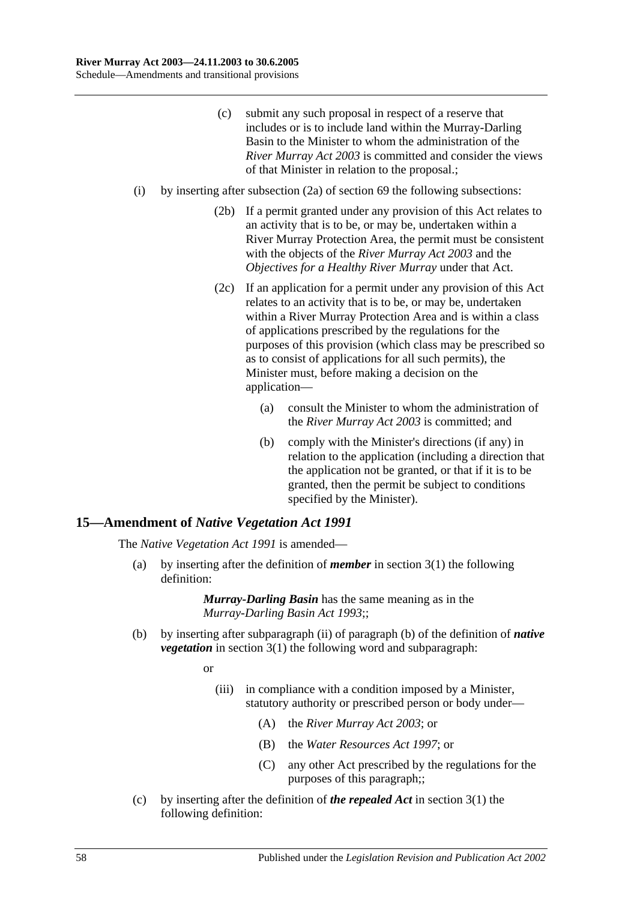(c) submit any such proposal in respect of a reserve that includes or is to include land within the Murray-Darling Basin to the Minister to whom the administration of the *River Murray Act 2003* is committed and consider the views of that Minister in relation to the proposal.;

(i) by inserting after subsection (2a) of section 69 the following subsections:

> (2b) If a permit granted under any provision of this Act relates to an activity that is to be, or may be, undertaken within a River Murray Protection Area, the permit must be consistent with the objects of the *River Murray Act 2003* and the *Objectives for a Healthy River Murray* under that Act.
>
> (2c) If an application for a permit under any provision of this Act relates to an activity that is to be, or may be, undertaken within a River Murray Protection Area and is within a class of applications prescribed by the regulations for the purposes of this provision (which class may be prescribed so as to consist of applications for all such permits), the Minister must, before making a decision on the application—
>
> > (a) consult the Minister to whom the administration of the *River Murray Act 2003* is committed; and
> >
> > (b) comply with the Minister's directions (if any) in relation to the application (including a direction that the application not be granted, or that if it is to be granted, then the permit be subject to conditions specified by the Minister).

## 15—Amendment of *Native Vegetation Act 1991*

The *Native Vegetation Act 1991* is amended—

(a) by inserting after the definition of ***member*** in section 3(1) the following definition:

> ***Murray-Darling Basin*** has the same meaning as in the *Murray-Darling Basin Act 1993*;;

(b) by inserting after subparagraph (ii) of paragraph (b) of the definition of ***native vegetation*** in section 3(1) the following word and subparagraph:

> or
>
> (iii) in compliance with a condition imposed by a Minister, statutory authority or prescribed person or body under—
>
> > (A) the *River Murray Act 2003*; or
> >
> > (B) the *Water Resources Act 1997*; or
> >
> > (C) any other Act prescribed by the regulations for the purposes of this paragraph;;

(c) by inserting after the definition of ***the repealed Act*** in section 3(1) the following definition: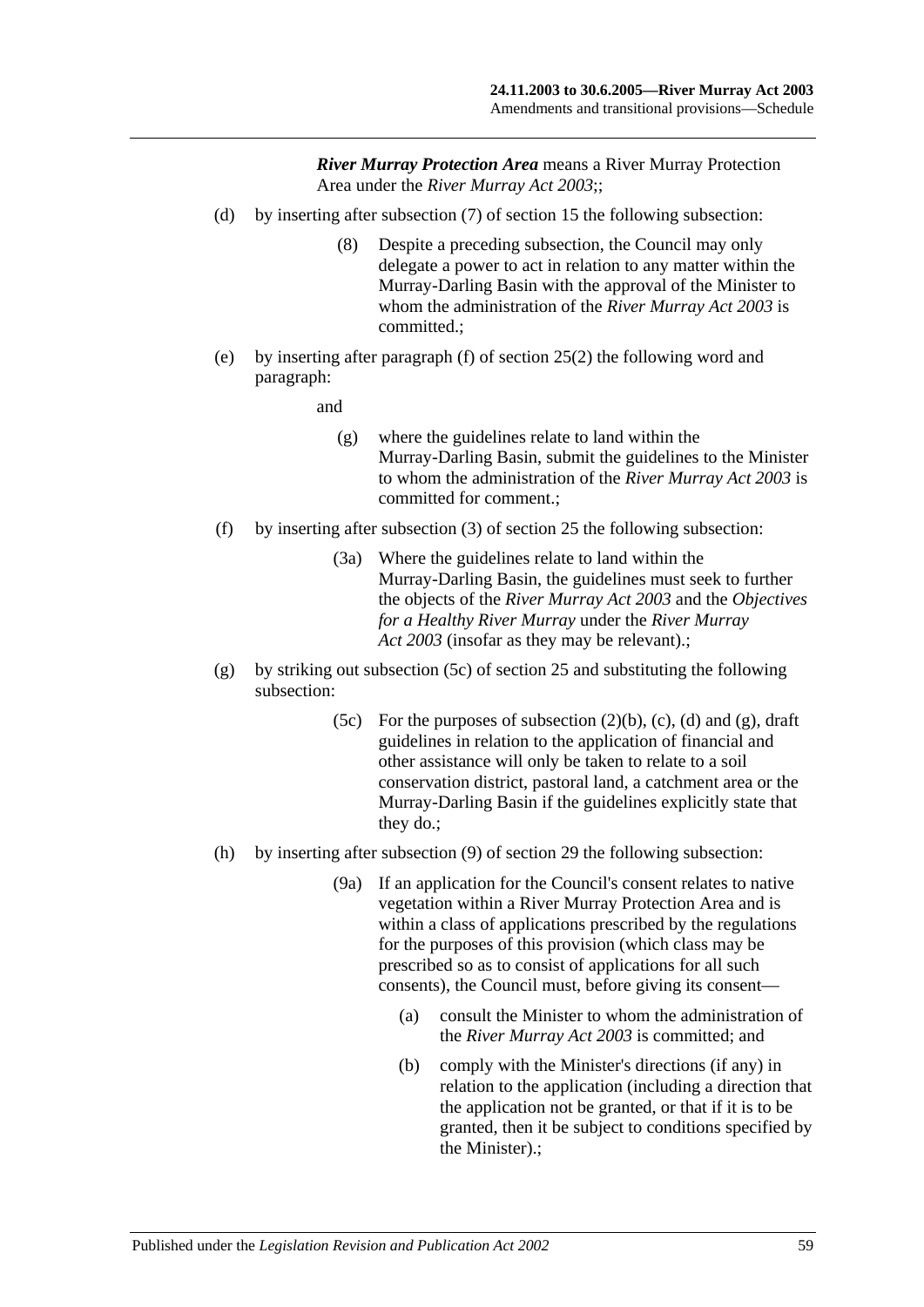***River Murray Protection Area*** means a River Murray Protection Area under the *River Murray Act 2003*;;

(d) by inserting after subsection (7) of section 15 the following subsection:

> (8) Despite a preceding subsection, the Council may only delegate a power to act in relation to any matter within the Murray-Darling Basin with the approval of the Minister to whom the administration of the *River Murray Act 2003* is committed.;

(e) by inserting after paragraph (f) of section 25(2) the following word and paragraph:

> and
>
> (g) where the guidelines relate to land within the Murray-Darling Basin, submit the guidelines to the Minister to whom the administration of the *River Murray Act 2003* is committed for comment.;

(f) by inserting after subsection (3) of section 25 the following subsection:

> (3a) Where the guidelines relate to land within the Murray-Darling Basin, the guidelines must seek to further the objects of the *River Murray Act 2003* and the *Objectives for a Healthy River Murray* under the *River Murray Act 2003* (insofar as they may be relevant).;

(g) by striking out subsection (5c) of section 25 and substituting the following subsection:

> (5c) For the purposes of subsection (2)(b), (c), (d) and (g), draft guidelines in relation to the application of financial and other assistance will only be taken to relate to a soil conservation district, pastoral land, a catchment area or the Murray-Darling Basin if the guidelines explicitly state that they do.;

(h) by inserting after subsection (9) of section 29 the following subsection:

> (9a) If an application for the Council's consent relates to native vegetation within a River Murray Protection Area and is within a class of applications prescribed by the regulations for the purposes of this provision (which class may be prescribed so as to consist of applications for all such consents), the Council must, before giving its consent—
>
> (a) consult the Minister to whom the administration of the *River Murray Act 2003* is committed; and
>
> (b) comply with the Minister's directions (if any) in relation to the application (including a direction that the application not be granted, or that if it is to be granted, then it be subject to conditions specified by the Minister).;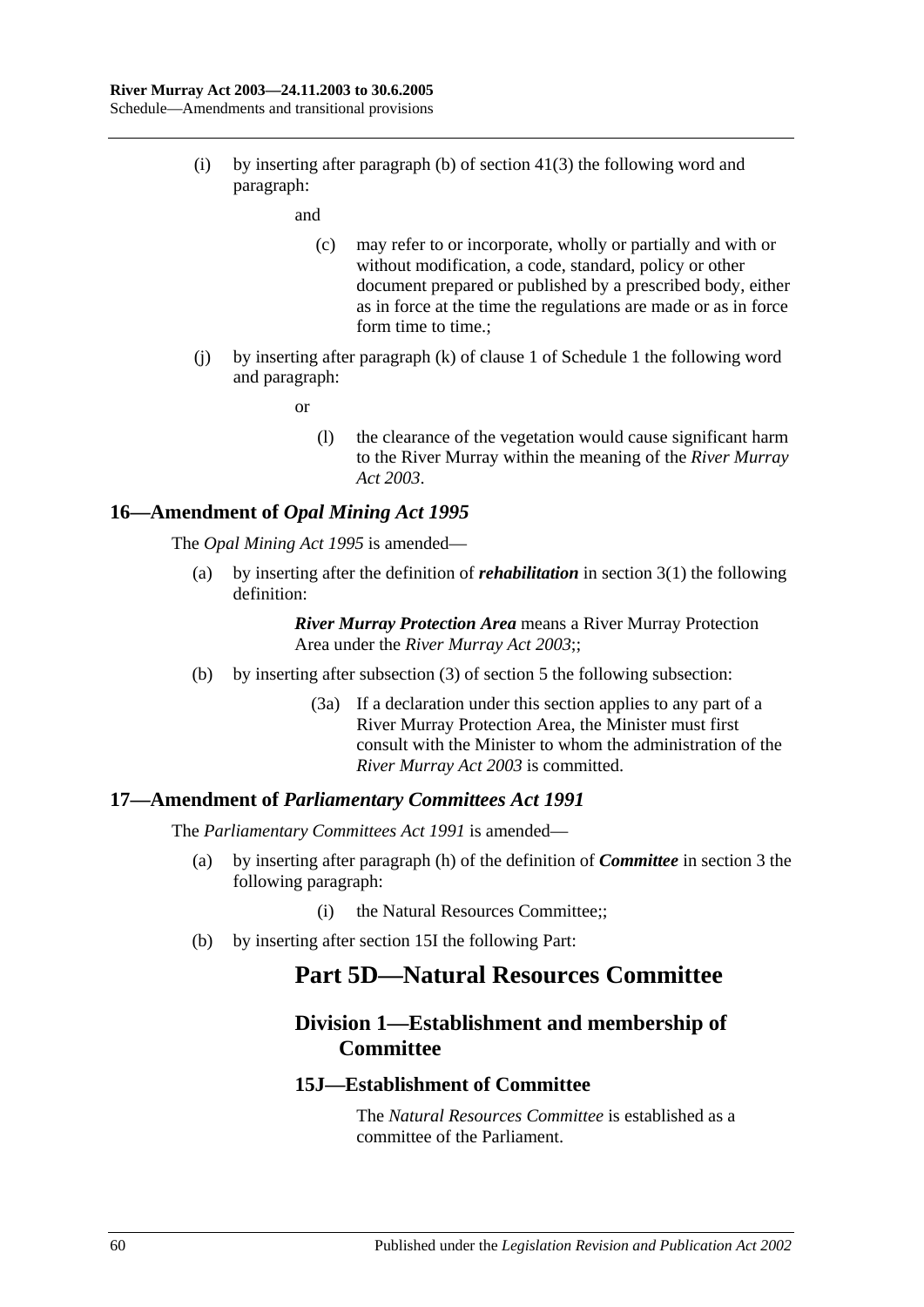(i) by inserting after paragraph (b) of section 41(3) the following word and paragraph:

and

(c) may refer to or incorporate, wholly or partially and with or without modification, a code, standard, policy or other document prepared or published by a prescribed body, either as in force at the time the regulations are made or as in force form time to time.;

(j) by inserting after paragraph (k) of clause 1 of Schedule 1 the following word and paragraph:

or

(l) the clearance of the vegetation would cause significant harm to the River Murray within the meaning of the *River Murray Act 2003*.

## 16—Amendment of *Opal Mining Act 1995*

The *Opal Mining Act 1995* is amended—

(a) by inserting after the definition of ***rehabilitation*** in section 3(1) the following definition:

***River Murray Protection Area*** means a River Murray Protection Area under the *River Murray Act 2003*;;

(b) by inserting after subsection (3) of section 5 the following subsection:

(3a) If a declaration under this section applies to any part of a River Murray Protection Area, the Minister must first consult with the Minister to whom the administration of the *River Murray Act 2003* is committed.

## 17—Amendment of *Parliamentary Committees Act 1991*

The *Parliamentary Committees Act 1991* is amended—

(a) by inserting after paragraph (h) of the definition of ***Committee*** in section 3 the following paragraph:

(i) the Natural Resources Committee;;

(b) by inserting after section 15I the following Part:

# Part 5D—Natural Resources Committee

## Division 1—Establishment and membership of Committee

### 15J—Establishment of Committee

The *Natural Resources Committee* is established as a committee of the Parliament.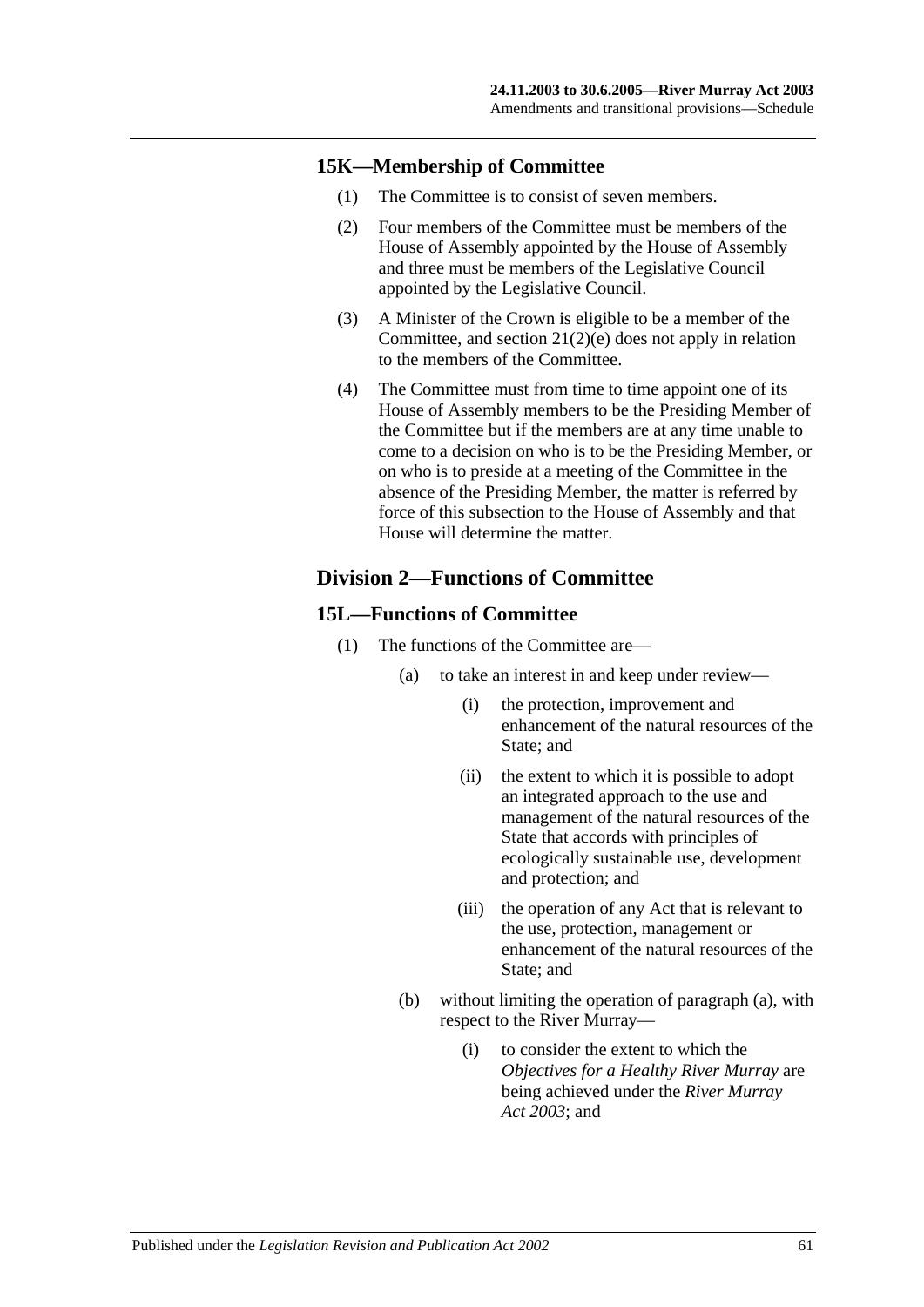### 15K—Membership of Committee

(1) The Committee is to consist of seven members.

(2) Four members of the Committee must be members of the House of Assembly appointed by the House of Assembly and three must be members of the Legislative Council appointed by the Legislative Council.

(3) A Minister of the Crown is eligible to be a member of the Committee, and section 21(2)(e) does not apply in relation to the members of the Committee.

(4) The Committee must from time to time appoint one of its House of Assembly members to be the Presiding Member of the Committee but if the members are at any time unable to come to a decision on who is to be the Presiding Member, or on who is to preside at a meeting of the Committee in the absence of the Presiding Member, the matter is referred by force of this subsection to the House of Assembly and that House will determine the matter.

## Division 2—Functions of Committee

### 15L—Functions of Committee

(1) The functions of the Committee are—

(a) to take an interest in and keep under review—

(i) the protection, improvement and enhancement of the natural resources of the State; and

(ii) the extent to which it is possible to adopt an integrated approach to the use and management of the natural resources of the State that accords with principles of ecologically sustainable use, development and protection; and

(iii) the operation of any Act that is relevant to the use, protection, management or enhancement of the natural resources of the State; and

(b) without limiting the operation of paragraph (a), with respect to the River Murray—

(i) to consider the extent to which the *Objectives for a Healthy River Murray* are being achieved under the *River Murray Act 2003*; and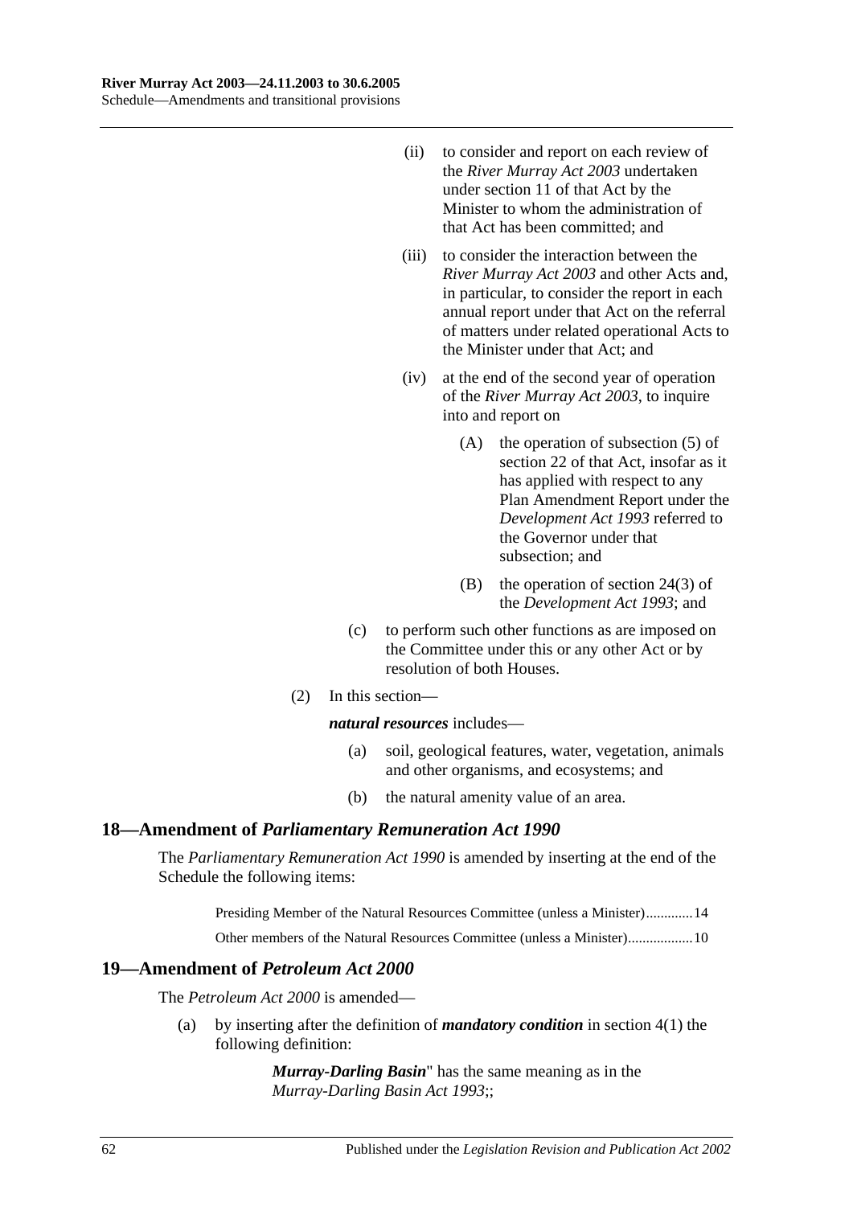(ii) to consider and report on each review of the *River Murray Act 2003* undertaken under section 11 of that Act by the Minister to whom the administration of that Act has been committed; and

(iii) to consider the interaction between the *River Murray Act 2003* and other Acts and, in particular, to consider the report in each annual report under that Act on the referral of matters under related operational Acts to the Minister under that Act; and

(iv) at the end of the second year of operation of the *River Murray Act 2003*, to inquire into and report on

(A) the operation of subsection (5) of section 22 of that Act, insofar as it has applied with respect to any Plan Amendment Report under the *Development Act 1993* referred to the Governor under that subsection; and

(B) the operation of section 24(3) of the *Development Act 1993*; and

(c) to perform such other functions as are imposed on the Committee under this or any other Act or by resolution of both Houses.

(2) In this section—

***natural resources*** includes—

(a) soil, geological features, water, vegetation, animals and other organisms, and ecosystems; and

(b) the natural amenity value of an area.

## 18—Amendment of *Parliamentary Remuneration Act 1990*

The *Parliamentary Remuneration Act 1990* is amended by inserting at the end of the Schedule the following items:

Presiding Member of the Natural Resources Committee (unless a Minister)............14

Other members of the Natural Resources Committee (unless a Minister).................10

## 19—Amendment of *Petroleum Act 2000*

The *Petroleum Act 2000* is amended—

(a) by inserting after the definition of ***mandatory condition*** in section 4(1) the following definition:

***Murray-Darling Basin***" has the same meaning as in the *Murray-Darling Basin Act 1993*;;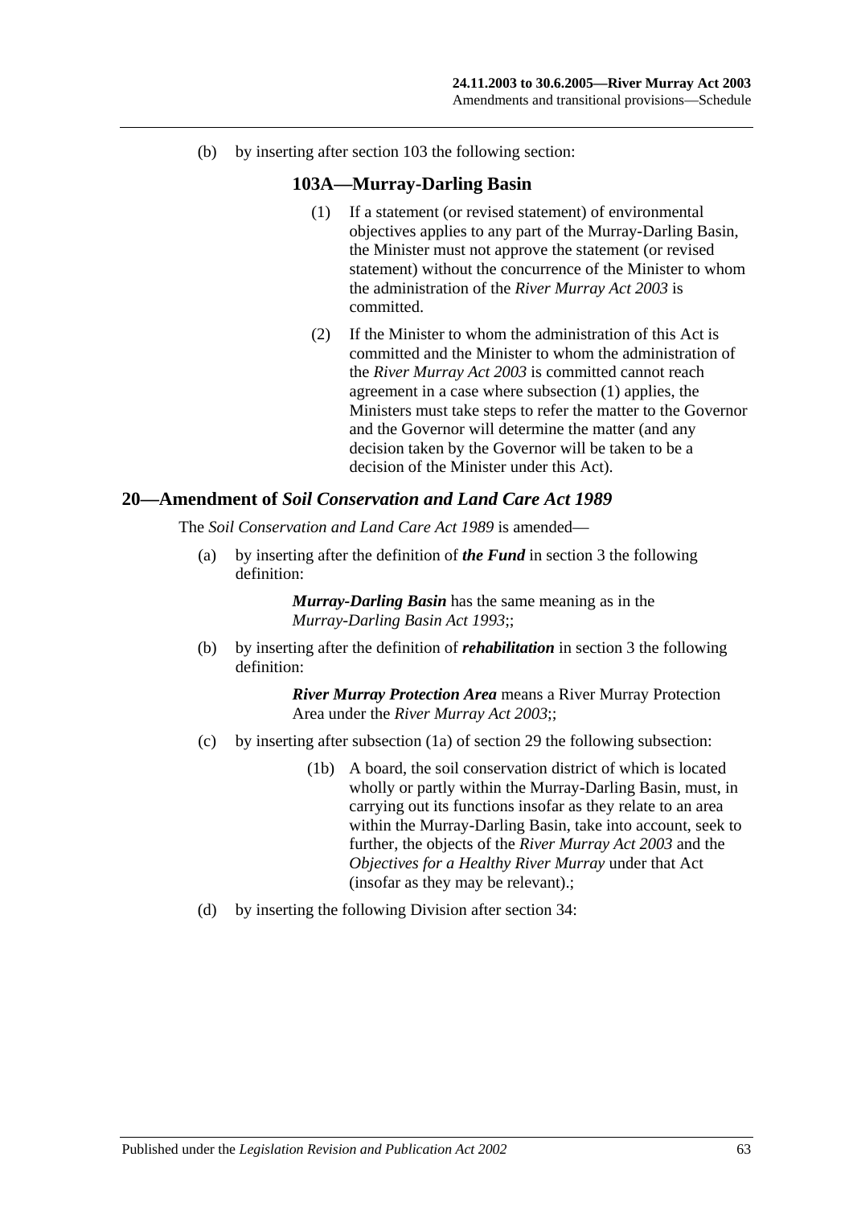(b) by inserting after section 103 the following section:

### 103A—Murray-Darling Basin

(1) If a statement (or revised statement) of environmental objectives applies to any part of the Murray-Darling Basin, the Minister must not approve the statement (or revised statement) without the concurrence of the Minister to whom the administration of the *River Murray Act 2003* is committed.

(2) If the Minister to whom the administration of this Act is committed and the Minister to whom the administration of the *River Murray Act 2003* is committed cannot reach agreement in a case where subsection (1) applies, the Ministers must take steps to refer the matter to the Governor and the Governor will determine the matter (and any decision taken by the Governor will be taken to be a decision of the Minister under this Act).

## 20—Amendment of *Soil Conservation and Land Care Act 1989*

The *Soil Conservation and Land Care Act 1989* is amended—

(a) by inserting after the definition of ***the Fund*** in section 3 the following definition:

> ***Murray-Darling Basin*** has the same meaning as in the *Murray-Darling Basin Act 1993*;;

(b) by inserting after the definition of ***rehabilitation*** in section 3 the following definition:

> ***River Murray Protection Area*** means a River Murray Protection Area under the *River Murray Act 2003*;;

(c) by inserting after subsection (1a) of section 29 the following subsection:

> (1b) A board, the soil conservation district of which is located wholly or partly within the Murray-Darling Basin, must, in carrying out its functions insofar as they relate to an area within the Murray-Darling Basin, take into account, seek to further, the objects of the *River Murray Act 2003* and the *Objectives for a Healthy River Murray* under that Act (insofar as they may be relevant).;

(d) by inserting the following Division after section 34: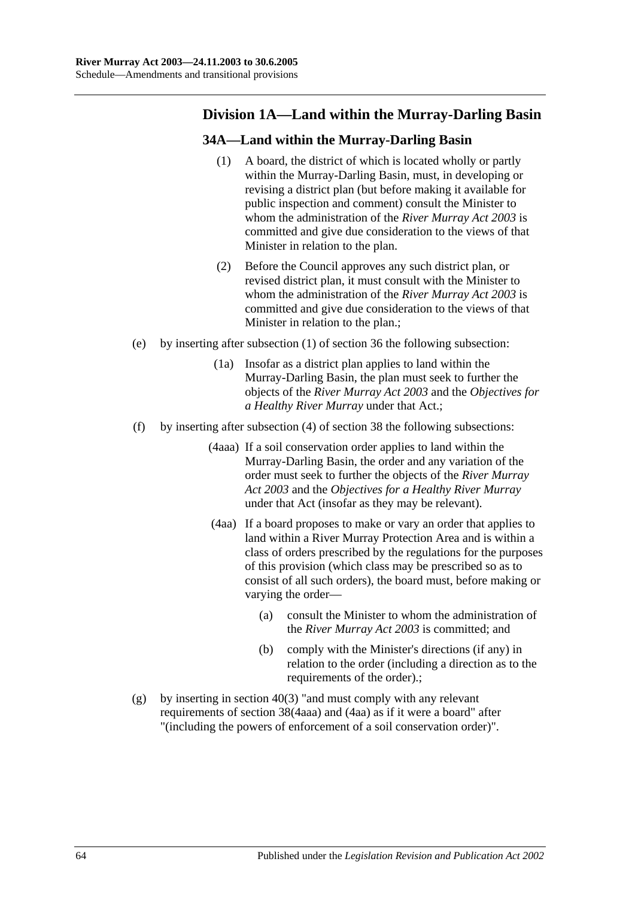## Division 1A—Land within the Murray-Darling Basin

### 34A—Land within the Murray-Darling Basin

(1) A board, the district of which is located wholly or partly within the Murray-Darling Basin, must, in developing or revising a district plan (but before making it available for public inspection and comment) consult the Minister to whom the administration of the *River Murray Act 2003* is committed and give due consideration to the views of that Minister in relation to the plan.

(2) Before the Council approves any such district plan, or revised district plan, it must consult with the Minister to whom the administration of the *River Murray Act 2003* is committed and give due consideration to the views of that Minister in relation to the plan.;

(e) by inserting after subsection (1) of section 36 the following subsection:

(1a) Insofar as a district plan applies to land within the Murray-Darling Basin, the plan must seek to further the objects of the *River Murray Act 2003* and the *Objectives for a Healthy River Murray* under that Act.;

(f) by inserting after subsection (4) of section 38 the following subsections:

(4aaa) If a soil conservation order applies to land within the Murray-Darling Basin, the order and any variation of the order must seek to further the objects of the *River Murray Act 2003* and the *Objectives for a Healthy River Murray* under that Act (insofar as they may be relevant).

(4aa) If a board proposes to make or vary an order that applies to land within a River Murray Protection Area and is within a class of orders prescribed by the regulations for the purposes of this provision (which class may be prescribed so as to consist of all such orders), the board must, before making or varying the order—

(a) consult the Minister to whom the administration of the *River Murray Act 2003* is committed; and

(b) comply with the Minister's directions (if any) in relation to the order (including a direction as to the requirements of the order).;

(g) by inserting in section 40(3) "and must comply with any relevant requirements of section 38(4aaa) and (4aa) as if it were a board" after "(including the powers of enforcement of a soil conservation order)".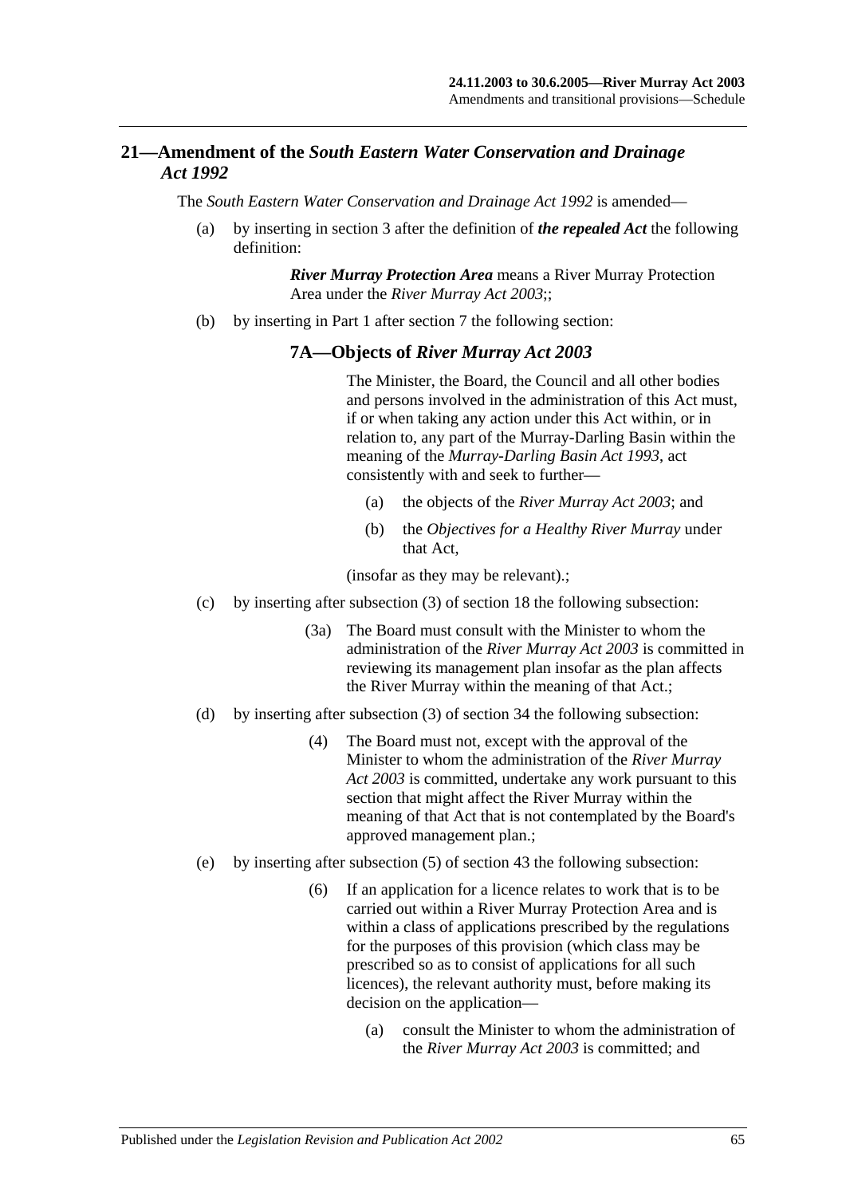## 21—Amendment of the *South Eastern Water Conservation and Drainage Act 1992*

The *South Eastern Water Conservation and Drainage Act 1992* is amended—

(a) by inserting in section 3 after the definition of ***the repealed Act*** the following definition:

> ***River Murray Protection Area*** means a River Murray Protection Area under the *River Murray Act 2003*;;

(b) by inserting in Part 1 after section 7 the following section:

### 7A—Objects of *River Murray Act 2003*

> The Minister, the Board, the Council and all other bodies and persons involved in the administration of this Act must, if or when taking any action under this Act within, or in relation to, any part of the Murray-Darling Basin within the meaning of the *Murray-Darling Basin Act 1993*, act consistently with and seek to further—
>
> (a) the objects of the *River Murray Act 2003*; and
>
> (b) the *Objectives for a Healthy River Murray* under that Act,
>
> (insofar as they may be relevant).;

(c) by inserting after subsection (3) of section 18 the following subsection:

> (3a) The Board must consult with the Minister to whom the administration of the *River Murray Act 2003* is committed in reviewing its management plan insofar as the plan affects the River Murray within the meaning of that Act.;

(d) by inserting after subsection (3) of section 34 the following subsection:

> (4) The Board must not, except with the approval of the Minister to whom the administration of the *River Murray Act 2003* is committed, undertake any work pursuant to this section that might affect the River Murray within the meaning of that Act that is not contemplated by the Board's approved management plan.;

(e) by inserting after subsection (5) of section 43 the following subsection:

> (6) If an application for a licence relates to work that is to be carried out within a River Murray Protection Area and is within a class of applications prescribed by the regulations for the purposes of this provision (which class may be prescribed so as to consist of applications for all such licences), the relevant authority must, before making its decision on the application—
>
> (a) consult the Minister to whom the administration of the *River Murray Act 2003* is committed; and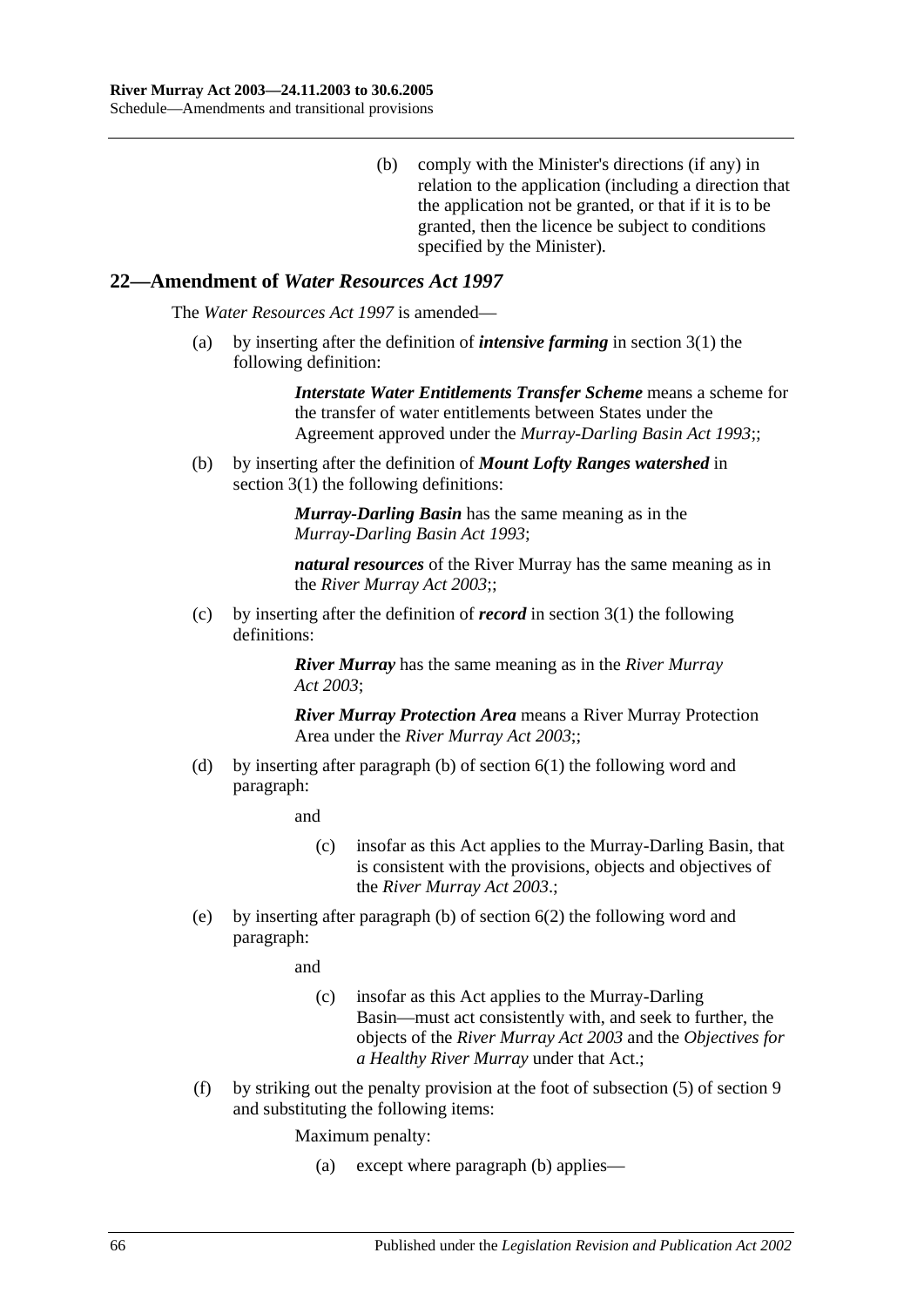(b) comply with the Minister's directions (if any) in relation to the application (including a direction that the application not be granted, or that if it is to be granted, then the licence be subject to conditions specified by the Minister).

## 22—Amendment of *Water Resources Act 1997*

The *Water Resources Act 1997* is amended—

(a) by inserting after the definition of ***intensive farming*** in section 3(1) the following definition:

> ***Interstate Water Entitlements Transfer Scheme*** means a scheme for the transfer of water entitlements between States under the Agreement approved under the *Murray-Darling Basin Act 1993*;;

(b) by inserting after the definition of ***Mount Lofty Ranges watershed*** in section 3(1) the following definitions:

> ***Murray-Darling Basin*** has the same meaning as in the *Murray-Darling Basin Act 1993*;
>
> ***natural resources*** of the River Murray has the same meaning as in the *River Murray Act 2003*;;

(c) by inserting after the definition of ***record*** in section 3(1) the following definitions:

> ***River Murray*** has the same meaning as in the *River Murray Act 2003*;
>
> ***River Murray Protection Area*** means a River Murray Protection Area under the *River Murray Act 2003*;;

(d) by inserting after paragraph (b) of section 6(1) the following word and paragraph:

> and
>
> (c) insofar as this Act applies to the Murray-Darling Basin, that is consistent with the provisions, objects and objectives of the *River Murray Act 2003*.;

(e) by inserting after paragraph (b) of section 6(2) the following word and paragraph:

> and
>
> (c) insofar as this Act applies to the Murray-Darling Basin—must act consistently with, and seek to further, the objects of the *River Murray Act 2003* and the *Objectives for a Healthy River Murray* under that Act.;

(f) by striking out the penalty provision at the foot of subsection (5) of section 9 and substituting the following items:

> Maximum penalty:
>
> (a) except where paragraph (b) applies—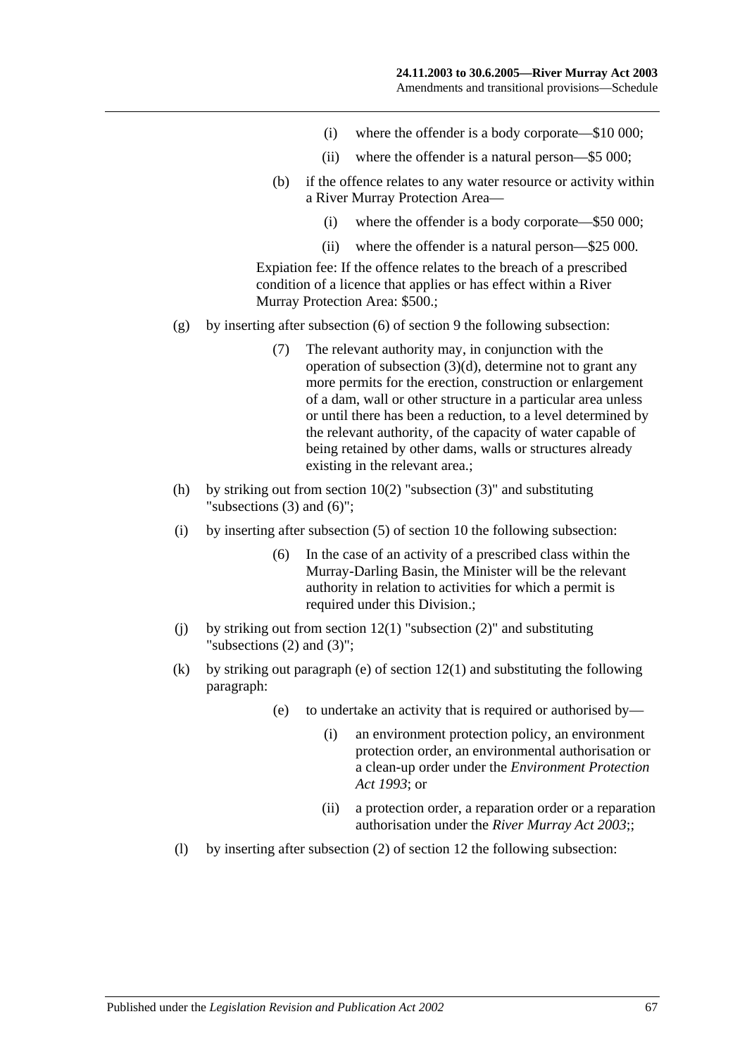(i) where the offender is a body corporate—$10 000;

(ii) where the offender is a natural person—$5 000;

(b) if the offence relates to any water resource or activity within a River Murray Protection Area—

(i) where the offender is a body corporate—$50 000;

(ii) where the offender is a natural person—$25 000.

Expiation fee: If the offence relates to the breach of a prescribed condition of a licence that applies or has effect within a River Murray Protection Area: $500.;

(g) by inserting after subsection (6) of section 9 the following subsection:

(7) The relevant authority may, in conjunction with the operation of subsection (3)(d), determine not to grant any more permits for the erection, construction or enlargement of a dam, wall or other structure in a particular area unless or until there has been a reduction, to a level determined by the relevant authority, of the capacity of water capable of being retained by other dams, walls or structures already existing in the relevant area.;

(h) by striking out from section 10(2) "subsection (3)" and substituting "subsections (3) and (6)";

(i) by inserting after subsection (5) of section 10 the following subsection:

(6) In the case of an activity of a prescribed class within the Murray-Darling Basin, the Minister will be the relevant authority in relation to activities for which a permit is required under this Division.;

(j) by striking out from section 12(1) "subsection (2)" and substituting "subsections (2) and (3)";

(k) by striking out paragraph (e) of section 12(1) and substituting the following paragraph:

(e) to undertake an activity that is required or authorised by—

(i) an environment protection policy, an environment protection order, an environmental authorisation or a clean-up order under the *Environment Protection Act 1993*; or

(ii) a protection order, a reparation order or a reparation authorisation under the *River Murray Act 2003*;;

(l) by inserting after subsection (2) of section 12 the following subsection: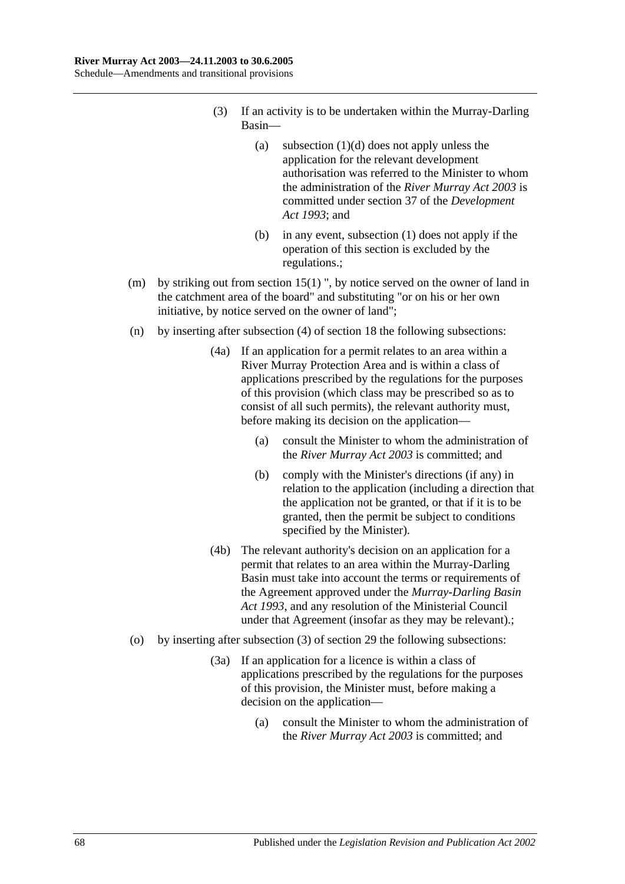(3) If an activity is to be undertaken within the Murray-Darling Basin—

(a) subsection (1)(d) does not apply unless the application for the relevant development authorisation was referred to the Minister to whom the administration of the *River Murray Act 2003* is committed under section 37 of the *Development Act 1993*; and

(b) in any event, subsection (1) does not apply if the operation of this section is excluded by the regulations.;

(m) by striking out from section 15(1) ", by notice served on the owner of land in the catchment area of the board" and substituting "or on his or her own initiative, by notice served on the owner of land";

(n) by inserting after subsection (4) of section 18 the following subsections:

(4a) If an application for a permit relates to an area within a River Murray Protection Area and is within a class of applications prescribed by the regulations for the purposes of this provision (which class may be prescribed so as to consist of all such permits), the relevant authority must, before making its decision on the application—

(a) consult the Minister to whom the administration of the *River Murray Act 2003* is committed; and

(b) comply with the Minister's directions (if any) in relation to the application (including a direction that the application not be granted, or that if it is to be granted, then the permit be subject to conditions specified by the Minister).

(4b) The relevant authority's decision on an application for a permit that relates to an area within the Murray-Darling Basin must take into account the terms or requirements of the Agreement approved under the *Murray-Darling Basin Act 1993*, and any resolution of the Ministerial Council under that Agreement (insofar as they may be relevant).;

(o) by inserting after subsection (3) of section 29 the following subsections:

(3a) If an application for a licence is within a class of applications prescribed by the regulations for the purposes of this provision, the Minister must, before making a decision on the application—

(a) consult the Minister to whom the administration of the *River Murray Act 2003* is committed; and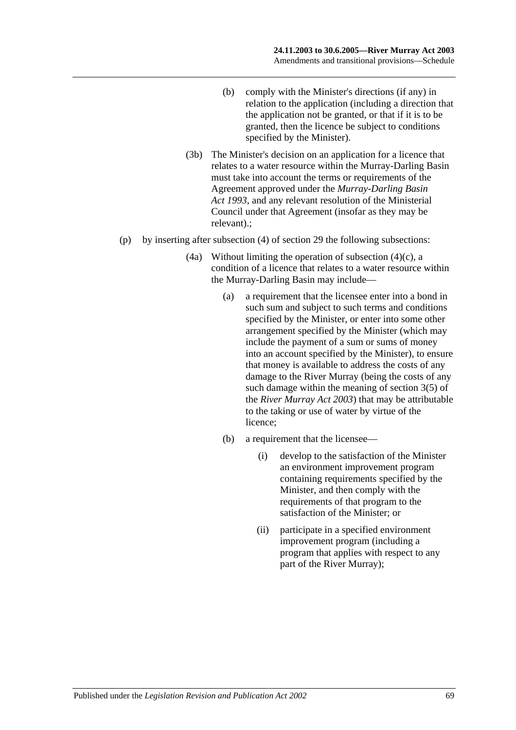(b) comply with the Minister's directions (if any) in relation to the application (including a direction that the application not be granted, or that if it is to be granted, then the licence be subject to conditions specified by the Minister).

(3b) The Minister's decision on an application for a licence that relates to a water resource within the Murray-Darling Basin must take into account the terms or requirements of the Agreement approved under the *Murray-Darling Basin Act 1993*, and any relevant resolution of the Ministerial Council under that Agreement (insofar as they may be relevant).;

(p) by inserting after subsection (4) of section 29 the following subsections:

(4a) Without limiting the operation of subsection (4)(c), a condition of a licence that relates to a water resource within the Murray-Darling Basin may include—

(a) a requirement that the licensee enter into a bond in such sum and subject to such terms and conditions specified by the Minister, or enter into some other arrangement specified by the Minister (which may include the payment of a sum or sums of money into an account specified by the Minister), to ensure that money is available to address the costs of any damage to the River Murray (being the costs of any such damage within the meaning of section 3(5) of the *River Murray Act 2003*) that may be attributable to the taking or use of water by virtue of the licence;

(b) a requirement that the licensee—

(i) develop to the satisfaction of the Minister an environment improvement program containing requirements specified by the Minister, and then comply with the requirements of that program to the satisfaction of the Minister; or

(ii) participate in a specified environment improvement program (including a program that applies with respect to any part of the River Murray);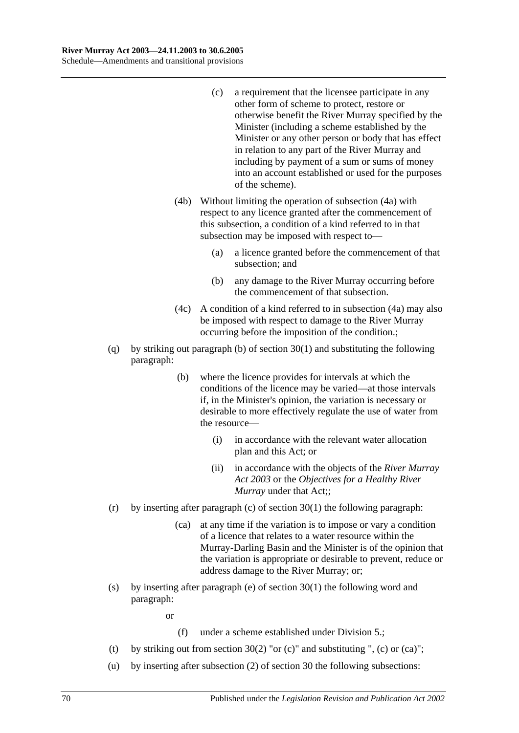(c) a requirement that the licensee participate in any other form of scheme to protect, restore or otherwise benefit the River Murray specified by the Minister (including a scheme established by the Minister or any other person or body that has effect in relation to any part of the River Murray and including by payment of a sum or sums of money into an account established or used for the purposes of the scheme).

(4b) Without limiting the operation of subsection (4a) with respect to any licence granted after the commencement of this subsection, a condition of a kind referred to in that subsection may be imposed with respect to—

(a) a licence granted before the commencement of that subsection; and

(b) any damage to the River Murray occurring before the commencement of that subsection.

(4c) A condition of a kind referred to in subsection (4a) may also be imposed with respect to damage to the River Murray occurring before the imposition of the condition.;

(q) by striking out paragraph (b) of section 30(1) and substituting the following paragraph:

(b) where the licence provides for intervals at which the conditions of the licence may be varied—at those intervals if, in the Minister's opinion, the variation is necessary or desirable to more effectively regulate the use of water from the resource—

(i) in accordance with the relevant water allocation plan and this Act; or

(ii) in accordance with the objects of the *River Murray Act 2003* or the *Objectives for a Healthy River Murray* under that Act;;

(r) by inserting after paragraph (c) of section 30(1) the following paragraph:

(ca) at any time if the variation is to impose or vary a condition of a licence that relates to a water resource within the Murray-Darling Basin and the Minister is of the opinion that the variation is appropriate or desirable to prevent, reduce or address damage to the River Murray; or;

(s) by inserting after paragraph (e) of section 30(1) the following word and paragraph:

or

(f) under a scheme established under Division 5.;

(t) by striking out from section 30(2) "or (c)" and substituting ", (c) or (ca)";

(u) by inserting after subsection (2) of section 30 the following subsections: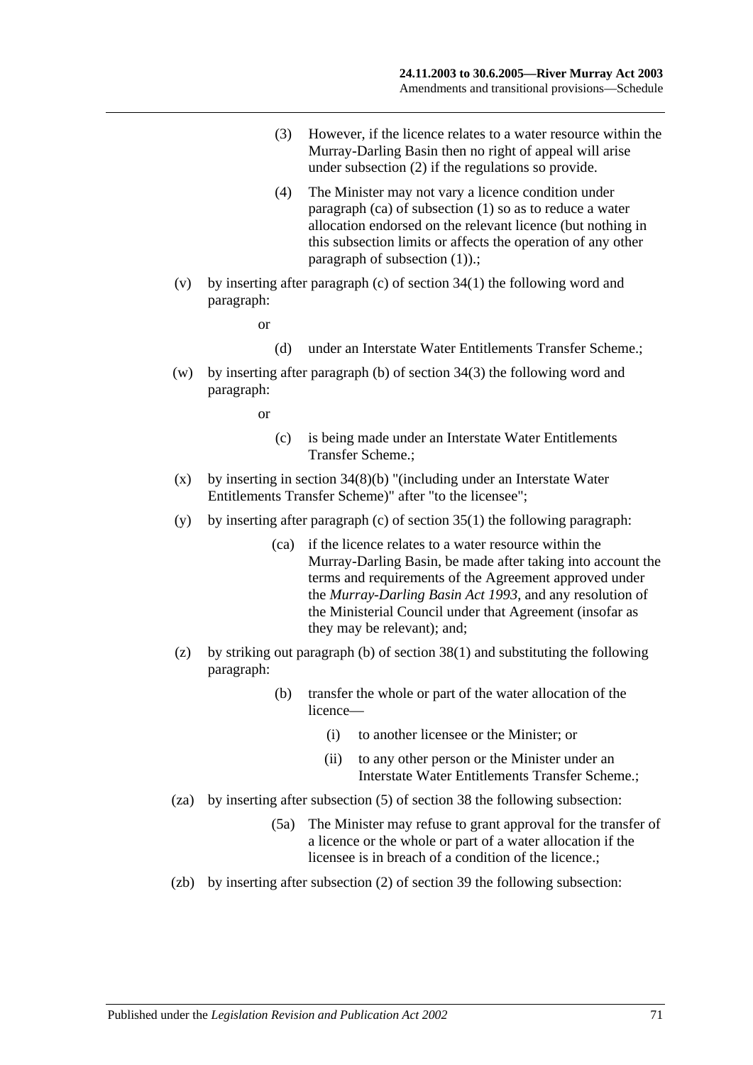(3) However, if the licence relates to a water resource within the Murray-Darling Basin then no right of appeal will arise under subsection (2) if the regulations so provide.

(4) The Minister may not vary a licence condition under paragraph (ca) of subsection (1) so as to reduce a water allocation endorsed on the relevant licence (but nothing in this subsection limits or affects the operation of any other paragraph of subsection (1)).;

(v) by inserting after paragraph (c) of section 34(1) the following word and paragraph:

or

(d) under an Interstate Water Entitlements Transfer Scheme.;

(w) by inserting after paragraph (b) of section 34(3) the following word and paragraph:

or

(c) is being made under an Interstate Water Entitlements Transfer Scheme.;

(x) by inserting in section 34(8)(b) "(including under an Interstate Water Entitlements Transfer Scheme)" after "to the licensee";

(y) by inserting after paragraph (c) of section 35(1) the following paragraph:

(ca) if the licence relates to a water resource within the Murray-Darling Basin, be made after taking into account the terms and requirements of the Agreement approved under the *Murray-Darling Basin Act 1993*, and any resolution of the Ministerial Council under that Agreement (insofar as they may be relevant); and;

(z) by striking out paragraph (b) of section 38(1) and substituting the following paragraph:

(b) transfer the whole or part of the water allocation of the licence—

(i) to another licensee or the Minister; or

(ii) to any other person or the Minister under an Interstate Water Entitlements Transfer Scheme.;

(za) by inserting after subsection (5) of section 38 the following subsection:

(5a) The Minister may refuse to grant approval for the transfer of a licence or the whole or part of a water allocation if the licensee is in breach of a condition of the licence.;

(zb) by inserting after subsection (2) of section 39 the following subsection: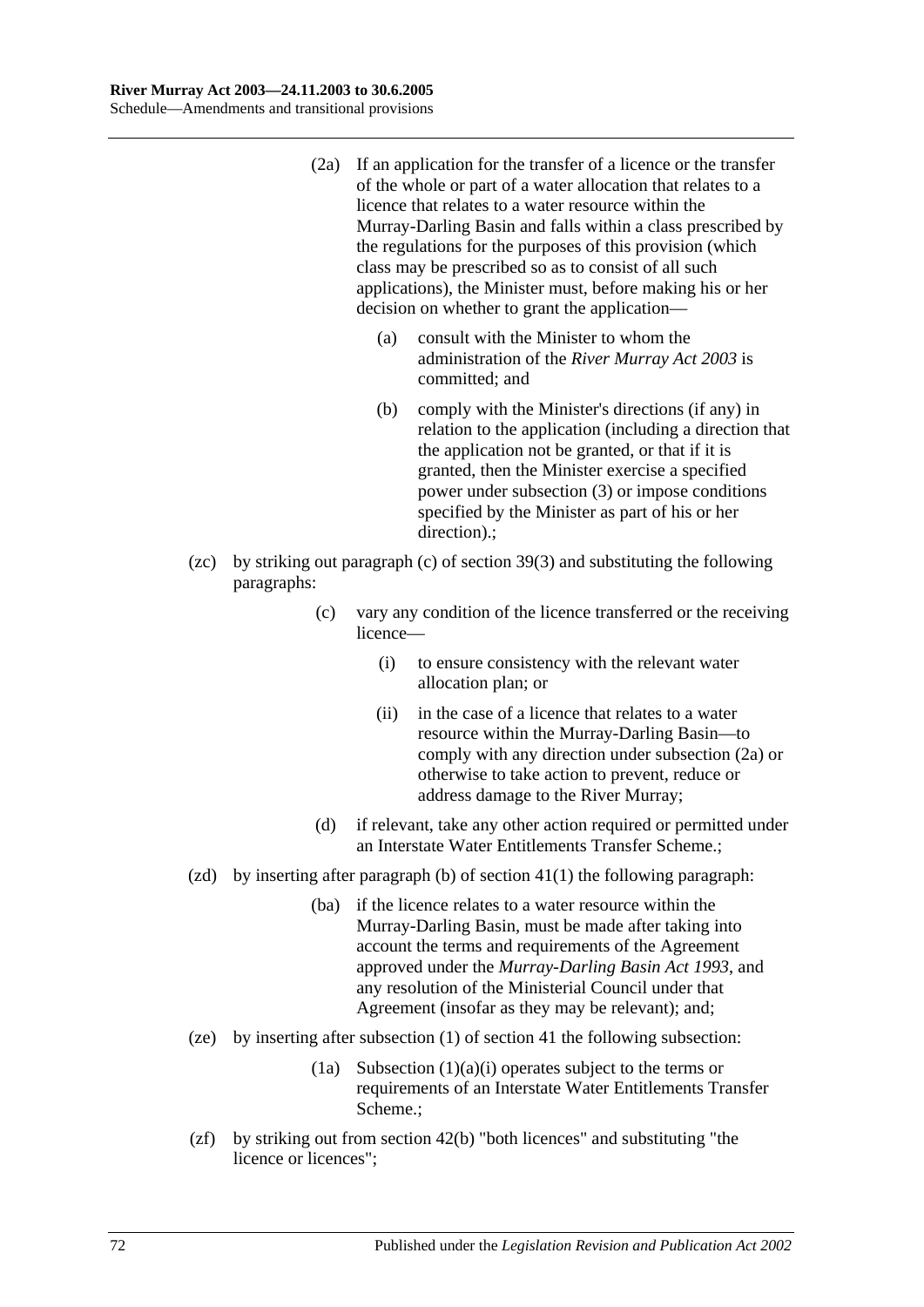(2a) If an application for the transfer of a licence or the transfer of the whole or part of a water allocation that relates to a licence that relates to a water resource within the Murray-Darling Basin and falls within a class prescribed by the regulations for the purposes of this provision (which class may be prescribed so as to consist of all such applications), the Minister must, before making his or her decision on whether to grant the application—

(a) consult with the Minister to whom the administration of the *River Murray Act 2003* is committed; and

(b) comply with the Minister's directions (if any) in relation to the application (including a direction that the application not be granted, or that if it is granted, then the Minister exercise a specified power under subsection (3) or impose conditions specified by the Minister as part of his or her direction).;

(zc) by striking out paragraph (c) of section 39(3) and substituting the following paragraphs:

(c) vary any condition of the licence transferred or the receiving licence—

(i) to ensure consistency with the relevant water allocation plan; or

(ii) in the case of a licence that relates to a water resource within the Murray-Darling Basin—to comply with any direction under subsection (2a) or otherwise to take action to prevent, reduce or address damage to the River Murray;

(d) if relevant, take any other action required or permitted under an Interstate Water Entitlements Transfer Scheme.;

(zd) by inserting after paragraph (b) of section 41(1) the following paragraph:

(ba) if the licence relates to a water resource within the Murray-Darling Basin, must be made after taking into account the terms and requirements of the Agreement approved under the *Murray-Darling Basin Act 1993*, and any resolution of the Ministerial Council under that Agreement (insofar as they may be relevant); and;

(ze) by inserting after subsection (1) of section 41 the following subsection:

(1a) Subsection (1)(a)(i) operates subject to the terms or requirements of an Interstate Water Entitlements Transfer Scheme.;

(zf) by striking out from section 42(b) "both licences" and substituting "the licence or licences";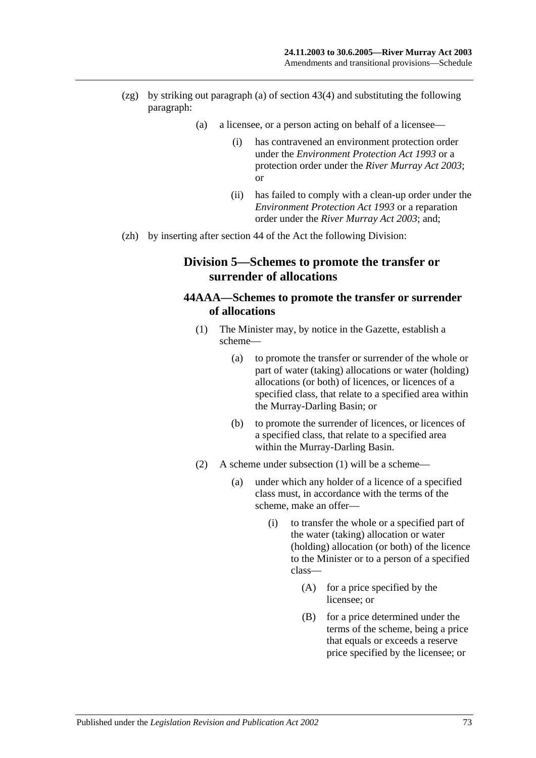(zg) by striking out paragraph (a) of section 43(4) and substituting the following paragraph:

> (a) a licensee, or a person acting on behalf of a licensee—
>
> > (i) has contravened an environment protection order under the *Environment Protection Act 1993* or a protection order under the *River Murray Act 2003*; or
> >
> > (ii) has failed to comply with a clean-up order under the *Environment Protection Act 1993* or a reparation order under the *River Murray Act 2003*; and;

(zh) by inserting after section 44 of the Act the following Division:

## Division 5—Schemes to promote the transfer or surrender of allocations

### 44AAA—Schemes to promote the transfer or surrender of allocations

(1) The Minister may, by notice in the Gazette, establish a scheme—

> (a) to promote the transfer or surrender of the whole or part of water (taking) allocations or water (holding) allocations (or both) of licences, or licences of a specified class, that relate to a specified area within the Murray-Darling Basin; or
>
> (b) to promote the surrender of licences, or licences of a specified class, that relate to a specified area within the Murray-Darling Basin.

(2) A scheme under subsection (1) will be a scheme—

> (a) under which any holder of a licence of a specified class must, in accordance with the terms of the scheme, make an offer—
>
> > (i) to transfer the whole or a specified part of the water (taking) allocation or water (holding) allocation (or both) of the licence to the Minister or to a person of a specified class—
> >
> > > (A) for a price specified by the licensee; or
> > >
> > > (B) for a price determined under the terms of the scheme, being a price that equals or exceeds a reserve price specified by the licensee; or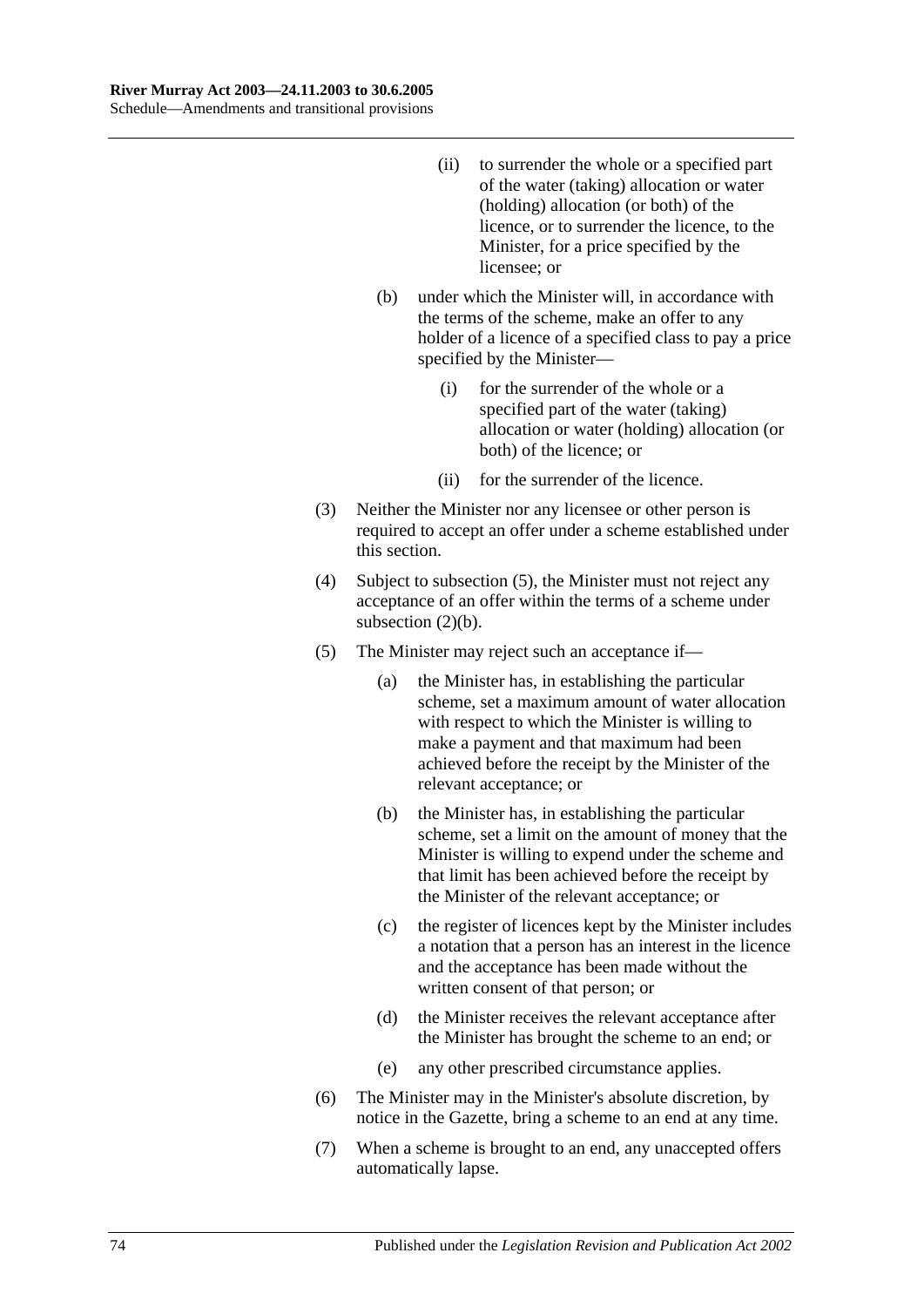(ii) to surrender the whole or a specified part of the water (taking) allocation or water (holding) allocation (or both) of the licence, or to surrender the licence, to the Minister, for a price specified by the licensee; or

(b) under which the Minister will, in accordance with the terms of the scheme, make an offer to any holder of a licence of a specified class to pay a price specified by the Minister—

(i) for the surrender of the whole or a specified part of the water (taking) allocation or water (holding) allocation (or both) of the licence; or

(ii) for the surrender of the licence.

(3) Neither the Minister nor any licensee or other person is required to accept an offer under a scheme established under this section.

(4) Subject to subsection (5), the Minister must not reject any acceptance of an offer within the terms of a scheme under subsection (2)(b).

(5) The Minister may reject such an acceptance if—

(a) the Minister has, in establishing the particular scheme, set a maximum amount of water allocation with respect to which the Minister is willing to make a payment and that maximum had been achieved before the receipt by the Minister of the relevant acceptance; or

(b) the Minister has, in establishing the particular scheme, set a limit on the amount of money that the Minister is willing to expend under the scheme and that limit has been achieved before the receipt by the Minister of the relevant acceptance; or

(c) the register of licences kept by the Minister includes a notation that a person has an interest in the licence and the acceptance has been made without the written consent of that person; or

(d) the Minister receives the relevant acceptance after the Minister has brought the scheme to an end; or

(e) any other prescribed circumstance applies.

(6) The Minister may in the Minister's absolute discretion, by notice in the Gazette, bring a scheme to an end at any time.

(7) When a scheme is brought to an end, any unaccepted offers automatically lapse.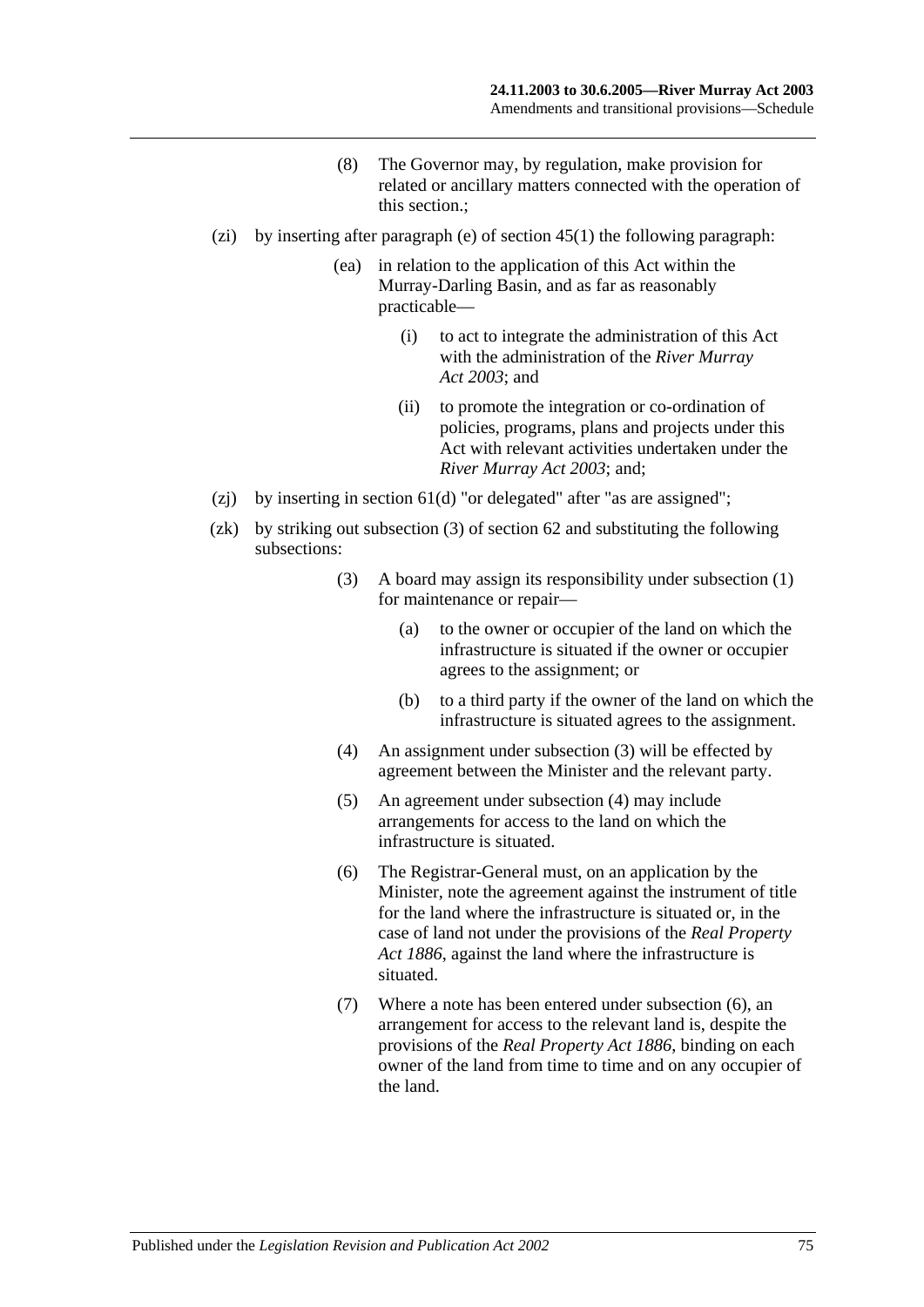(8) The Governor may, by regulation, make provision for related or ancillary matters connected with the operation of this section.;

(zi) by inserting after paragraph (e) of section 45(1) the following paragraph:

> (ea) in relation to the application of this Act within the Murray-Darling Basin, and as far as reasonably practicable—
>
> > (i) to act to integrate the administration of this Act with the administration of the *River Murray Act 2003*; and
> >
> > (ii) to promote the integration or co-ordination of policies, programs, plans and projects under this Act with relevant activities undertaken under the *River Murray Act 2003*; and;

(zj) by inserting in section 61(d) "or delegated" after "as are assigned";

(zk) by striking out subsection (3) of section 62 and substituting the following subsections:

> (3) A board may assign its responsibility under subsection (1) for maintenance or repair—
>
> > (a) to the owner or occupier of the land on which the infrastructure is situated if the owner or occupier agrees to the assignment; or
> >
> > (b) to a third party if the owner of the land on which the infrastructure is situated agrees to the assignment.
>
> (4) An assignment under subsection (3) will be effected by agreement between the Minister and the relevant party.
>
> (5) An agreement under subsection (4) may include arrangements for access to the land on which the infrastructure is situated.
>
> (6) The Registrar-General must, on an application by the Minister, note the agreement against the instrument of title for the land where the infrastructure is situated or, in the case of land not under the provisions of the *Real Property Act 1886*, against the land where the infrastructure is situated.
>
> (7) Where a note has been entered under subsection (6), an arrangement for access to the relevant land is, despite the provisions of the *Real Property Act 1886*, binding on each owner of the land from time to time and on any occupier of the land.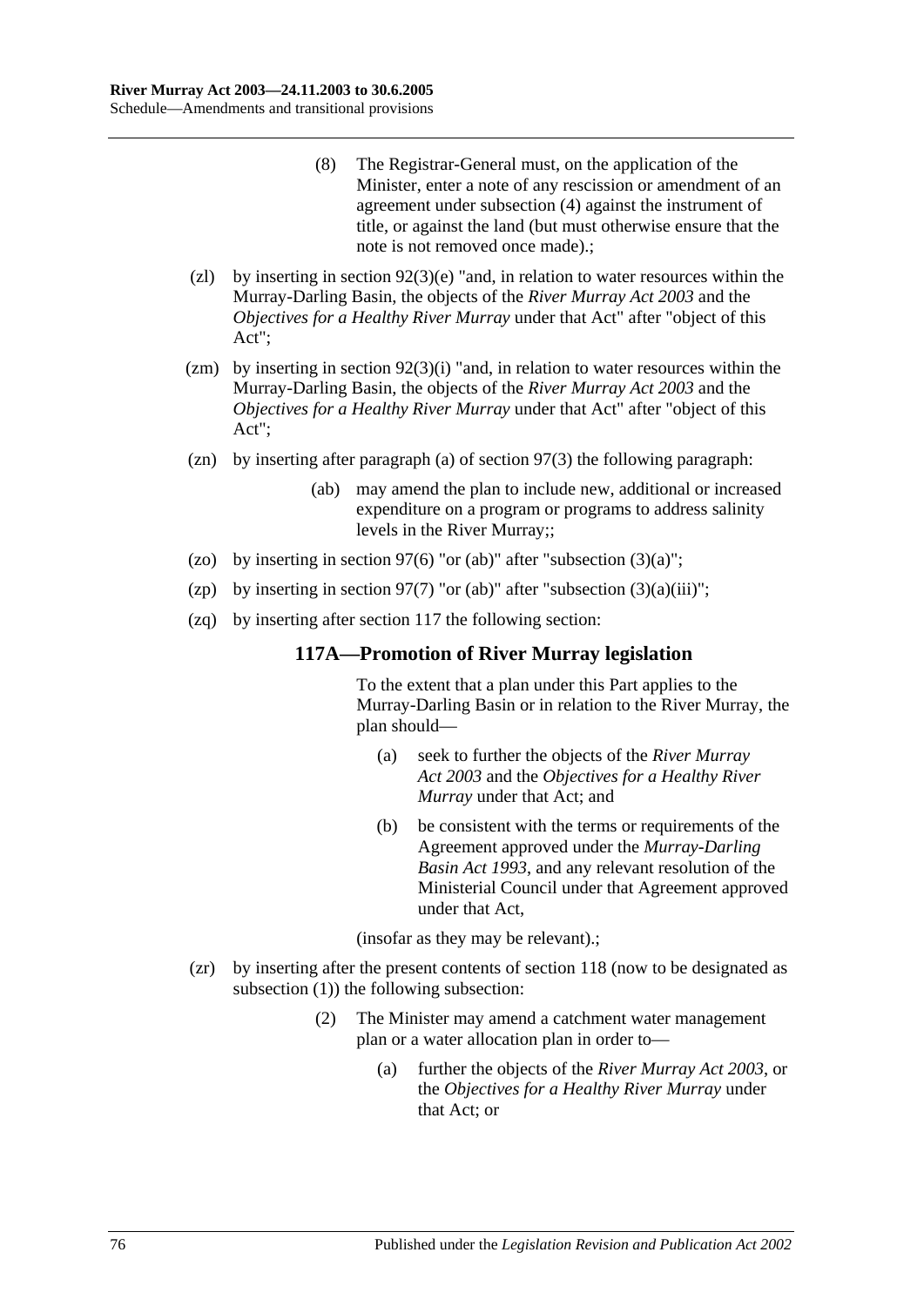(8) The Registrar-General must, on the application of the Minister, enter a note of any rescission or amendment of an agreement under subsection (4) against the instrument of title, or against the land (but must otherwise ensure that the note is not removed once made).;

(zl) by inserting in section 92(3)(e) "and, in relation to water resources within the Murray-Darling Basin, the objects of the *River Murray Act 2003* and the *Objectives for a Healthy River Murray* under that Act" after "object of this Act";

(zm) by inserting in section 92(3)(i) "and, in relation to water resources within the Murray-Darling Basin, the objects of the *River Murray Act 2003* and the *Objectives for a Healthy River Murray* under that Act" after "object of this Act";

(zn) by inserting after paragraph (a) of section 97(3) the following paragraph:

> (ab) may amend the plan to include new, additional or increased expenditure on a program or programs to address salinity levels in the River Murray;;

(zo) by inserting in section 97(6) "or (ab)" after "subsection (3)(a)";

(zp) by inserting in section 97(7) "or (ab)" after "subsection (3)(a)(iii)";

(zq) by inserting after section 117 the following section:

### 117A—Promotion of River Murray legislation

To the extent that a plan under this Part applies to the Murray-Darling Basin or in relation to the River Murray, the plan should—

(a) seek to further the objects of the *River Murray Act 2003* and the *Objectives for a Healthy River Murray* under that Act; and

(b) be consistent with the terms or requirements of the Agreement approved under the *Murray-Darling Basin Act 1993*, and any relevant resolution of the Ministerial Council under that Agreement approved under that Act,

(insofar as they may be relevant).;

(zr) by inserting after the present contents of section 118 (now to be designated as subsection (1)) the following subsection:

> (2) The Minister may amend a catchment water management plan or a water allocation plan in order to—
>
> (a) further the objects of the *River Murray Act 2003*, or the *Objectives for a Healthy River Murray* under that Act; or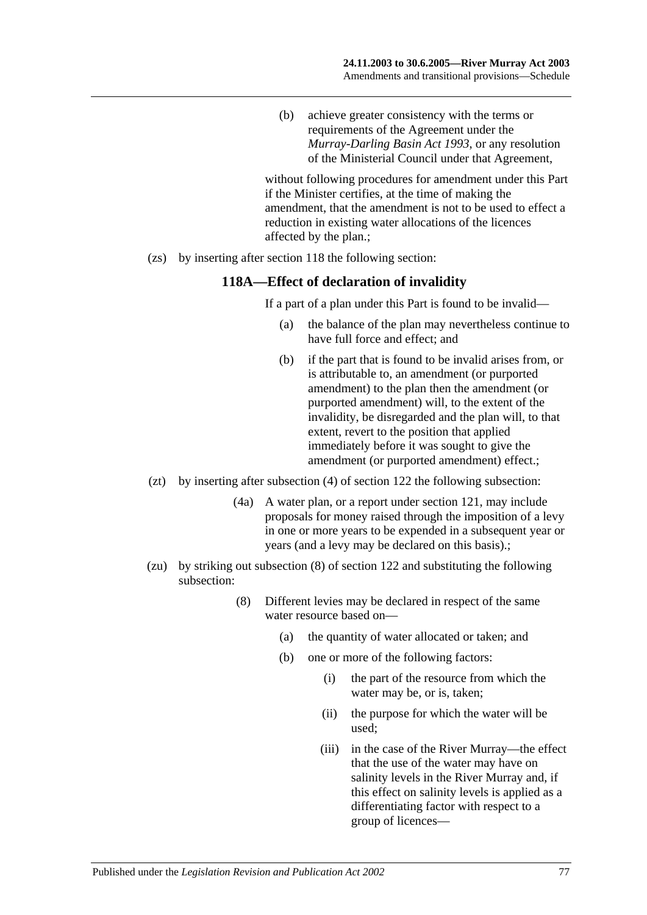(b) achieve greater consistency with the terms or requirements of the Agreement under the *Murray-Darling Basin Act 1993*, or any resolution of the Ministerial Council under that Agreement,

without following procedures for amendment under this Part if the Minister certifies, at the time of making the amendment, that the amendment is not to be used to effect a reduction in existing water allocations of the licences affected by the plan.;

(zs) by inserting after section 118 the following section:

### 118A—Effect of declaration of invalidity

If a part of a plan under this Part is found to be invalid—

(a) the balance of the plan may nevertheless continue to have full force and effect; and

(b) if the part that is found to be invalid arises from, or is attributable to, an amendment (or purported amendment) to the plan then the amendment (or purported amendment) will, to the extent of the invalidity, be disregarded and the plan will, to that extent, revert to the position that applied immediately before it was sought to give the amendment (or purported amendment) effect.;

(zt) by inserting after subsection (4) of section 122 the following subsection:

(4a) A water plan, or a report under section 121, may include proposals for money raised through the imposition of a levy in one or more years to be expended in a subsequent year or years (and a levy may be declared on this basis).;

(zu) by striking out subsection (8) of section 122 and substituting the following subsection:

(8) Different levies may be declared in respect of the same water resource based on—

(a) the quantity of water allocated or taken; and

(b) one or more of the following factors:

(i) the part of the resource from which the water may be, or is, taken;

(ii) the purpose for which the water will be used;

(iii) in the case of the River Murray—the effect that the use of the water may have on salinity levels in the River Murray and, if this effect on salinity levels is applied as a differentiating factor with respect to a group of licences—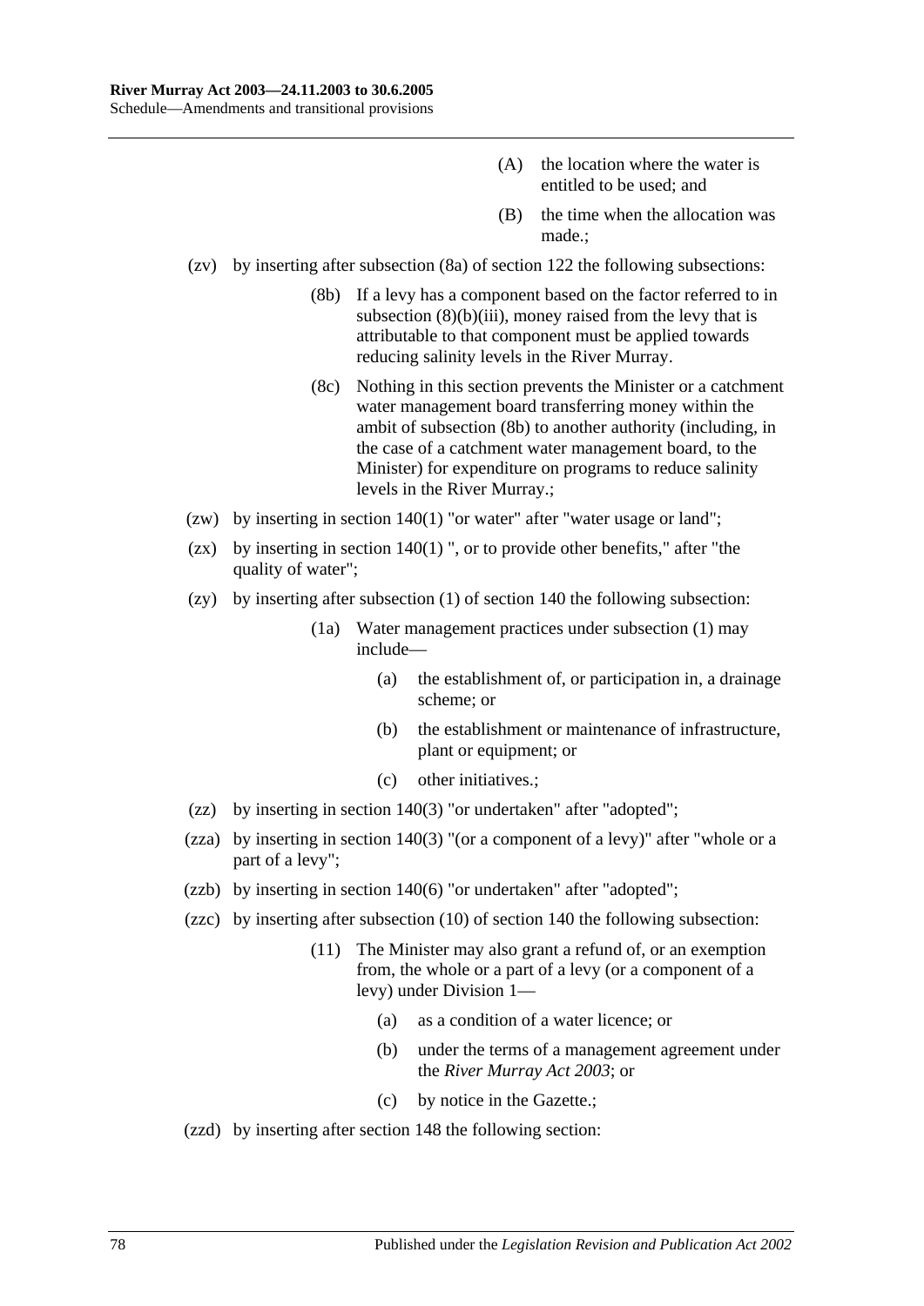(A) the location where the water is entitled to be used; and

(B) the time when the allocation was made.;

(zv) by inserting after subsection (8a) of section 122 the following subsections:

> (8b) If a levy has a component based on the factor referred to in subsection (8)(b)(iii), money raised from the levy that is attributable to that component must be applied towards reducing salinity levels in the River Murray.
>
> (8c) Nothing in this section prevents the Minister or a catchment water management board transferring money within the ambit of subsection (8b) to another authority (including, in the case of a catchment water management board, to the Minister) for expenditure on programs to reduce salinity levels in the River Murray.;

(zw) by inserting in section 140(1) "or water" after "water usage or land";

(zx) by inserting in section 140(1) ", or to provide other benefits," after "the quality of water";

(zy) by inserting after subsection (1) of section 140 the following subsection:

> (1a) Water management practices under subsection (1) may include—
>
> (a) the establishment of, or participation in, a drainage scheme; or
>
> (b) the establishment or maintenance of infrastructure, plant or equipment; or
>
> (c) other initiatives.;

(zz) by inserting in section 140(3) "or undertaken" after "adopted";

(zza) by inserting in section 140(3) "(or a component of a levy)" after "whole or a part of a levy";

(zzb) by inserting in section 140(6) "or undertaken" after "adopted";

(zzc) by inserting after subsection (10) of section 140 the following subsection:

> (11) The Minister may also grant a refund of, or an exemption from, the whole or a part of a levy (or a component of a levy) under Division 1—
>
> (a) as a condition of a water licence; or
>
> (b) under the terms of a management agreement under the *River Murray Act 2003*; or
>
> (c) by notice in the Gazette.;

(zzd) by inserting after section 148 the following section: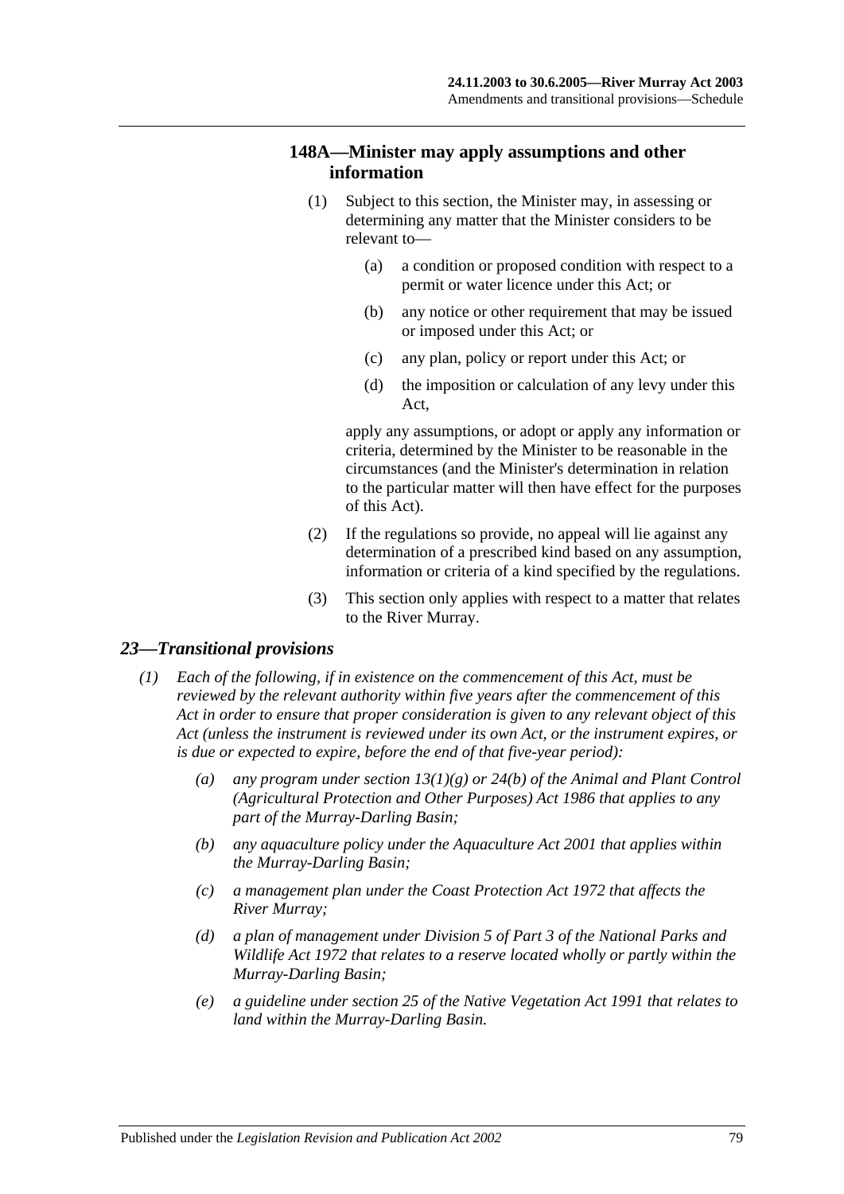### 148A—Minister may apply assumptions and other information

(1) Subject to this section, the Minister may, in assessing or determining any matter that the Minister considers to be relevant to—

(a) a condition or proposed condition with respect to a permit or water licence under this Act; or

(b) any notice or other requirement that may be issued or imposed under this Act; or

(c) any plan, policy or report under this Act; or

(d) the imposition or calculation of any levy under this Act,

apply any assumptions, or adopt or apply any information or criteria, determined by the Minister to be reasonable in the circumstances (and the Minister's determination in relation to the particular matter will then have effect for the purposes of this Act).

(2) If the regulations so provide, no appeal will lie against any determination of a prescribed kind based on any assumption, information or criteria of a kind specified by the regulations.

(3) This section only applies with respect to a matter that relates to the River Murray.

## *23—Transitional provisions*

*(1) Each of the following, if in existence on the commencement of this Act, must be reviewed by the relevant authority within five years after the commencement of this Act in order to ensure that proper consideration is given to any relevant object of this Act (unless the instrument is reviewed under its own Act, or the instrument expires, or is due or expected to expire, before the end of that five-year period):*

*(a) any program under section 13(1)(g) or 24(b) of the Animal and Plant Control (Agricultural Protection and Other Purposes) Act 1986 that applies to any part of the Murray-Darling Basin;*

*(b) any aquaculture policy under the Aquaculture Act 2001 that applies within the Murray-Darling Basin;*

*(c) a management plan under the Coast Protection Act 1972 that affects the River Murray;*

*(d) a plan of management under Division 5 of Part 3 of the National Parks and Wildlife Act 1972 that relates to a reserve located wholly or partly within the Murray-Darling Basin;*

*(e) a guideline under section 25 of the Native Vegetation Act 1991 that relates to land within the Murray-Darling Basin.*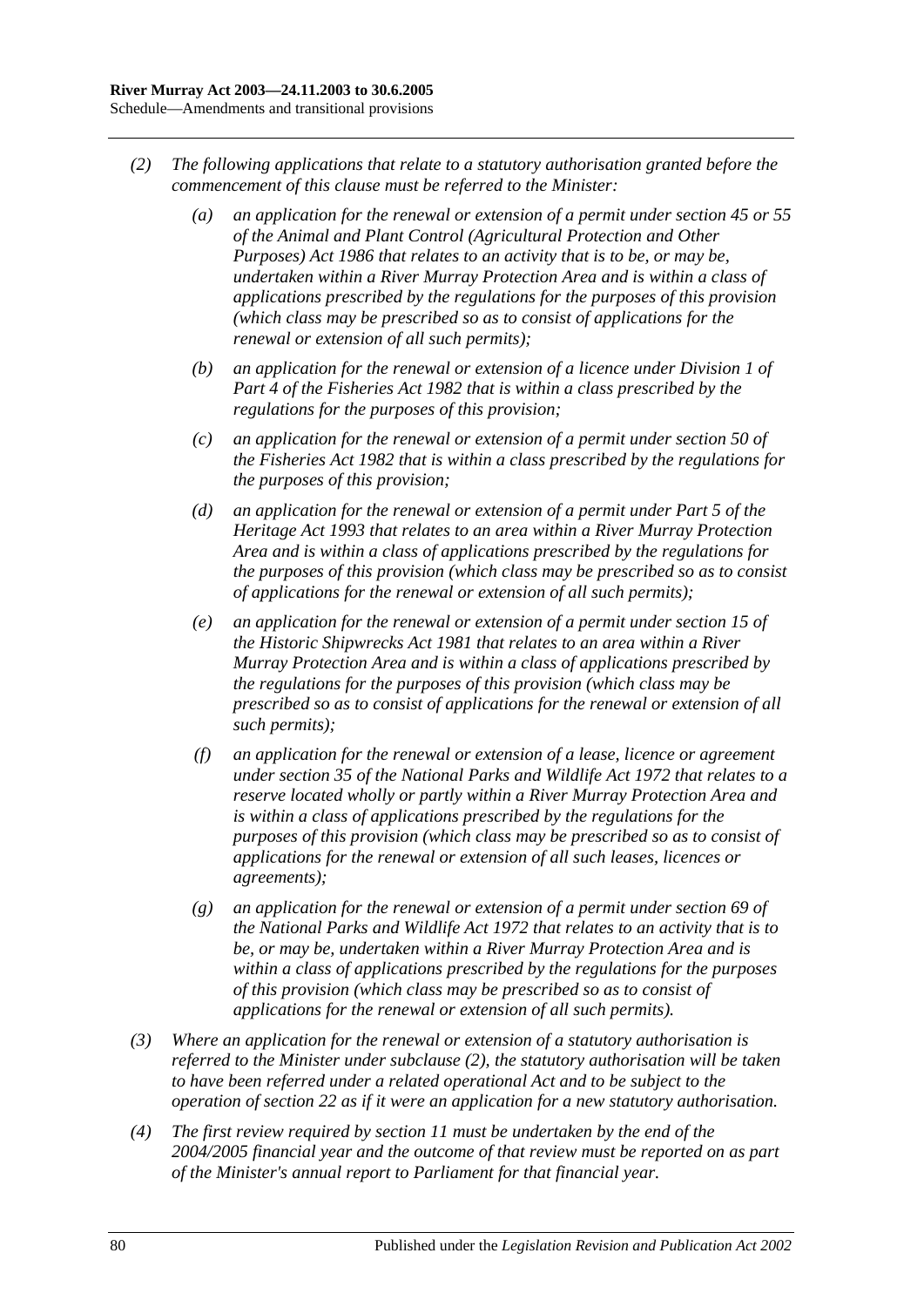*(2) The following applications that relate to a statutory authorisation granted before the commencement of this clause must be referred to the Minister:*

*(a) an application for the renewal or extension of a permit under section 45 or 55 of the Animal and Plant Control (Agricultural Protection and Other Purposes) Act 1986 that relates to an activity that is to be, or may be, undertaken within a River Murray Protection Area and is within a class of applications prescribed by the regulations for the purposes of this provision (which class may be prescribed so as to consist of applications for the renewal or extension of all such permits);*

*(b) an application for the renewal or extension of a licence under Division 1 of Part 4 of the Fisheries Act 1982 that is within a class prescribed by the regulations for the purposes of this provision;*

*(c) an application for the renewal or extension of a permit under section 50 of the Fisheries Act 1982 that is within a class prescribed by the regulations for the purposes of this provision;*

*(d) an application for the renewal or extension of a permit under Part 5 of the Heritage Act 1993 that relates to an area within a River Murray Protection Area and is within a class of applications prescribed by the regulations for the purposes of this provision (which class may be prescribed so as to consist of applications for the renewal or extension of all such permits);*

*(e) an application for the renewal or extension of a permit under section 15 of the Historic Shipwrecks Act 1981 that relates to an area within a River Murray Protection Area and is within a class of applications prescribed by the regulations for the purposes of this provision (which class may be prescribed so as to consist of applications for the renewal or extension of all such permits);*

*(f) an application for the renewal or extension of a lease, licence or agreement under section 35 of the National Parks and Wildlife Act 1972 that relates to a reserve located wholly or partly within a River Murray Protection Area and is within a class of applications prescribed by the regulations for the purposes of this provision (which class may be prescribed so as to consist of applications for the renewal or extension of all such leases, licences or agreements);*

*(g) an application for the renewal or extension of a permit under section 69 of the National Parks and Wildlife Act 1972 that relates to an activity that is to be, or may be, undertaken within a River Murray Protection Area and is within a class of applications prescribed by the regulations for the purposes of this provision (which class may be prescribed so as to consist of applications for the renewal or extension of all such permits).*

*(3) Where an application for the renewal or extension of a statutory authorisation is referred to the Minister under subclause (2), the statutory authorisation will be taken to have been referred under a related operational Act and to be subject to the operation of section 22 as if it were an application for a new statutory authorisation.*

*(4) The first review required by section 11 must be undertaken by the end of the 2004/2005 financial year and the outcome of that review must be reported on as part of the Minister's annual report to Parliament for that financial year.*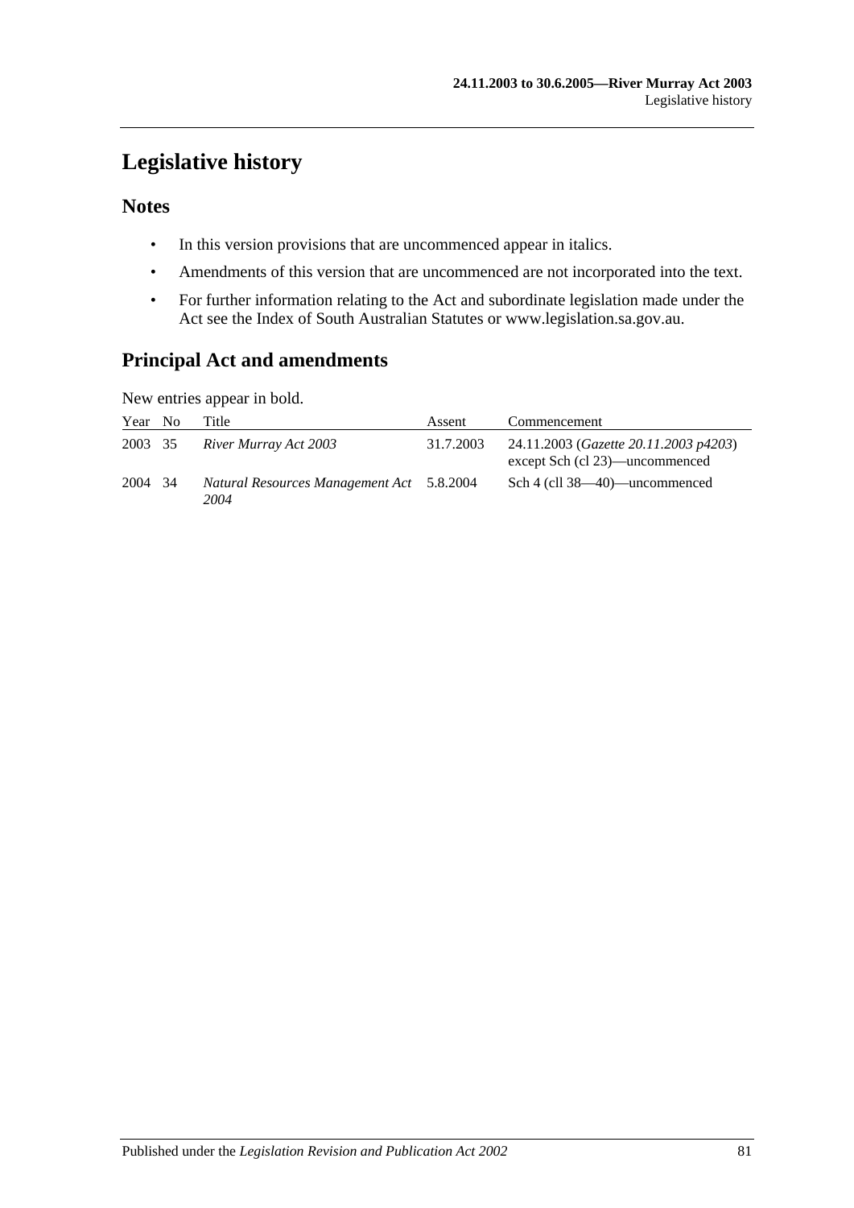# Legislative history

## Notes

- In this version provisions that are uncommenced appear in italics.
- Amendments of this version that are uncommenced are not incorporated into the text.
- For further information relating to the Act and subordinate legislation made under the Act see the Index of South Australian Statutes or www.legislation.sa.gov.au.

## Principal Act and amendments

New entries appear in bold.

| Year | No | Title | Assent | Commencement |
|---|---|---|---|---|
| 2003 | 35 | *River Murray Act 2003* | 31.7.2003 | 24.11.2003 (*Gazette 20.11.2003 p4203*) except Sch (cl 23)—uncommenced |
| 2004 | 34 | *Natural Resources Management Act 2004* | 5.8.2004 | Sch 4 (cll 38—40)—uncommenced |